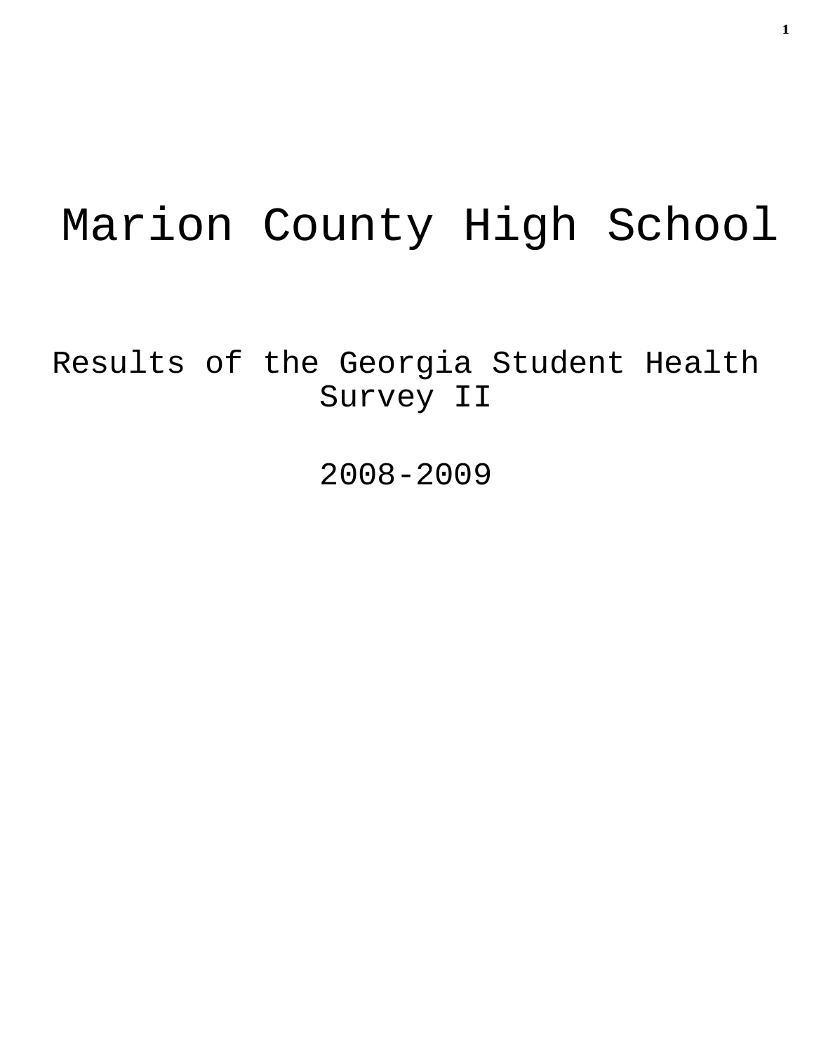# Marion County High School

## Results of the Georgia Student Health Survey II

## 2008-2009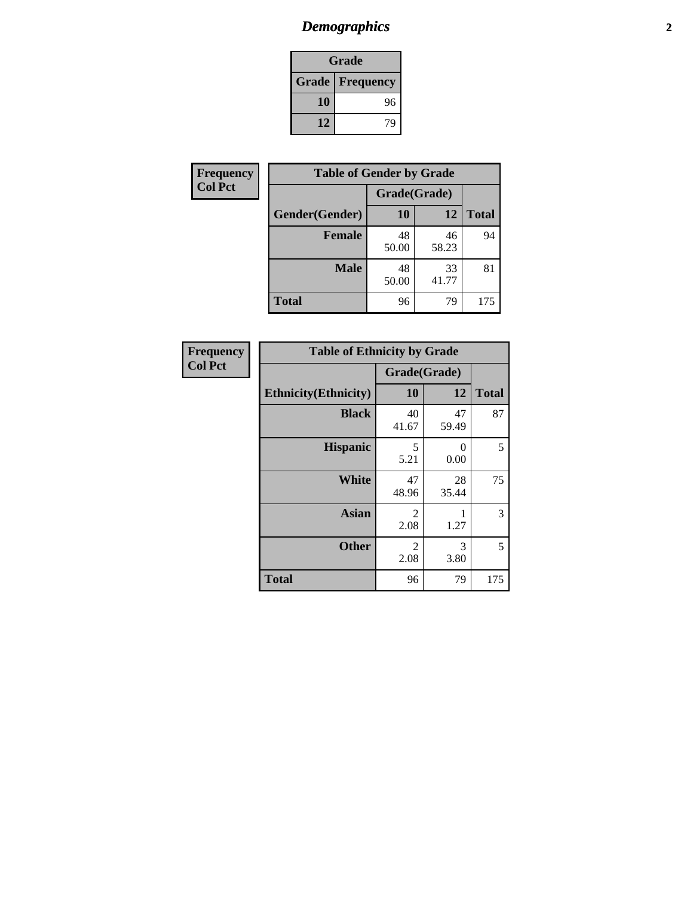# Demographics

| Grade | |
|---|---|
| **Grade** | **Frequency** |
| 10 | 96 |
| 12 | 79 |

**Frequency**
**Col Pct**

| Table of Gender by Grade | | | |
|---|---|---|---|
| | Grade(Grade) | | |
| Gender(Gender) | 10 | 12 | Total |
| **Female** | 48<br>50.00 | 46<br>58.23 | 94 |
| **Male** | 48<br>50.00 | 33<br>41.77 | 81 |
| **Total** | 96 | 79 | 175 |

**Frequency**
**Col Pct**

| Table of Ethnicity by Grade | | | |
|---|---|---|---|
| | Grade(Grade) | | |
| Ethnicity(Ethnicity) | 10 | 12 | Total |
| **Black** | 40<br>41.67 | 47<br>59.49 | 87 |
| **Hispanic** | 5<br>5.21 | 0<br>0.00 | 5 |
| **White** | 47<br>48.96 | 28<br>35.44 | 75 |
| **Asian** | 2<br>2.08 | 1<br>1.27 | 3 |
| **Other** | 2<br>2.08 | 3<br>3.80 | 5 |
| **Total** | 96 | 79 | 175 |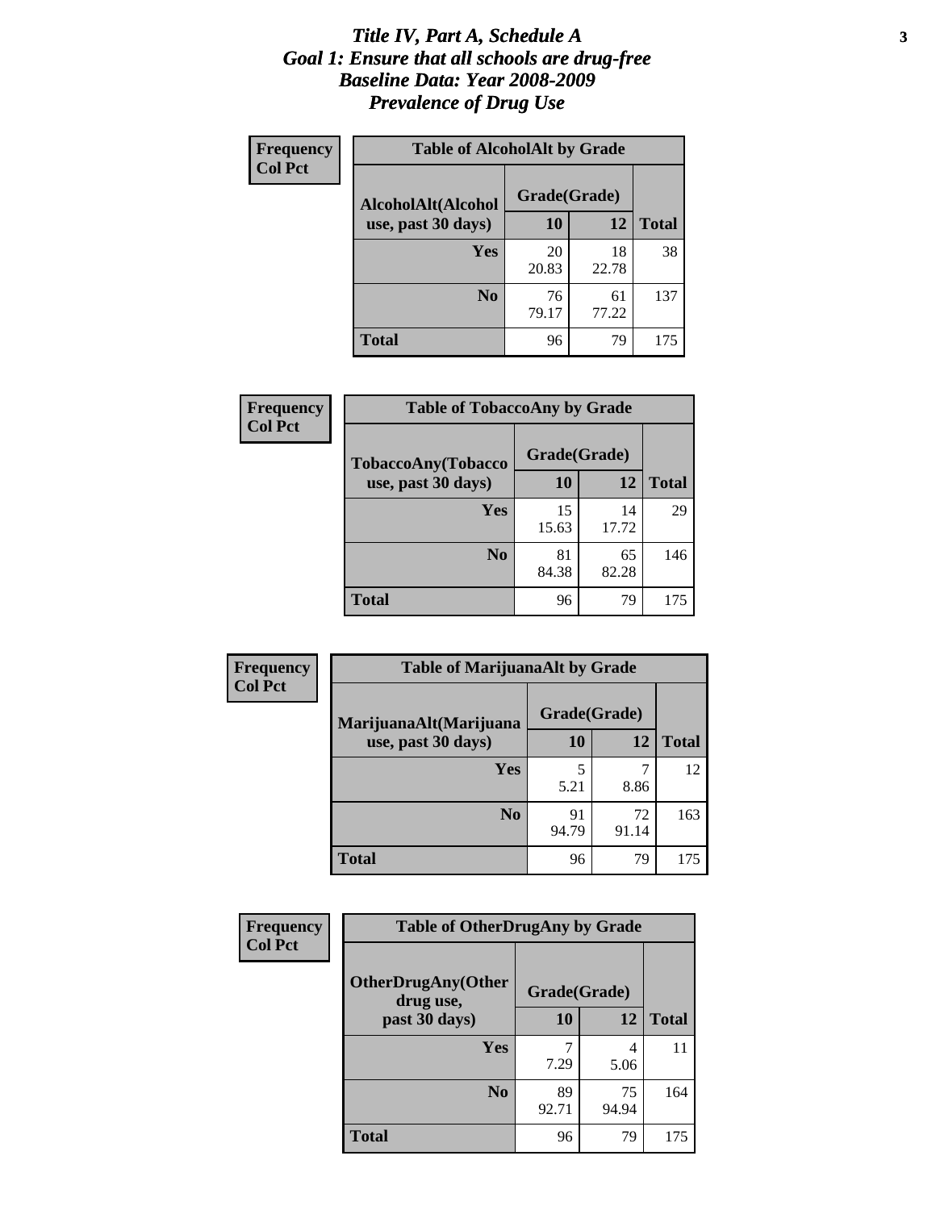# *Title IV, Part A, Schedule A*
# *Goal 1: Ensure that all schools are drug-free*
# *Baseline Data: Year 2008-2009*
# *Prevalence of Drug Use*

**Frequency**
**Col Pct**

**Table of AlcoholAlt by Grade**

| AlcoholAlt(Alcohol use, past 30 days) | Grade(Grade) 10 | 12 | Total |
|---|---|---|---|
| **Yes** | 20<br>20.83 | 18<br>22.78 | 38 |
| **No** | 76<br>79.17 | 61<br>77.22 | 137 |
| **Total** | 96 | 79 | 175 |

**Frequency**
**Col Pct**

**Table of TobaccoAny by Grade**

| TobaccoAny(Tobacco use, past 30 days) | Grade(Grade) 10 | 12 | Total |
|---|---|---|---|
| **Yes** | 15<br>15.63 | 14<br>17.72 | 29 |
| **No** | 81<br>84.38 | 65<br>82.28 | 146 |
| **Total** | 96 | 79 | 175 |

**Frequency**
**Col Pct**

**Table of MarijuanaAlt by Grade**

| MarijuanaAlt(Marijuana use, past 30 days) | Grade(Grade) 10 | 12 | Total |
|---|---|---|---|
| **Yes** | 5<br>5.21 | 7<br>8.86 | 12 |
| **No** | 91<br>94.79 | 72<br>91.14 | 163 |
| **Total** | 96 | 79 | 175 |

**Frequency**
**Col Pct**

**Table of OtherDrugAny by Grade**

| OtherDrugAny(Other drug use, past 30 days) | Grade(Grade) 10 | 12 | Total |
|---|---|---|---|
| **Yes** | 7<br>7.29 | 4<br>5.06 | 11 |
| **No** | 89<br>92.71 | 75<br>94.94 | 164 |
| **Total** | 96 | 79 | 175 |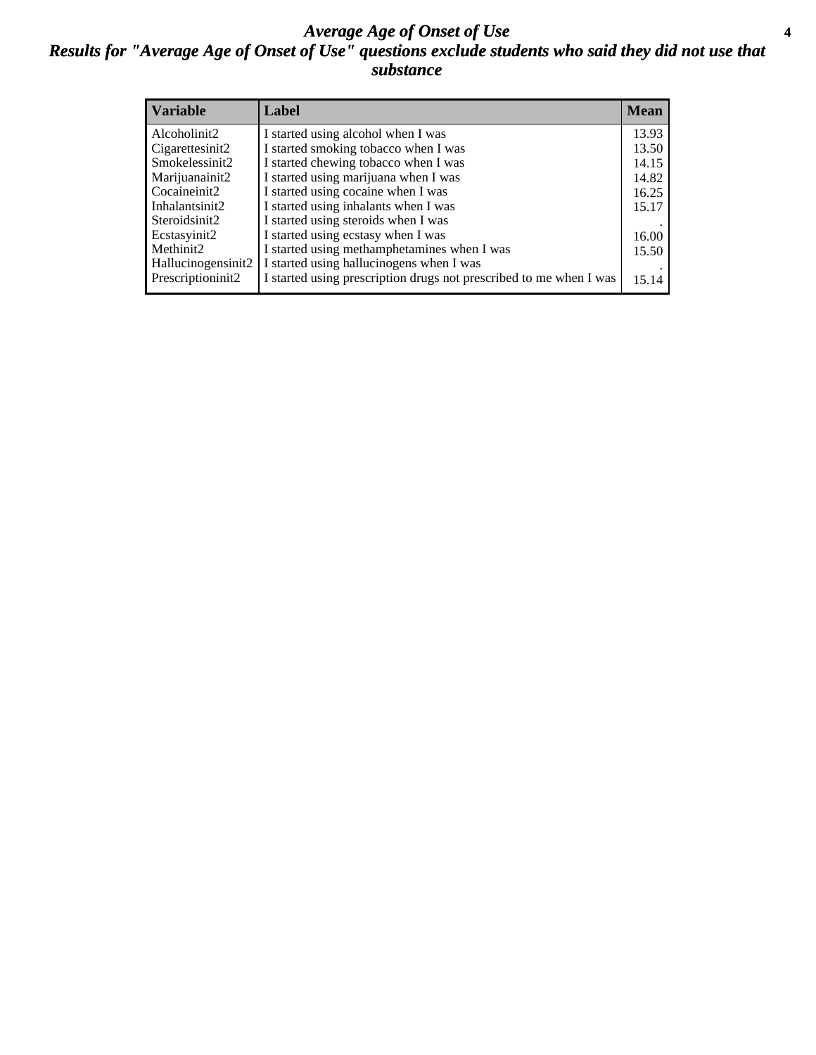# *Average Age of Onset of Use*

## *Results for "Average Age of Onset of Use" questions exclude students who said they did not use that substance*

| Variable | Label | Mean |
|---|---|---|
| Alcoholinit2 | I started using alcohol when I was | 13.93 |
| Cigarettesinit2 | I started smoking tobacco when I was | 13.50 |
| Smokelessinit2 | I started chewing tobacco when I was | 14.15 |
| Marijuanainit2 | I started using marijuana when I was | 14.82 |
| Cocaineinit2 | I started using cocaine when I was | 16.25 |
| Inhalantsinit2 | I started using inhalants when I was | 15.17 |
| Steroidsinit2 | I started using steroids when I was | . |
| Ecstasyinit2 | I started using ecstasy when I was | 16.00 |
| Methinit2 | I started using methamphetamines when I was | 15.50 |
| Hallucinogensinit2 | I started using hallucinogens when I was | . |
| Prescriptioninit2 | I started using prescription drugs not prescribed to me when I was | 15.14 |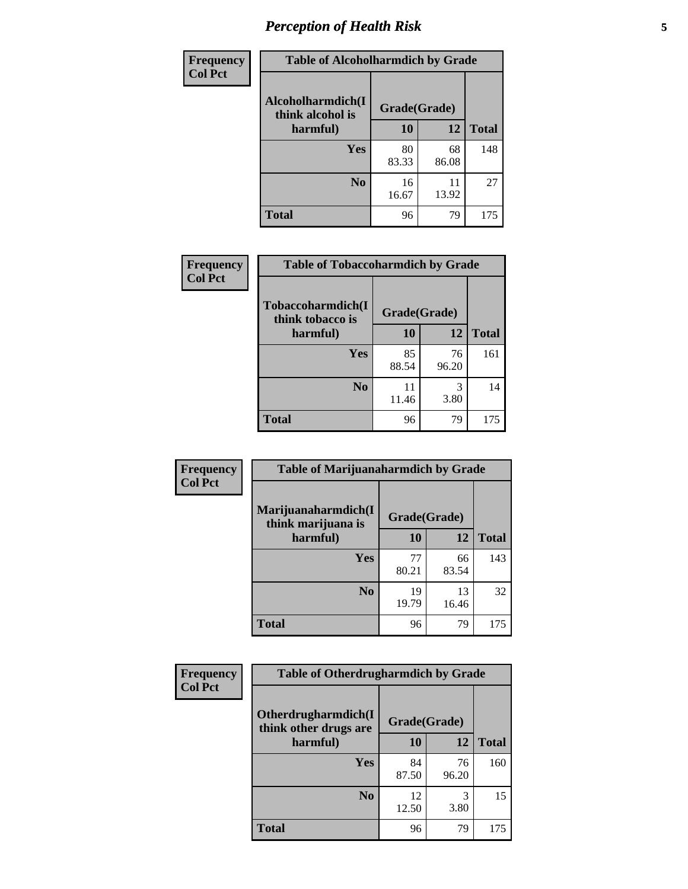# Perception of Health Risk

| Frequency Col Pct | Table of Alcoholharmdich by Grade | | |
|---|---|---|---|
| Alcoholharmdich(I think alcohol is harmful) | Grade(Grade) | | |
| | 10 | 12 | Total |
| Yes | 80<br>83.33 | 68<br>86.08 | 148 |
| No | 16<br>16.67 | 11<br>13.92 | 27 |
| Total | 96 | 79 | 175 |

| Frequency Col Pct | Table of Tobaccoharmdich by Grade | | |
|---|---|---|---|
| Tobaccoharmdich(I think tobacco is harmful) | Grade(Grade) | | |
| | 10 | 12 | Total |
| Yes | 85<br>88.54 | 76<br>96.20 | 161 |
| No | 11<br>11.46 | 3<br>3.80 | 14 |
| Total | 96 | 79 | 175 |

| Frequency Col Pct | Table of Marijuanaharmdich by Grade | | |
|---|---|---|---|
| Marijuanaharmdich(I think marijuana is harmful) | Grade(Grade) | | |
| | 10 | 12 | Total |
| Yes | 77<br>80.21 | 66<br>83.54 | 143 |
| No | 19<br>19.79 | 13<br>16.46 | 32 |
| Total | 96 | 79 | 175 |

| Frequency Col Pct | Table of Otherdrugharmdich by Grade | | |
|---|---|---|---|
| Otherdrugharmdich(I think other drugs are harmful) | Grade(Grade) | | |
| | 10 | 12 | Total |
| Yes | 84<br>87.50 | 76<br>96.20 | 160 |
| No | 12<br>12.50 | 3<br>3.80 | 15 |
| Total | 96 | 79 | 175 |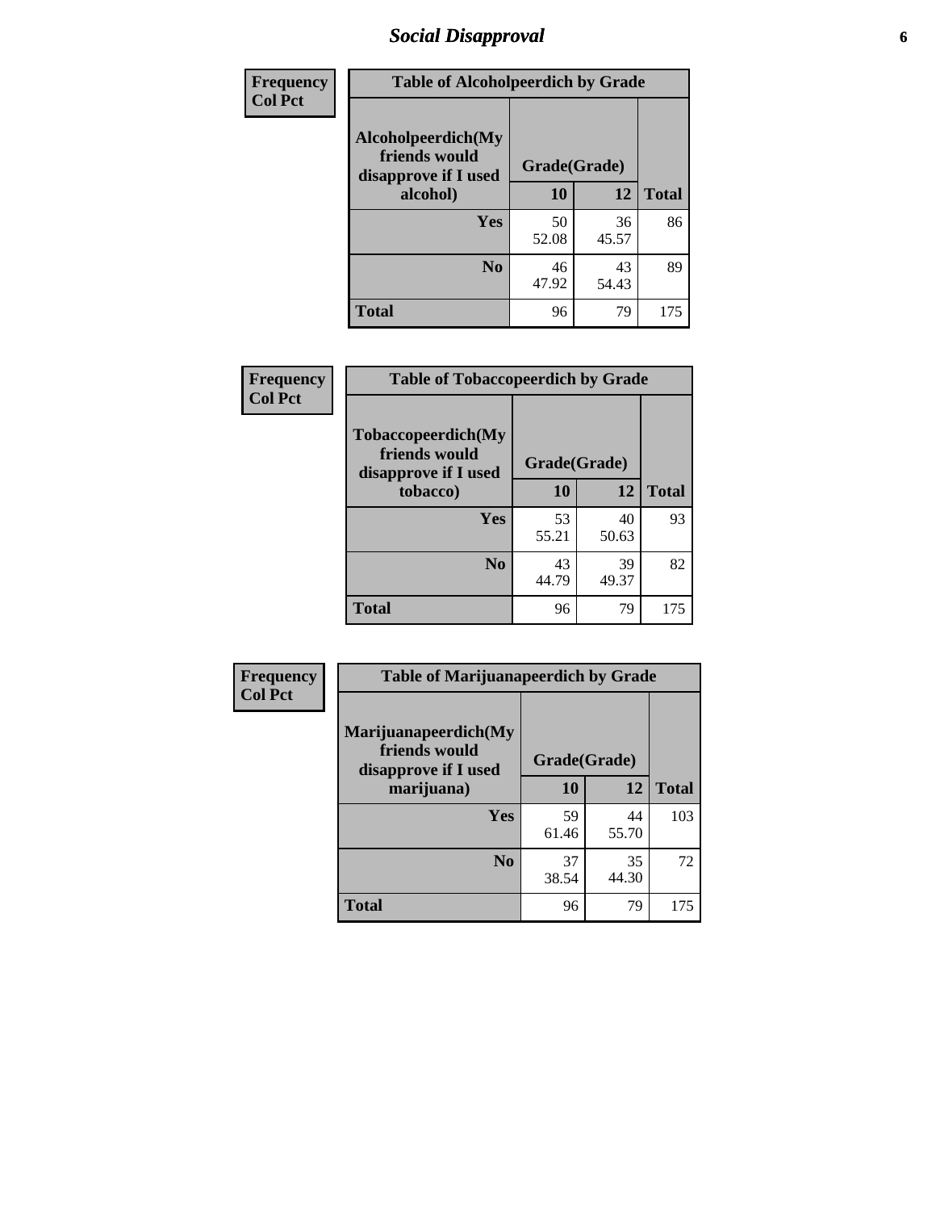## Social Disapproval

| Frequency Col Pct | | | |
|---|---|---|---|
| **Table of Alcoholpeerdich by Grade** | | | |
| **Alcoholpeerdich(My friends would disapprove if I used alcohol)** | **Grade(Grade)** | | |
| | **10** | **12** | **Total** |
| **Yes** | 50<br>52.08 | 36<br>45.57 | 86 |
| **No** | 46<br>47.92 | 43<br>54.43 | 89 |
| **Total** | 96 | 79 | 175 |

| Frequency Col Pct | | | |
|---|---|---|---|
| **Table of Tobaccopeerdich by Grade** | | | |
| **Tobaccopeerdich(My friends would disapprove if I used tobacco)** | **Grade(Grade)** | | |
| | **10** | **12** | **Total** |
| **Yes** | 53<br>55.21 | 40<br>50.63 | 93 |
| **No** | 43<br>44.79 | 39<br>49.37 | 82 |
| **Total** | 96 | 79 | 175 |

| Frequency Col Pct | | | |
|---|---|---|---|
| **Table of Marijuanapeerdich by Grade** | | | |
| **Marijuanapeerdich(My friends would disapprove if I used marijuana)** | **Grade(Grade)** | | |
| | **10** | **12** | **Total** |
| **Yes** | 59<br>61.46 | 44<br>55.70 | 103 |
| **No** | 37<br>38.54 | 35<br>44.30 | 72 |
| **Total** | 96 | 79 | 175 |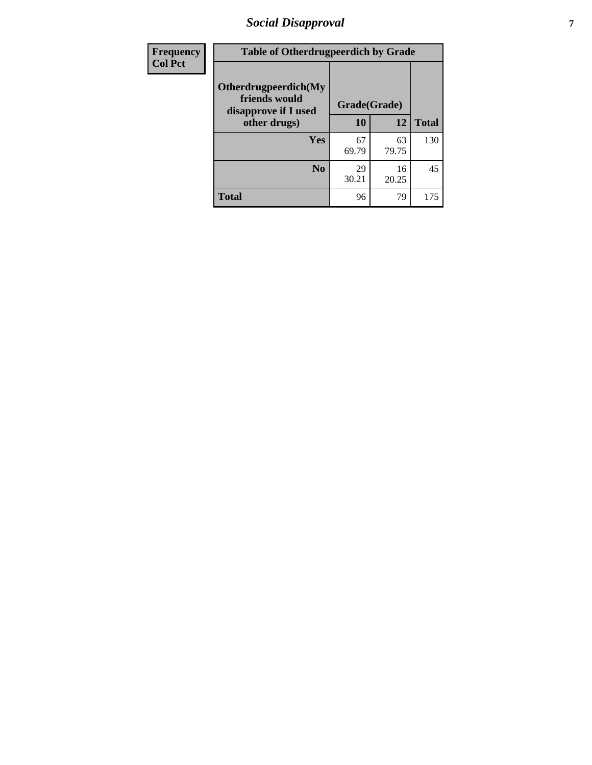| Frequency Col Pct |
|---|

| Table of Otherdrugpeerdich by Grade | | | |
|---|---|---|---|
| Otherdrugpeerdich(My friends would disapprove if I used other drugs) | Grade(Grade) | | Total |
| | 10 | 12 | |
| Yes | 67<br>69.79 | 63<br>79.75 | 130 |
| No | 29<br>30.21 | 16<br>20.25 | 45 |
| Total | 96 | 79 | 175 |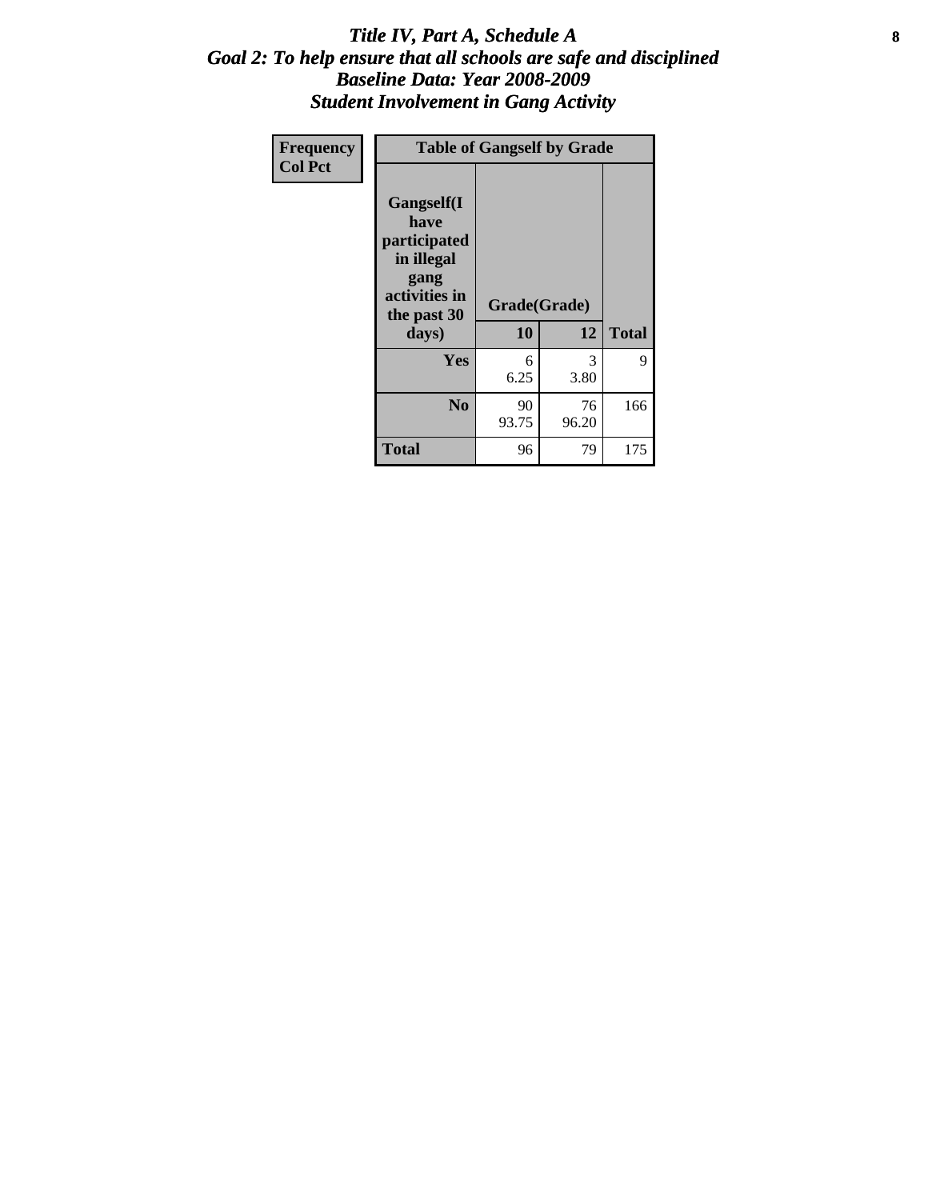# *Title IV, Part A, Schedule A*
## *Goal 2: To help ensure that all schools are safe and disciplined*
## *Baseline Data: Year 2008-2009*
## *Student Involvement in Gang Activity*

| Frequency<br>Col Pct | Table of Gangself by Grade | | |
|---|---|---|---|
| **Gangself(I have participated in illegal gang activities in the past 30 days)** | **Grade(Grade)** | | |
| | **10** | **12** | **Total** |
| **Yes** | 6<br>6.25 | 3<br>3.80 | 9 |
| **No** | 90<br>93.75 | 76<br>96.20 | 166 |
| **Total** | 96 | 79 | 175 |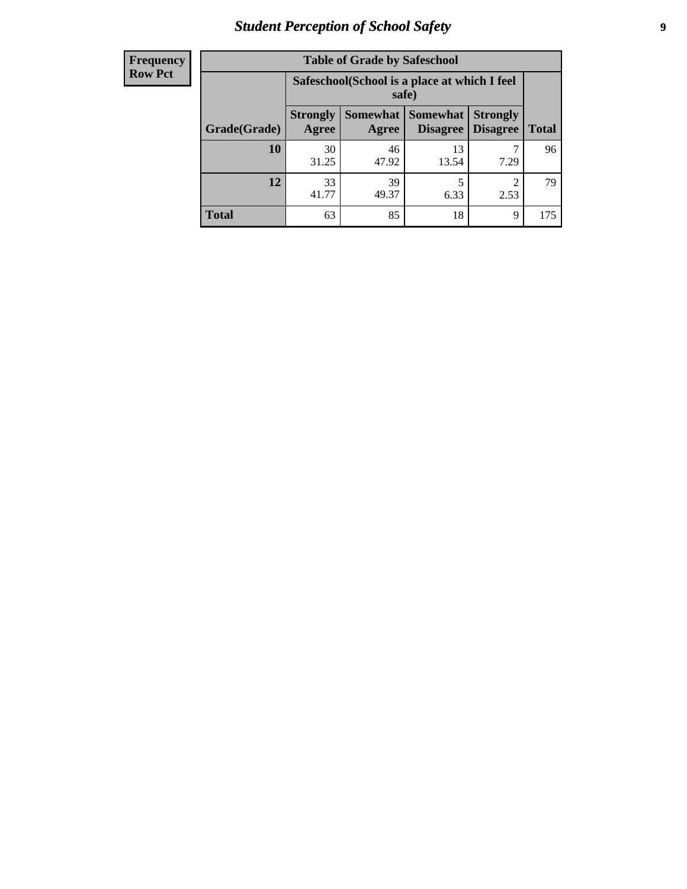| Frequency Row Pct |
|---|

| Table of Grade by Safeschool | | | | | |
|---|---|---|---|---|---|
| | Safeschool(School is a place at which I feel safe) | | | | |
| Grade(Grade) | Strongly Agree | Somewhat Agree | Somewhat Disagree | Strongly Disagree | Total |
| 10 | 30<br>31.25 | 46<br>47.92 | 13<br>13.54 | 7<br>7.29 | 96 |
| 12 | 33<br>41.77 | 39<br>49.37 | 5<br>6.33 | 2<br>2.53 | 79 |
| Total | 63 | 85 | 18 | 9 | 175 |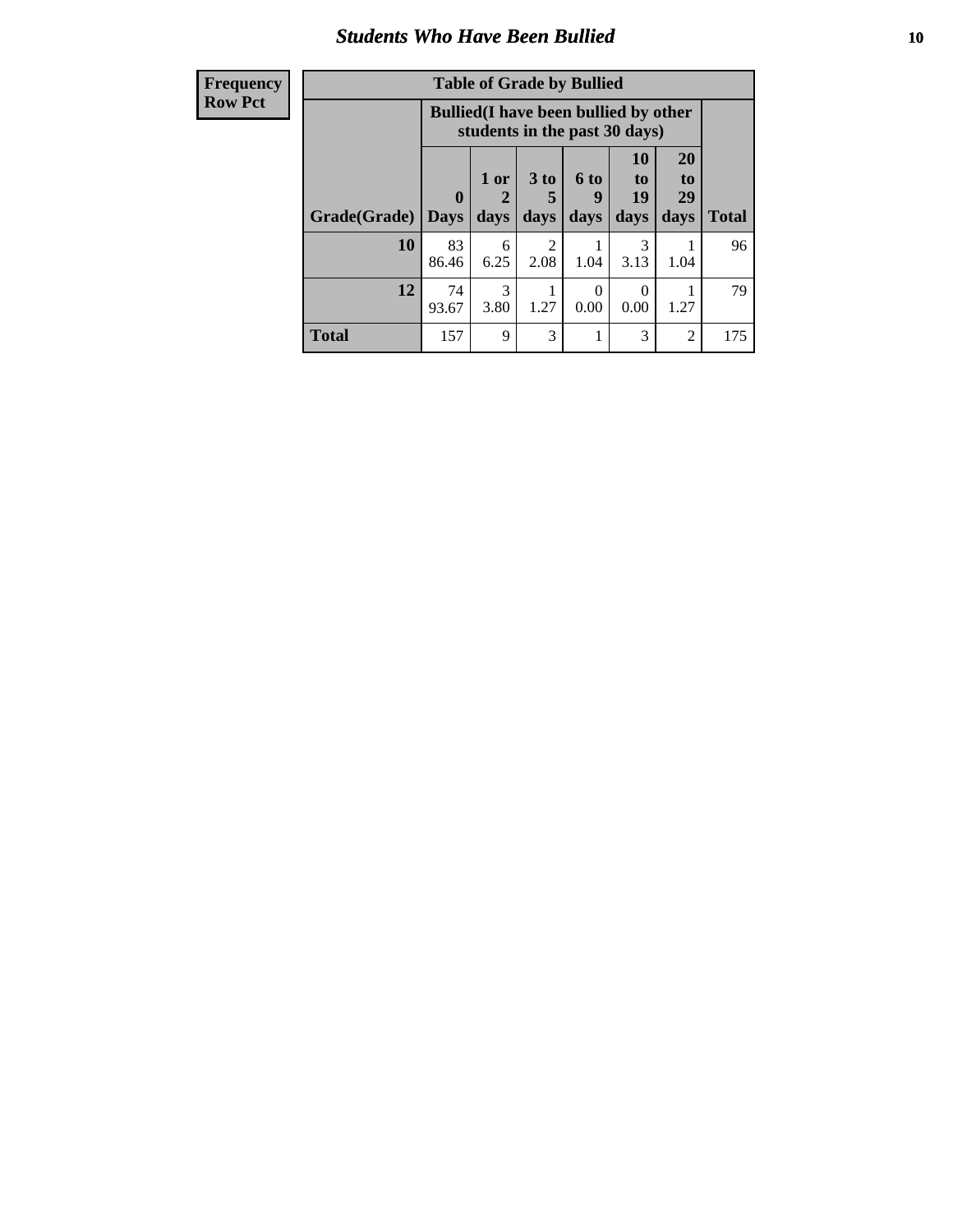## Students Who Have Been Bullied

| Frequency<br>Row Pct |
|---|

**Table of Grade by Bullied**

| Grade(Grade) | Bullied(I have been bullied by other students in the past 30 days) | | | | | | Total |
|---|---|---|---|---|---|---|---|
| | 0 Days | 1 or 2 days | 3 to 5 days | 6 to 9 days | 10 to 19 days | 20 to 29 days | |
| **10** | 83<br>86.46 | 6<br>6.25 | 2<br>2.08 | 1<br>1.04 | 3<br>3.13 | 1<br>1.04 | 96 |
| **12** | 74<br>93.67 | 3<br>3.80 | 1<br>1.27 | 0<br>0.00 | 0<br>0.00 | 1<br>1.27 | 79 |
| **Total** | 157 | 9 | 3 | 1 | 3 | 2 | 175 |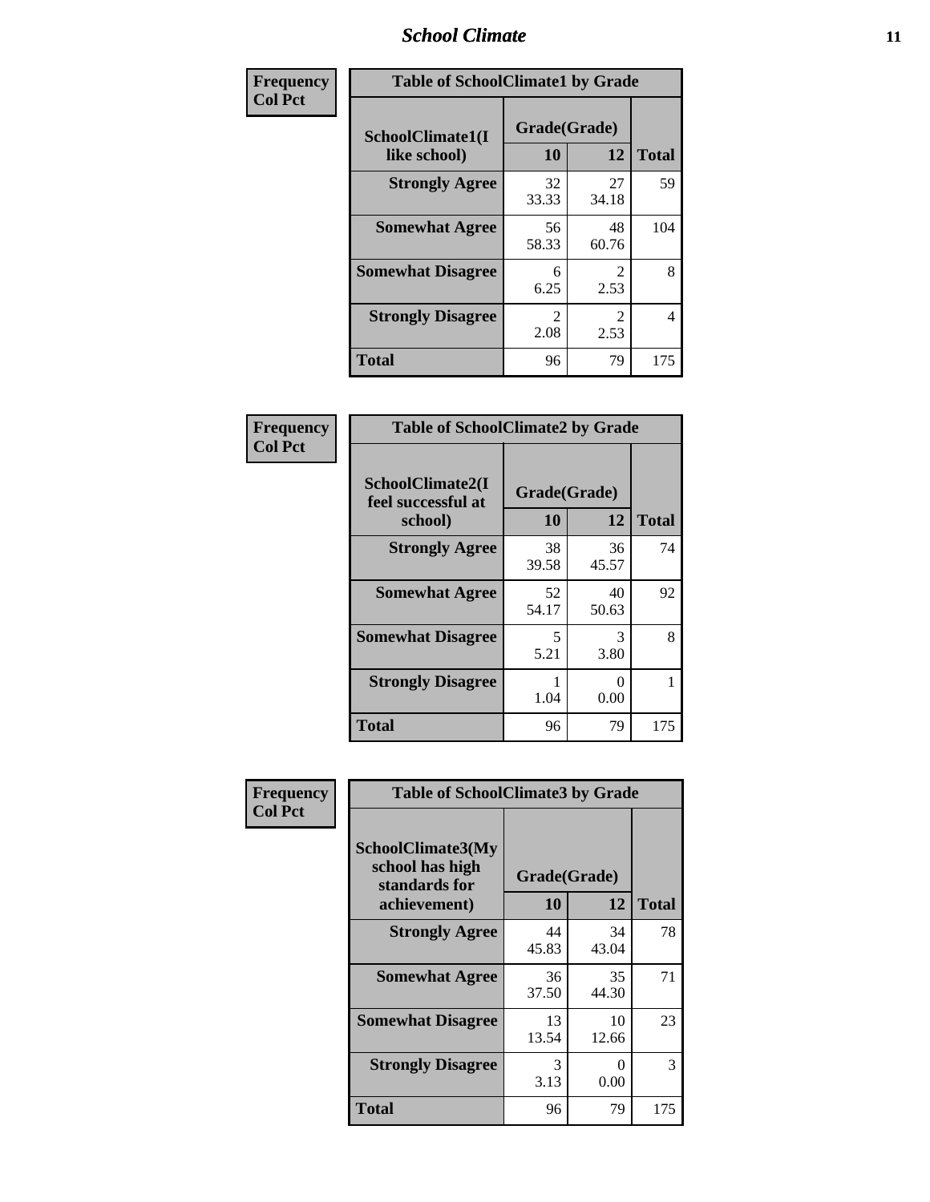| Frequency<br>Col Pct | Table of SchoolClimate1 by Grade | | |
|---|---|---|---|
| SchoolClimate1(I like school) | Grade(Grade) | | |
| | 10 | 12 | Total |
| Strongly Agree | 32<br>33.33 | 27<br>34.18 | 59 |
| Somewhat Agree | 56<br>58.33 | 48<br>60.76 | 104 |
| Somewhat Disagree | 6<br>6.25 | 2<br>2.53 | 8 |
| Strongly Disagree | 2<br>2.08 | 2<br>2.53 | 4 |
| Total | 96 | 79 | 175 |

| Frequency<br>Col Pct | Table of SchoolClimate2 by Grade | | |
|---|---|---|---|
| SchoolClimate2(I feel successful at school) | Grade(Grade) | | |
| | 10 | 12 | Total |
| Strongly Agree | 38<br>39.58 | 36<br>45.57 | 74 |
| Somewhat Agree | 52<br>54.17 | 40<br>50.63 | 92 |
| Somewhat Disagree | 5<br>5.21 | 3<br>3.80 | 8 |
| Strongly Disagree | 1<br>1.04 | 0<br>0.00 | 1 |
| Total | 96 | 79 | 175 |

| Frequency<br>Col Pct | Table of SchoolClimate3 by Grade | | |
|---|---|---|---|
| SchoolClimate3(My school has high standards for achievement) | Grade(Grade) | | |
| | 10 | 12 | Total |
| Strongly Agree | 44<br>45.83 | 34<br>43.04 | 78 |
| Somewhat Agree | 36<br>37.50 | 35<br>44.30 | 71 |
| Somewhat Disagree | 13<br>13.54 | 10<br>12.66 | 23 |
| Strongly Disagree | 3<br>3.13 | 0<br>0.00 | 3 |
| Total | 96 | 79 | 175 |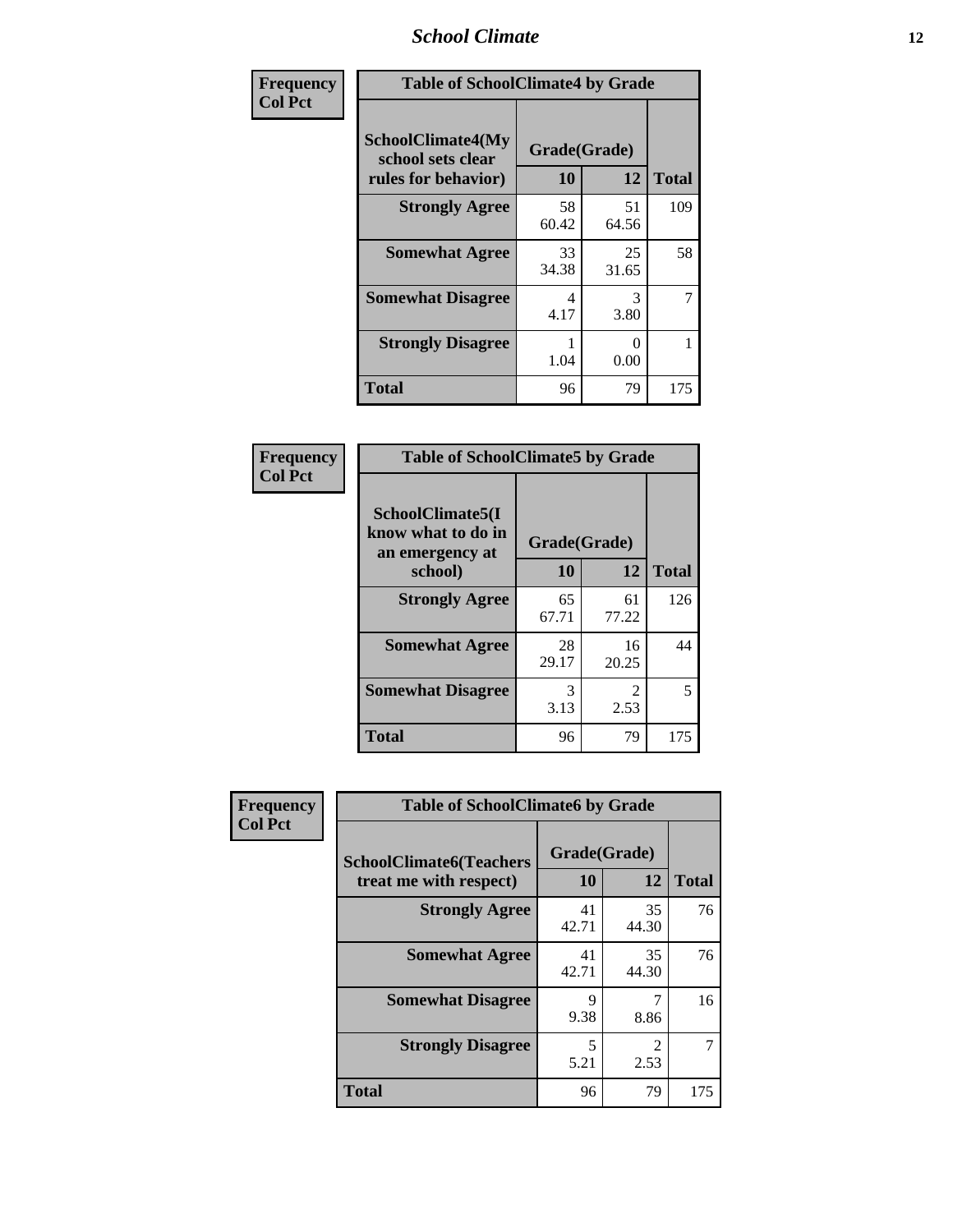## School Climate

**Frequency**
**Col Pct**

| Table of SchoolClimate4 by Grade | | | |
|---|---|---|---|
| SchoolClimate4(My school sets clear rules for behavior) | Grade(Grade) | | |
| | 10 | 12 | Total |
| **Strongly Agree** | 58<br>60.42 | 51<br>64.56 | 109 |
| **Somewhat Agree** | 33<br>34.38 | 25<br>31.65 | 58 |
| **Somewhat Disagree** | 4<br>4.17 | 3<br>3.80 | 7 |
| **Strongly Disagree** | 1<br>1.04 | 0<br>0.00 | 1 |
| **Total** | 96 | 79 | 175 |

**Frequency**
**Col Pct**

| Table of SchoolClimate5 by Grade | | | |
|---|---|---|---|
| SchoolClimate5(I know what to do in an emergency at school) | Grade(Grade) | | |
| | 10 | 12 | Total |
| **Strongly Agree** | 65<br>67.71 | 61<br>77.22 | 126 |
| **Somewhat Agree** | 28<br>29.17 | 16<br>20.25 | 44 |
| **Somewhat Disagree** | 3<br>3.13 | 2<br>2.53 | 5 |
| **Total** | 96 | 79 | 175 |

**Frequency**
**Col Pct**

| Table of SchoolClimate6 by Grade | | | |
|---|---|---|---|
| SchoolClimate6(Teachers treat me with respect) | Grade(Grade) | | |
| | 10 | 12 | Total |
| **Strongly Agree** | 41<br>42.71 | 35<br>44.30 | 76 |
| **Somewhat Agree** | 41<br>42.71 | 35<br>44.30 | 76 |
| **Somewhat Disagree** | 9<br>9.38 | 7<br>8.86 | 16 |
| **Strongly Disagree** | 5<br>5.21 | 2<br>2.53 | 7 |
| **Total** | 96 | 79 | 175 |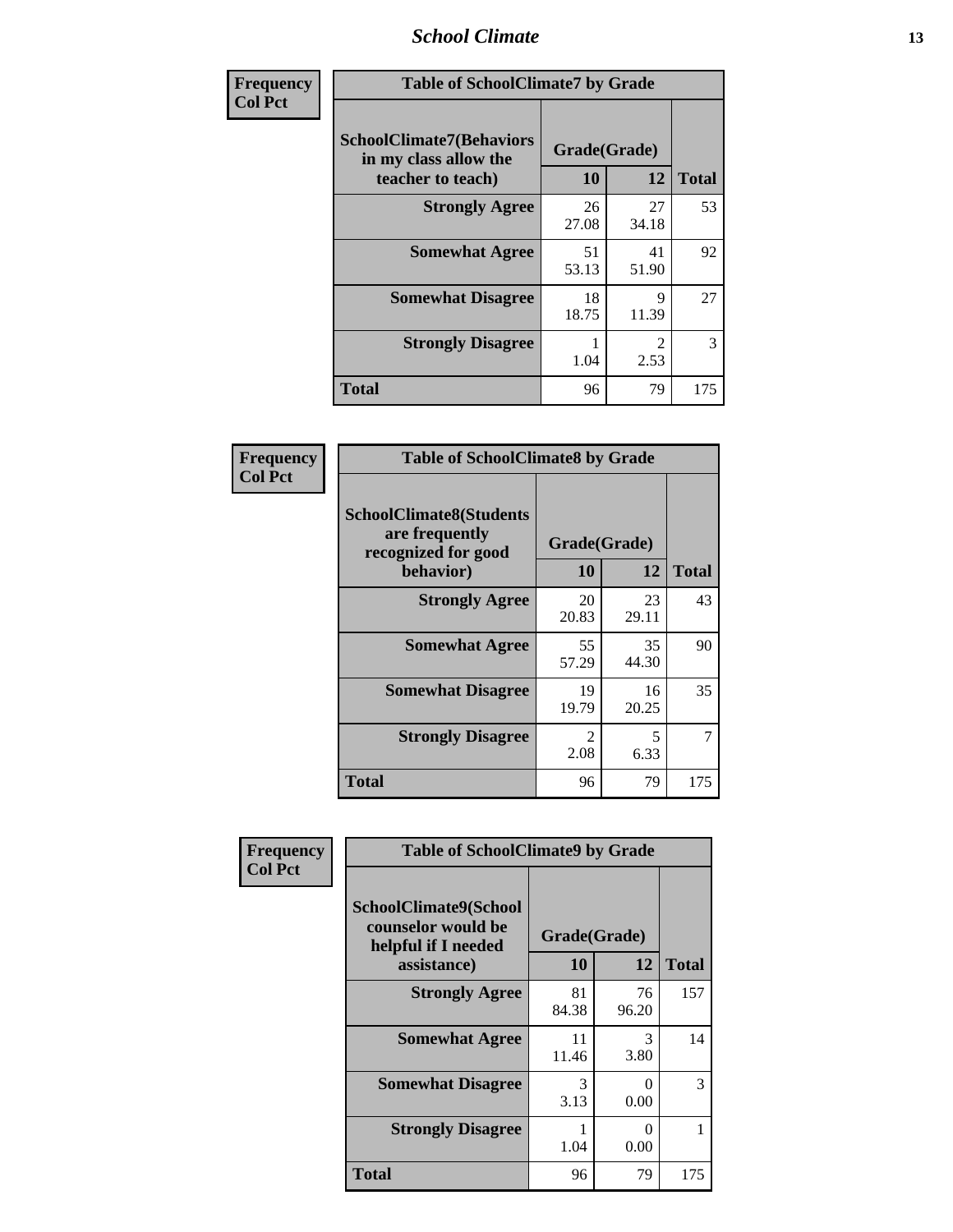## School Climate

**Frequency**
**Col Pct**

| Table of SchoolClimate7 by Grade | | | |
|---|---|---|---|
| SchoolClimate7(Behaviors in my class allow the teacher to teach) | Grade(Grade) | | Total |
| | 10 | 12 | |
| **Strongly Agree** | 26<br>27.08 | 27<br>34.18 | 53 |
| **Somewhat Agree** | 51<br>53.13 | 41<br>51.90 | 92 |
| **Somewhat Disagree** | 18<br>18.75 | 9<br>11.39 | 27 |
| **Strongly Disagree** | 1<br>1.04 | 2<br>2.53 | 3 |
| **Total** | 96 | 79 | 175 |

**Frequency**
**Col Pct**

| Table of SchoolClimate8 by Grade | | | |
|---|---|---|---|
| SchoolClimate8(Students are frequently recognized for good behavior) | Grade(Grade) | | Total |
| | 10 | 12 | |
| **Strongly Agree** | 20<br>20.83 | 23<br>29.11 | 43 |
| **Somewhat Agree** | 55<br>57.29 | 35<br>44.30 | 90 |
| **Somewhat Disagree** | 19<br>19.79 | 16<br>20.25 | 35 |
| **Strongly Disagree** | 2<br>2.08 | 5<br>6.33 | 7 |
| **Total** | 96 | 79 | 175 |

**Frequency**
**Col Pct**

| Table of SchoolClimate9 by Grade | | | |
|---|---|---|---|
| SchoolClimate9(School counselor would be helpful if I needed assistance) | Grade(Grade) | | Total |
| | 10 | 12 | |
| **Strongly Agree** | 81<br>84.38 | 76<br>96.20 | 157 |
| **Somewhat Agree** | 11<br>11.46 | 3<br>3.80 | 14 |
| **Somewhat Disagree** | 3<br>3.13 | 0<br>0.00 | 3 |
| **Strongly Disagree** | 1<br>1.04 | 0<br>0.00 | 1 |
| **Total** | 96 | 79 | 175 |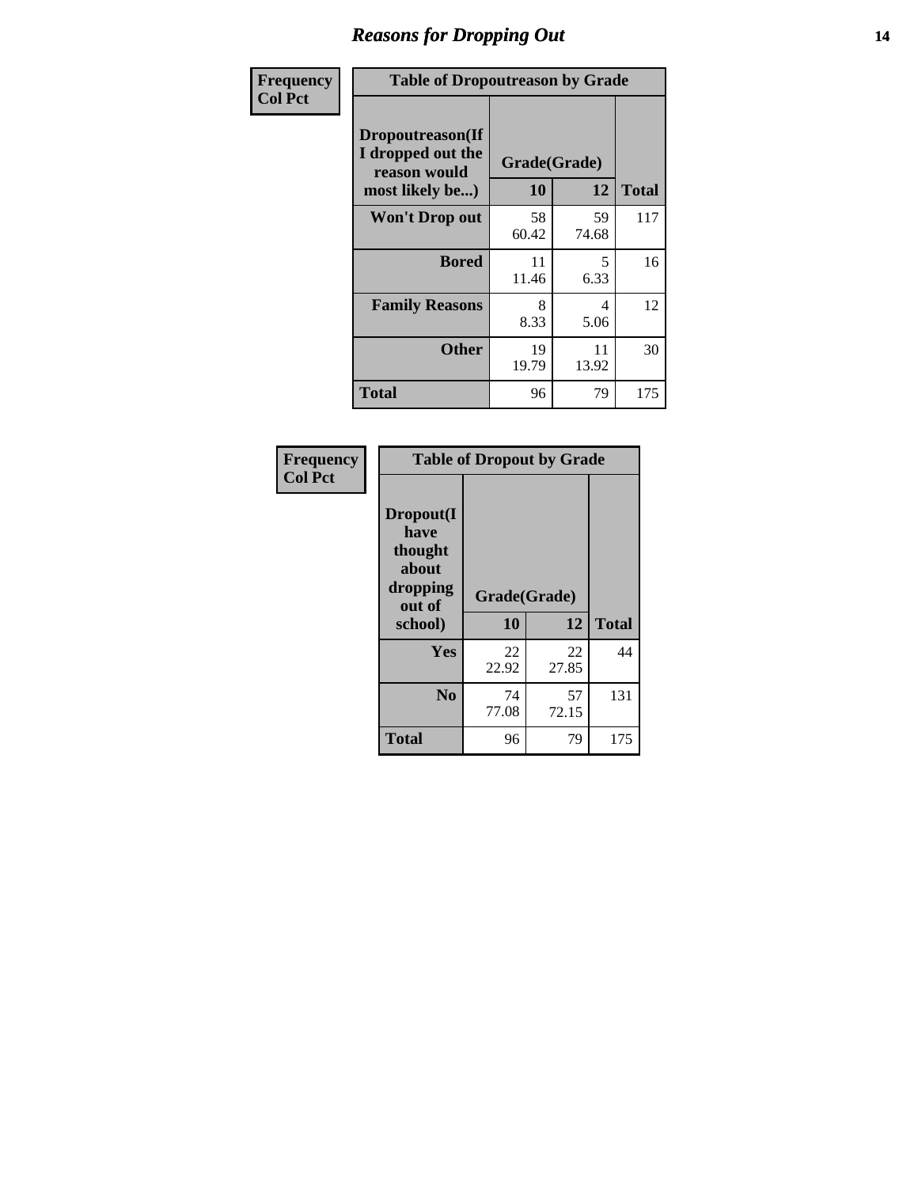# Reasons for Dropping Out

**Frequency**
**Col Pct**

| Table of Dropoutreason by Grade | | | |
|---|---|---|---|
| Dropoutreason(If I dropped out the reason would most likely be...) | Grade(Grade) | | |
| | 10 | 12 | Total |
| Won't Drop out | 58<br>60.42 | 59<br>74.68 | 117 |
| Bored | 11<br>11.46 | 5<br>6.33 | 16 |
| Family Reasons | 8<br>8.33 | 4<br>5.06 | 12 |
| Other | 19<br>19.79 | 11<br>13.92 | 30 |
| Total | 96 | 79 | 175 |

**Frequency**
**Col Pct**

| Table of Dropout by Grade | | | |
|---|---|---|---|
| Dropout(I have thought about dropping out of school) | Grade(Grade) | | |
| | 10 | 12 | Total |
| Yes | 22<br>22.92 | 22<br>27.85 | 44 |
| No | 74<br>77.08 | 57<br>72.15 | 131 |
| Total | 96 | 79 | 175 |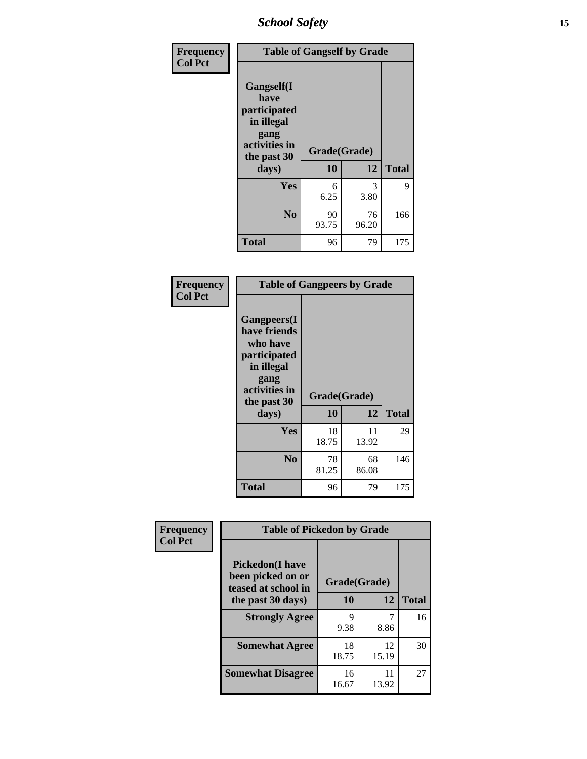| Frequency Col Pct | Table of Gangself by Grade | | |
|---|---|---|---|
| Gangself(I have participated in illegal gang activities in the past 30 days) | Grade(Grade) | | |
| | 10 | 12 | Total |
| Yes | 6<br>6.25 | 3<br>3.80 | 9 |
| No | 90<br>93.75 | 76<br>96.20 | 166 |
| Total | 96 | 79 | 175 |

| Frequency Col Pct | Table of Gangpeers by Grade | | |
|---|---|---|---|
| Gangpeers(I have friends who have participated in illegal gang activities in the past 30 days) | Grade(Grade) | | |
| | 10 | 12 | Total |
| Yes | 18<br>18.75 | 11<br>13.92 | 29 |
| No | 78<br>81.25 | 68<br>86.08 | 146 |
| Total | 96 | 79 | 175 |

| Frequency Col Pct | Table of Pickedon by Grade | | |
|---|---|---|---|
| Pickedon(I have been picked on or teased at school in the past 30 days) | Grade(Grade) | | |
| | 10 | 12 | Total |
| Strongly Agree | 9<br>9.38 | 7<br>8.86 | 16 |
| Somewhat Agree | 18<br>18.75 | 12<br>15.19 | 30 |
| Somewhat Disagree | 16<br>16.67 | 11<br>13.92 | 27 |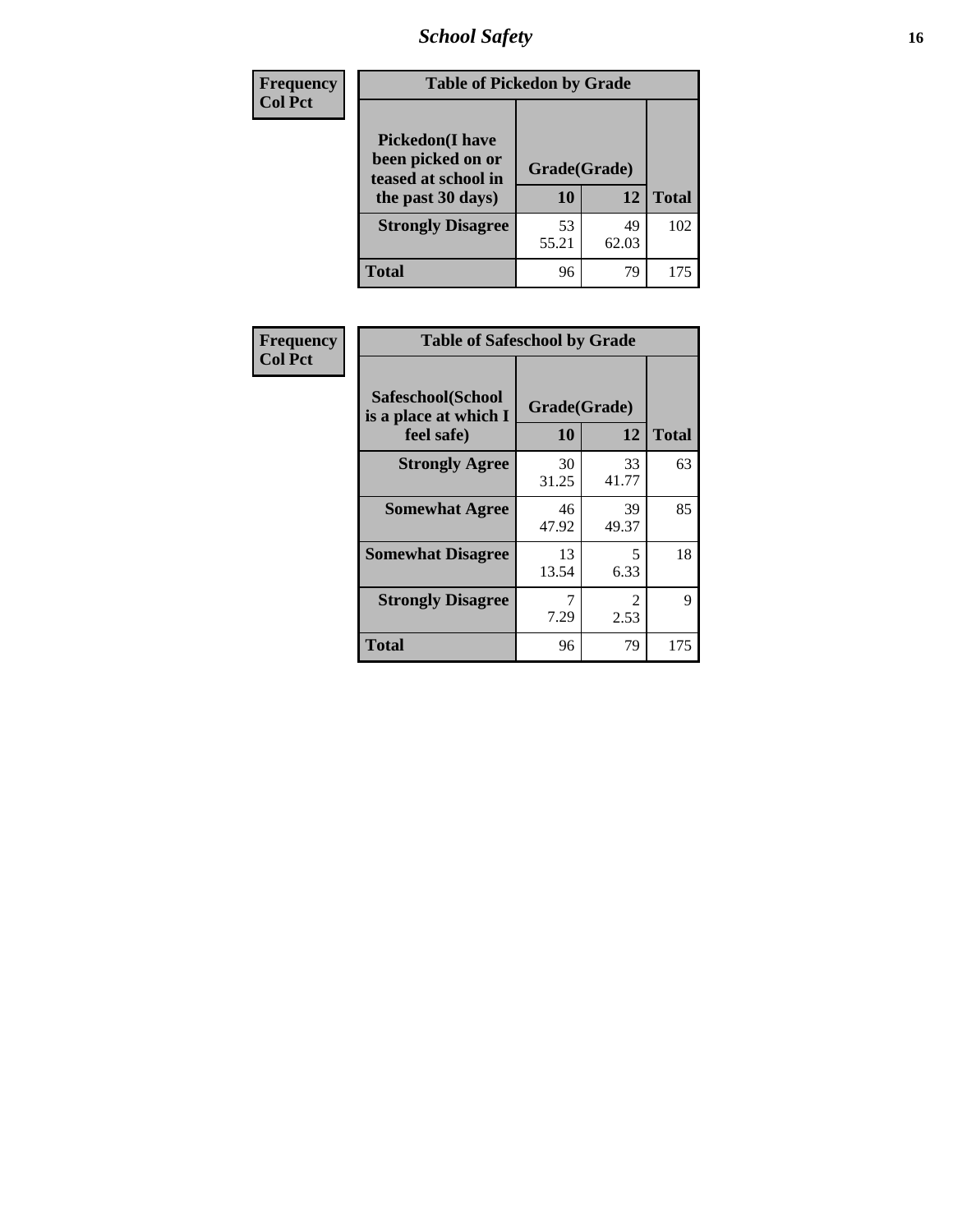| Frequency<br>Col Pct | Table of Pickedon by Grade | | |
|---|---|---|---|
| **Pickedon(I have been picked on or teased at school in the past 30 days)** | **Grade(Grade)** | | |
| | **10** | **12** | **Total** |
| **Strongly Disagree** | 53<br>55.21 | 49<br>62.03 | 102 |
| **Total** | 96 | 79 | 175 |

| Frequency<br>Col Pct | Table of Safeschool by Grade | | |
|---|---|---|---|
| **Safeschool(School is a place at which I feel safe)** | **Grade(Grade)** | | |
| | **10** | **12** | **Total** |
| **Strongly Agree** | 30<br>31.25 | 33<br>41.77 | 63 |
| **Somewhat Agree** | 46<br>47.92 | 39<br>49.37 | 85 |
| **Somewhat Disagree** | 13<br>13.54 | 5<br>6.33 | 18 |
| **Strongly Disagree** | 7<br>7.29 | 2<br>2.53 | 9 |
| **Total** | 96 | 79 | 175 |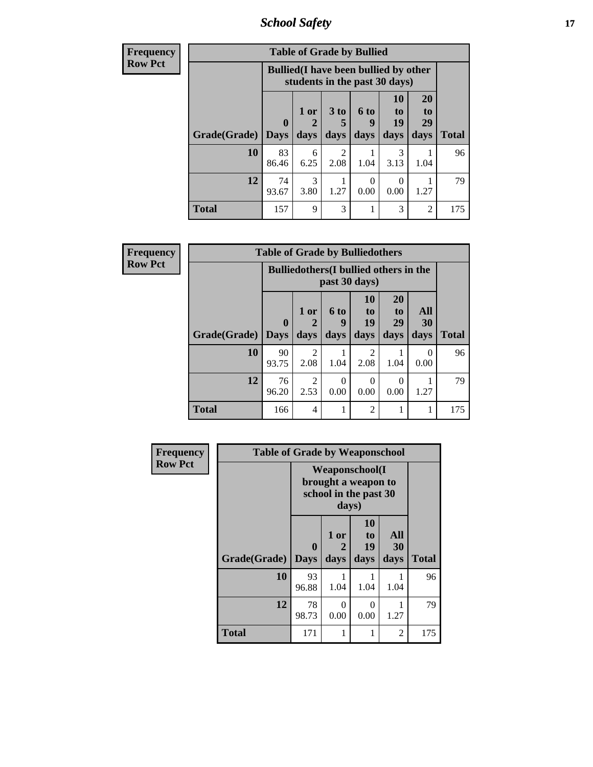| Frequency Row Pct | Table of Grade by Bullied | | | | | | |
|---|---|---|---|---|---|---|---|
| | Bullied(I have been bullied by other students in the past 30 days) | | | | | | |
| Grade(Grade) | 0 Days | 1 or 2 days | 3 to 5 days | 6 to 9 days | 10 to 19 days | 20 to 29 days | Total |
| 10 | 83<br>86.46 | 6<br>6.25 | 2<br>2.08 | 1<br>1.04 | 3<br>3.13 | 1<br>1.04 | 96 |
| 12 | 74<br>93.67 | 3<br>3.80 | 1<br>1.27 | 0<br>0.00 | 0<br>0.00 | 1<br>1.27 | 79 |
| Total | 157 | 9 | 3 | 1 | 3 | 2 | 175 |

| Frequency Row Pct | Table of Grade by Bulliedothers | | | | | | |
|---|---|---|---|---|---|---|---|
| | Bulliedothers(I bullied others in the past 30 days) | | | | | | |
| Grade(Grade) | 0 Days | 1 or 2 days | 6 to 9 days | 10 to 19 days | 20 to 29 days | All 30 days | Total |
| 10 | 90<br>93.75 | 2<br>2.08 | 1<br>1.04 | 2<br>2.08 | 1<br>1.04 | 0<br>0.00 | 96 |
| 12 | 76<br>96.20 | 2<br>2.53 | 0<br>0.00 | 0<br>0.00 | 0<br>0.00 | 1<br>1.27 | 79 |
| Total | 166 | 4 | 1 | 2 | 1 | 1 | 175 |

| Frequency Row Pct | Table of Grade by Weaponschool | | | | |
|---|---|---|---|---|---|
| | Weaponschool(I brought a weapon to school in the past 30 days) | | | | |
| Grade(Grade) | 0 Days | 1 or 2 days | 10 to 19 days | All 30 days | Total |
| 10 | 93<br>96.88 | 1<br>1.04 | 1<br>1.04 | 1<br>1.04 | 96 |
| 12 | 78<br>98.73 | 0<br>0.00 | 0<br>0.00 | 1<br>1.27 | 79 |
| Total | 171 | 1 | 1 | 2 | 175 |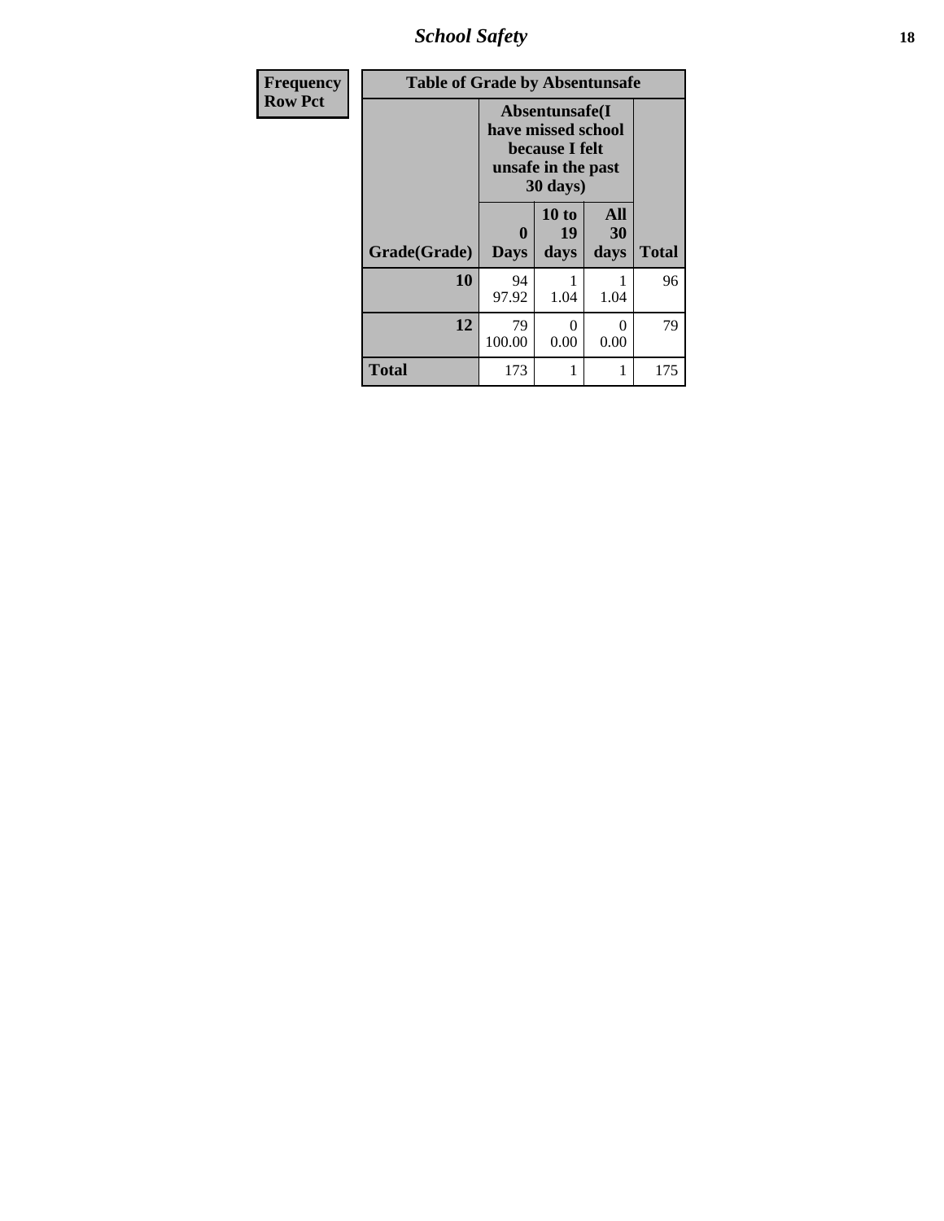| Frequency<br>Row Pct |
|---|

| Table of Grade by Absentunsafe | | | | |
|---|---|---|---|---|
| | Absentunsafe(I have missed school because I felt unsafe in the past 30 days) | | | |
| Grade(Grade) | 0 Days | 10 to 19 days | All 30 days | Total |
| 10 | 94<br>97.92 | 1<br>1.04 | 1<br>1.04 | 96 |
| 12 | 79<br>100.00 | 0<br>0.00 | 0<br>0.00 | 79 |
| Total | 173 | 1 | 1 | 175 |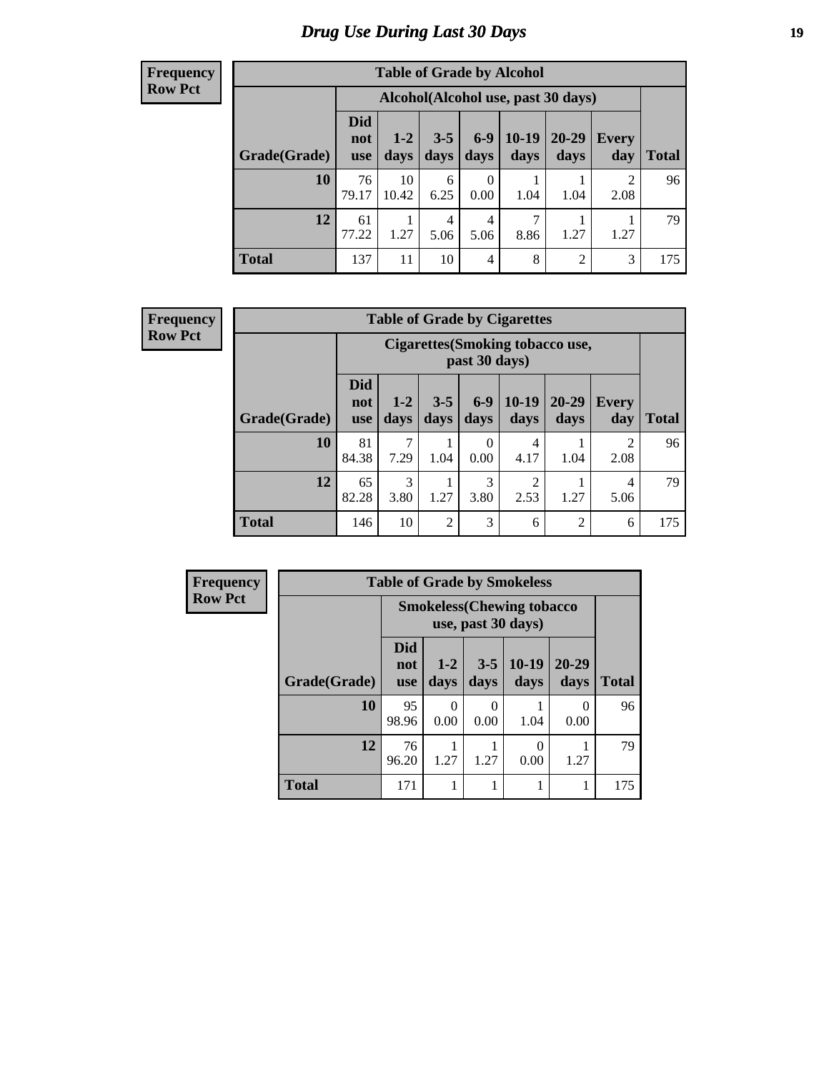# Drug Use During Last 30 Days

**Frequency**
**Row Pct**

| Table of Grade by Alcohol | | | | | | | | |
|---|---|---|---|---|---|---|---|---|
| | Alcohol(Alcohol use, past 30 days) | | | | | | | |
| Grade(Grade) | Did not use | 1-2 days | 3-5 days | 6-9 days | 10-19 days | 20-29 days | Every day | Total |
| 10 | 76<br>79.17 | 10<br>10.42 | 6<br>6.25 | 0<br>0.00 | 1<br>1.04 | 1<br>1.04 | 2<br>2.08 | 96 |
| 12 | 61<br>77.22 | 1<br>1.27 | 4<br>5.06 | 4<br>5.06 | 7<br>8.86 | 1<br>1.27 | 1<br>1.27 | 79 |
| Total | 137 | 11 | 10 | 4 | 8 | 2 | 3 | 175 |

**Frequency**
**Row Pct**

| Table of Grade by Cigarettes | | | | | | | | |
|---|---|---|---|---|---|---|---|---|
| | Cigarettes(Smoking tobacco use, past 30 days) | | | | | | | |
| Grade(Grade) | Did not use | 1-2 days | 3-5 days | 6-9 days | 10-19 days | 20-29 days | Every day | Total |
| 10 | 81<br>84.38 | 7<br>7.29 | 1<br>1.04 | 0<br>0.00 | 4<br>4.17 | 1<br>1.04 | 2<br>2.08 | 96 |
| 12 | 65<br>82.28 | 3<br>3.80 | 1<br>1.27 | 3<br>3.80 | 2<br>2.53 | 1<br>1.27 | 4<br>5.06 | 79 |
| Total | 146 | 10 | 2 | 3 | 6 | 2 | 6 | 175 |

**Frequency**
**Row Pct**

| Table of Grade by Smokeless | | | | | | |
|---|---|---|---|---|---|---|
| | Smokeless(Chewing tobacco use, past 30 days) | | | | | |
| Grade(Grade) | Did not use | 1-2 days | 3-5 days | 10-19 days | 20-29 days | Total |
| 10 | 95<br>98.96 | 0<br>0.00 | 0<br>0.00 | 1<br>1.04 | 0<br>0.00 | 96 |
| 12 | 76<br>96.20 | 1<br>1.27 | 1<br>1.27 | 0<br>0.00 | 1<br>1.27 | 79 |
| Total | 171 | 1 | 1 | 1 | 1 | 175 |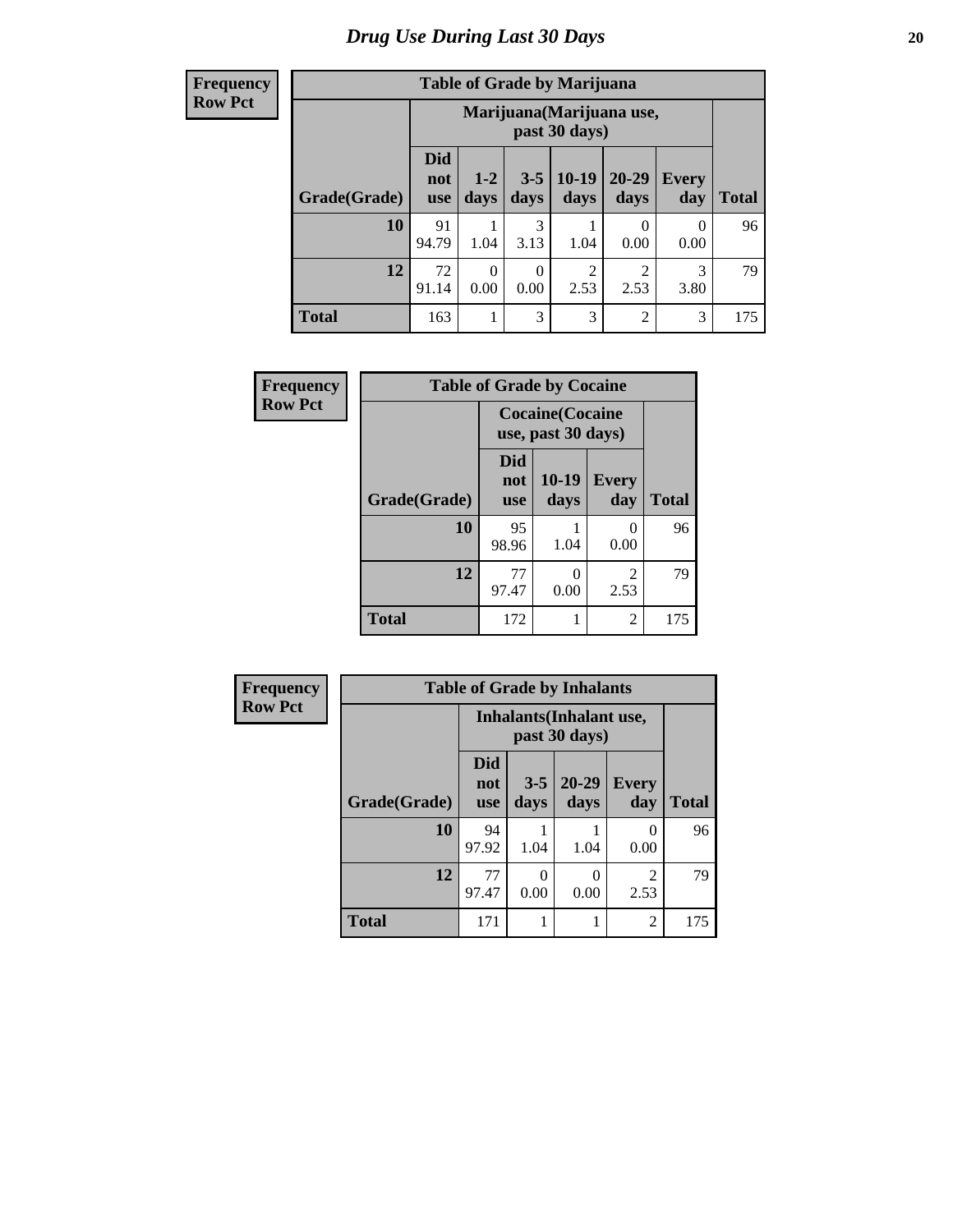# Drug Use During Last 30 Days

| Frequency<br>Row Pct |
|---|

**Table of Grade by Marijuana**

| Grade(Grade) | Marijuana(Marijuana use, past 30 days) | | | | | | Total |
|---|---|---|---|---|---|---|---|
| | Did not use | 1-2 days | 3-5 days | 10-19 days | 20-29 days | Every day | |
| 10 | 91<br>94.79 | 1<br>1.04 | 3<br>3.13 | 1<br>1.04 | 0<br>0.00 | 0<br>0.00 | 96 |
| 12 | 72<br>91.14 | 0<br>0.00 | 0<br>0.00 | 2<br>2.53 | 2<br>2.53 | 3<br>3.80 | 79 |
| Total | 163 | 1 | 3 | 3 | 2 | 3 | 175 |

| Frequency<br>Row Pct |
|---|

**Table of Grade by Cocaine**

| Grade(Grade) | Cocaine(Cocaine use, past 30 days) | | | Total |
|---|---|---|---|---|
| | Did not use | 10-19 days | Every day | |
| 10 | 95<br>98.96 | 1<br>1.04 | 0<br>0.00 | 96 |
| 12 | 77<br>97.47 | 0<br>0.00 | 2<br>2.53 | 79 |
| Total | 172 | 1 | 2 | 175 |

| Frequency<br>Row Pct |
|---|

**Table of Grade by Inhalants**

| Grade(Grade) | Inhalants(Inhalant use, past 30 days) | | | | Total |
|---|---|---|---|---|---|
| | Did not use | 3-5 days | 20-29 days | Every day | |
| 10 | 94<br>97.92 | 1<br>1.04 | 1<br>1.04 | 0<br>0.00 | 96 |
| 12 | 77<br>97.47 | 0<br>0.00 | 0<br>0.00 | 2<br>2.53 | 79 |
| Total | 171 | 1 | 1 | 2 | 175 |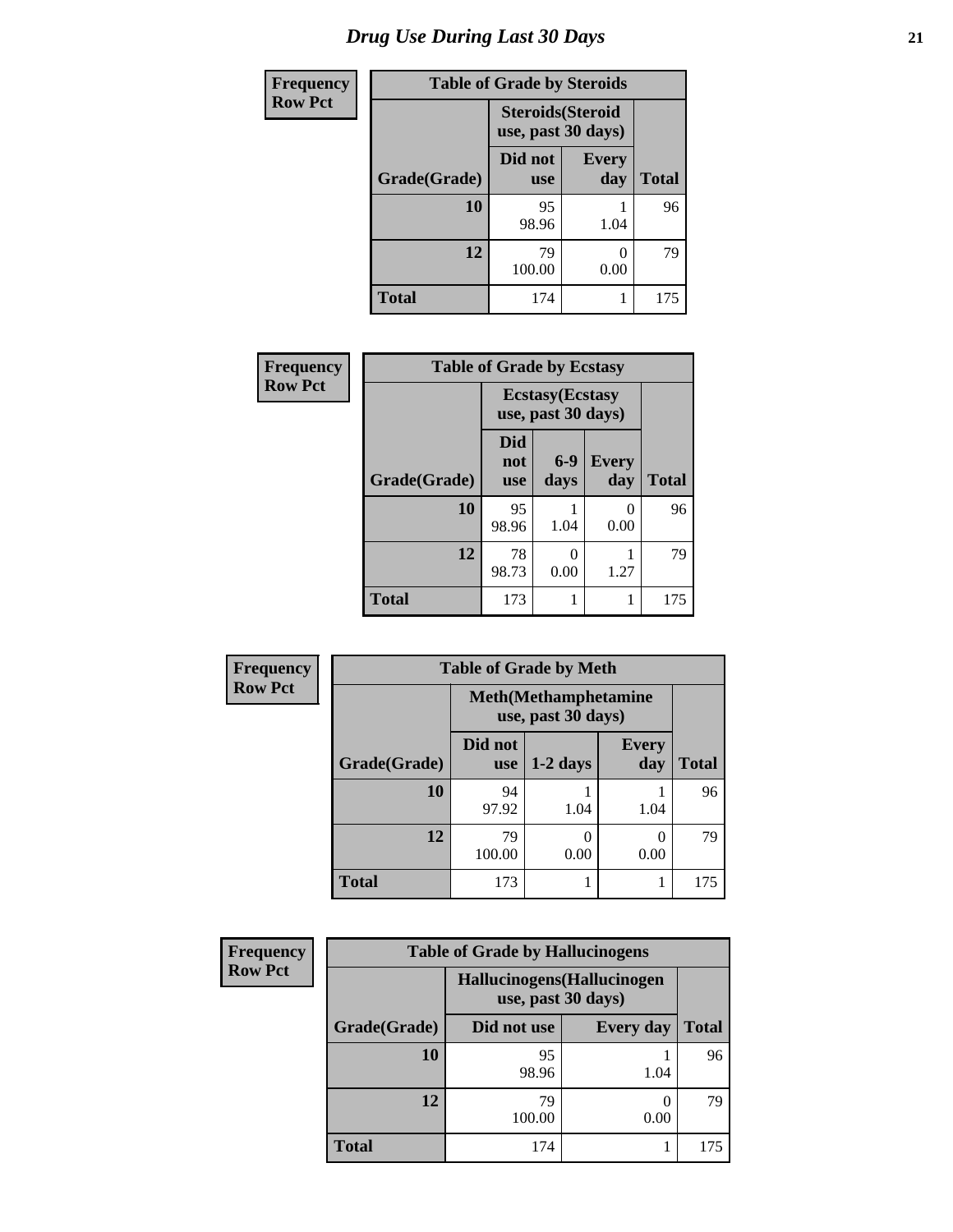# Drug Use During Last 30 Days

**Frequency**
**Row Pct**

| Table of Grade by Steroids | | | |
|---|---|---|---|
| | Steroids(Steroid use, past 30 days) | | |
| Grade(Grade) | Did not use | Every day | Total |
| 10 | 95<br>98.96 | 1<br>1.04 | 96 |
| 12 | 79<br>100.00 | 0<br>0.00 | 79 |
| Total | 174 | 1 | 175 |

**Frequency**
**Row Pct**

| Table of Grade by Ecstasy | | | | |
|---|---|---|---|---|
| | Ecstasy(Ecstasy use, past 30 days) | | | |
| Grade(Grade) | Did not use | 6-9 days | Every day | Total |
| 10 | 95<br>98.96 | 1<br>1.04 | 0<br>0.00 | 96 |
| 12 | 78<br>98.73 | 0<br>0.00 | 1<br>1.27 | 79 |
| Total | 173 | 1 | 1 | 175 |

**Frequency**
**Row Pct**

| Table of Grade by Meth | | | | |
|---|---|---|---|---|
| | Meth(Methamphetamine use, past 30 days) | | | |
| Grade(Grade) | Did not use | 1-2 days | Every day | Total |
| 10 | 94<br>97.92 | 1<br>1.04 | 1<br>1.04 | 96 |
| 12 | 79<br>100.00 | 0<br>0.00 | 0<br>0.00 | 79 |
| Total | 173 | 1 | 1 | 175 |

**Frequency**
**Row Pct**

| Table of Grade by Hallucinogens | | | |
|---|---|---|---|
| | Hallucinogens(Hallucinogen use, past 30 days) | | |
| Grade(Grade) | Did not use | Every day | Total |
| 10 | 95<br>98.96 | 1<br>1.04 | 96 |
| 12 | 79<br>100.00 | 0<br>0.00 | 79 |
| Total | 174 | 1 | 175 |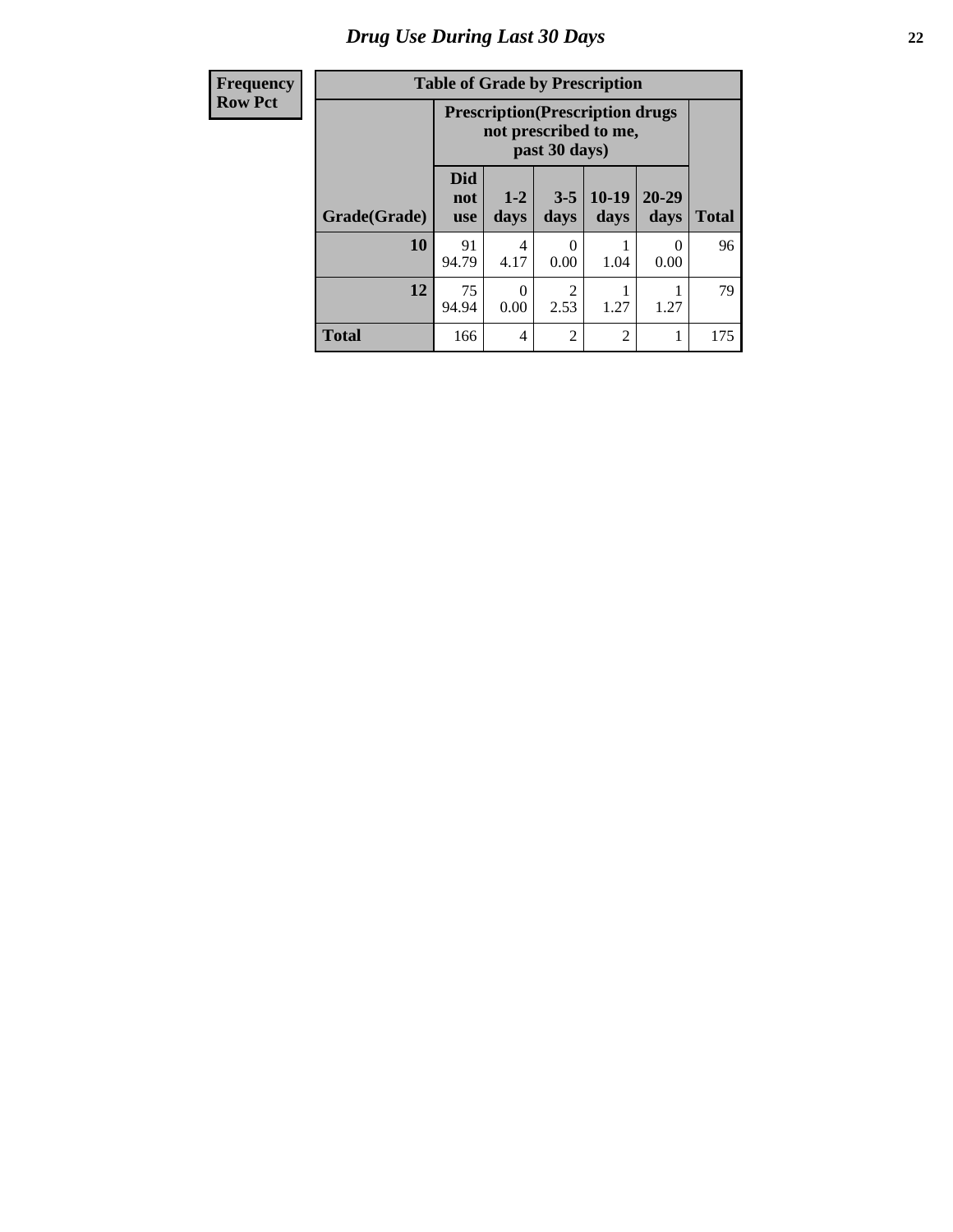# Drug Use During Last 30 Days

| Frequency Row Pct |
|---|

| Table of Grade by Prescription | | | | | | |
|---|---|---|---|---|---|---|
| | Prescription(Prescription drugs not prescribed to me, past 30 days) | | | | | |
| Grade(Grade) | Did not use | 1-2 days | 3-5 days | 10-19 days | 20-29 days | Total |
| 10 | 91<br>94.79 | 4<br>4.17 | 0<br>0.00 | 1<br>1.04 | 0<br>0.00 | 96 |
| 12 | 75<br>94.94 | 0<br>0.00 | 2<br>2.53 | 1<br>1.27 | 1<br>1.27 | 79 |
| Total | 166 | 4 | 2 | 2 | 1 | 175 |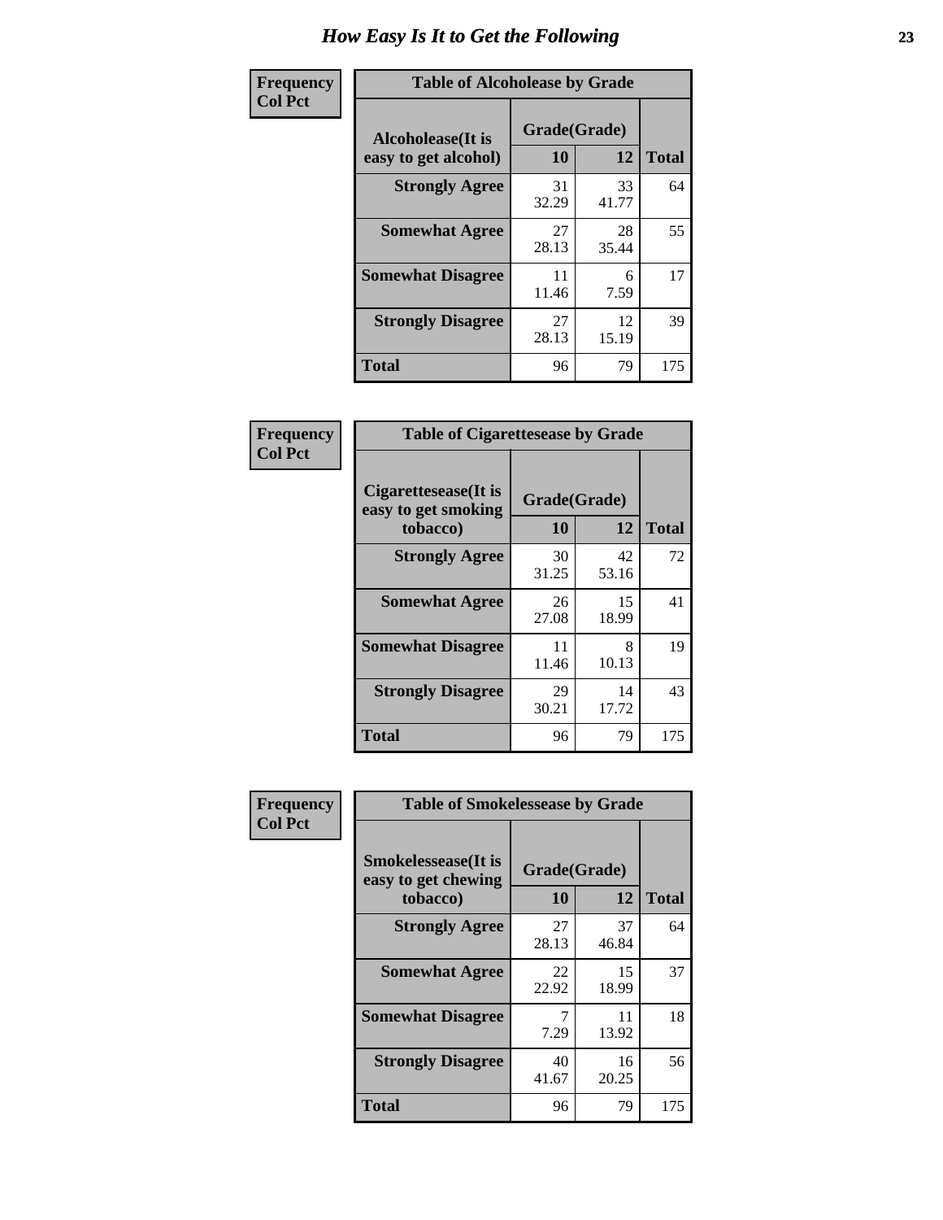# How Easy Is It to Get the Following

**Frequency**
**Col Pct**

| Table of Alcoholease by Grade | | | |
|---|---|---|---|
| **Alcoholease(It is easy to get alcohol)** | **Grade(Grade)** | | **Total** |
| | **10** | **12** | |
| **Strongly Agree** | 31<br>32.29 | 33<br>41.77 | 64 |
| **Somewhat Agree** | 27<br>28.13 | 28<br>35.44 | 55 |
| **Somewhat Disagree** | 11<br>11.46 | 6<br>7.59 | 17 |
| **Strongly Disagree** | 27<br>28.13 | 12<br>15.19 | 39 |
| **Total** | 96 | 79 | 175 |

**Frequency**
**Col Pct**

| Table of Cigarettesease by Grade | | | |
|---|---|---|---|
| **Cigarettesease(It is easy to get smoking tobacco)** | **Grade(Grade)** | | **Total** |
| | **10** | **12** | |
| **Strongly Agree** | 30<br>31.25 | 42<br>53.16 | 72 |
| **Somewhat Agree** | 26<br>27.08 | 15<br>18.99 | 41 |
| **Somewhat Disagree** | 11<br>11.46 | 8<br>10.13 | 19 |
| **Strongly Disagree** | 29<br>30.21 | 14<br>17.72 | 43 |
| **Total** | 96 | 79 | 175 |

**Frequency**
**Col Pct**

| Table of Smokelessease by Grade | | | |
|---|---|---|---|
| **Smokelessease(It is easy to get chewing tobacco)** | **Grade(Grade)** | | **Total** |
| | **10** | **12** | |
| **Strongly Agree** | 27<br>28.13 | 37<br>46.84 | 64 |
| **Somewhat Agree** | 22<br>22.92 | 15<br>18.99 | 37 |
| **Somewhat Disagree** | 7<br>7.29 | 11<br>13.92 | 18 |
| **Strongly Disagree** | 40<br>41.67 | 16<br>20.25 | 56 |
| **Total** | 96 | 79 | 175 |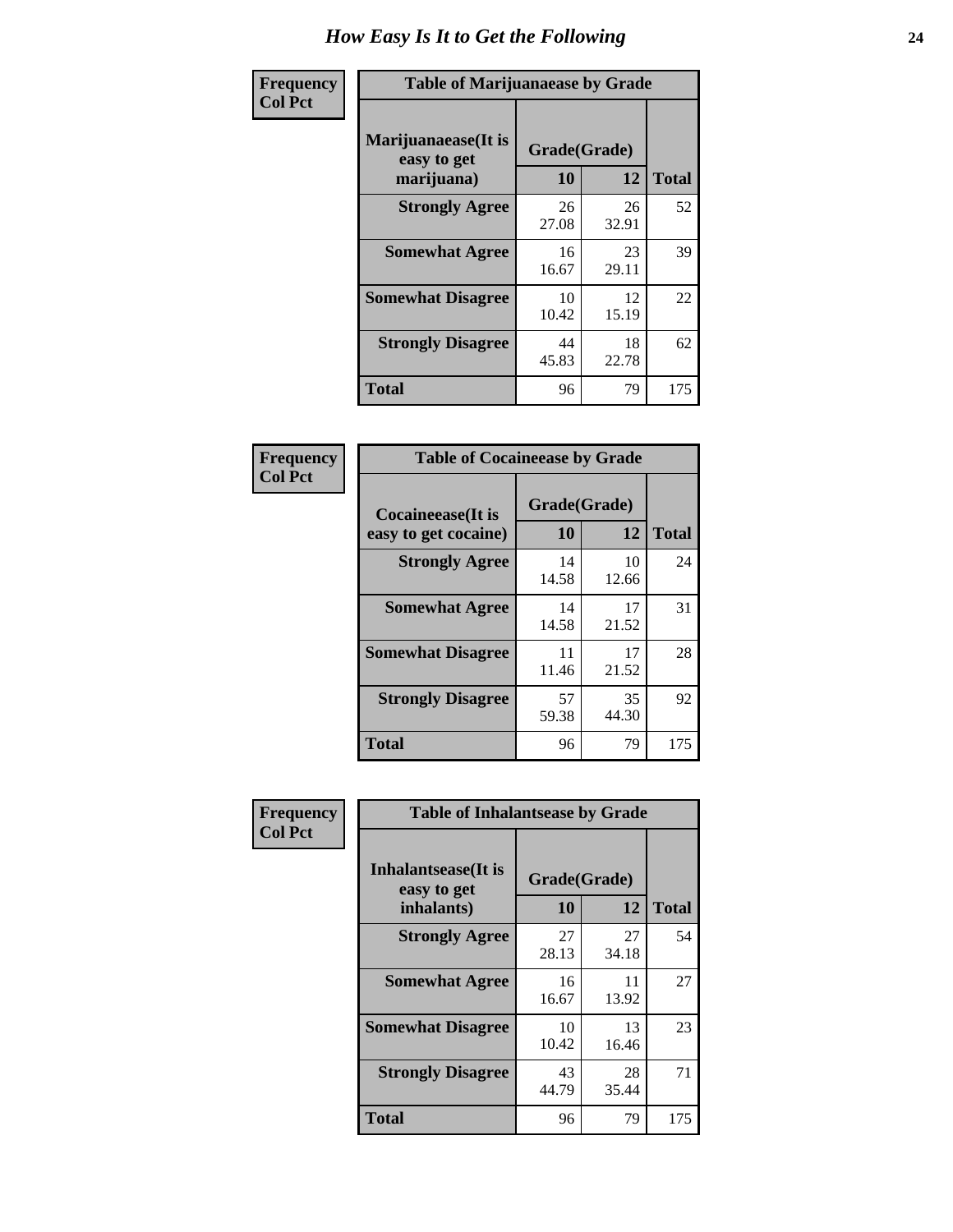# How Easy Is It to Get the Following

**Frequency**
**Col Pct**

| Table of Marijuanaease by Grade | | | |
|---|---|---|---|
| Marijuanaease(It is easy to get marijuana) | Grade(Grade) | | |
| | 10 | 12 | Total |
| Strongly Agree | 26<br>27.08 | 26<br>32.91 | 52 |
| Somewhat Agree | 16<br>16.67 | 23<br>29.11 | 39 |
| Somewhat Disagree | 10<br>10.42 | 12<br>15.19 | 22 |
| Strongly Disagree | 44<br>45.83 | 18<br>22.78 | 62 |
| Total | 96 | 79 | 175 |

**Frequency**
**Col Pct**

| Table of Cocaineease by Grade | | | |
|---|---|---|---|
| Cocaineease(It is easy to get cocaine) | Grade(Grade) | | |
| | 10 | 12 | Total |
| Strongly Agree | 14<br>14.58 | 10<br>12.66 | 24 |
| Somewhat Agree | 14<br>14.58 | 17<br>21.52 | 31 |
| Somewhat Disagree | 11<br>11.46 | 17<br>21.52 | 28 |
| Strongly Disagree | 57<br>59.38 | 35<br>44.30 | 92 |
| Total | 96 | 79 | 175 |

**Frequency**
**Col Pct**

| Table of Inhalantsease by Grade | | | |
|---|---|---|---|
| Inhalantsease(It is easy to get inhalants) | Grade(Grade) | | |
| | 10 | 12 | Total |
| Strongly Agree | 27<br>28.13 | 27<br>34.18 | 54 |
| Somewhat Agree | 16<br>16.67 | 11<br>13.92 | 27 |
| Somewhat Disagree | 10<br>10.42 | 13<br>16.46 | 23 |
| Strongly Disagree | 43<br>44.79 | 28<br>35.44 | 71 |
| Total | 96 | 79 | 175 |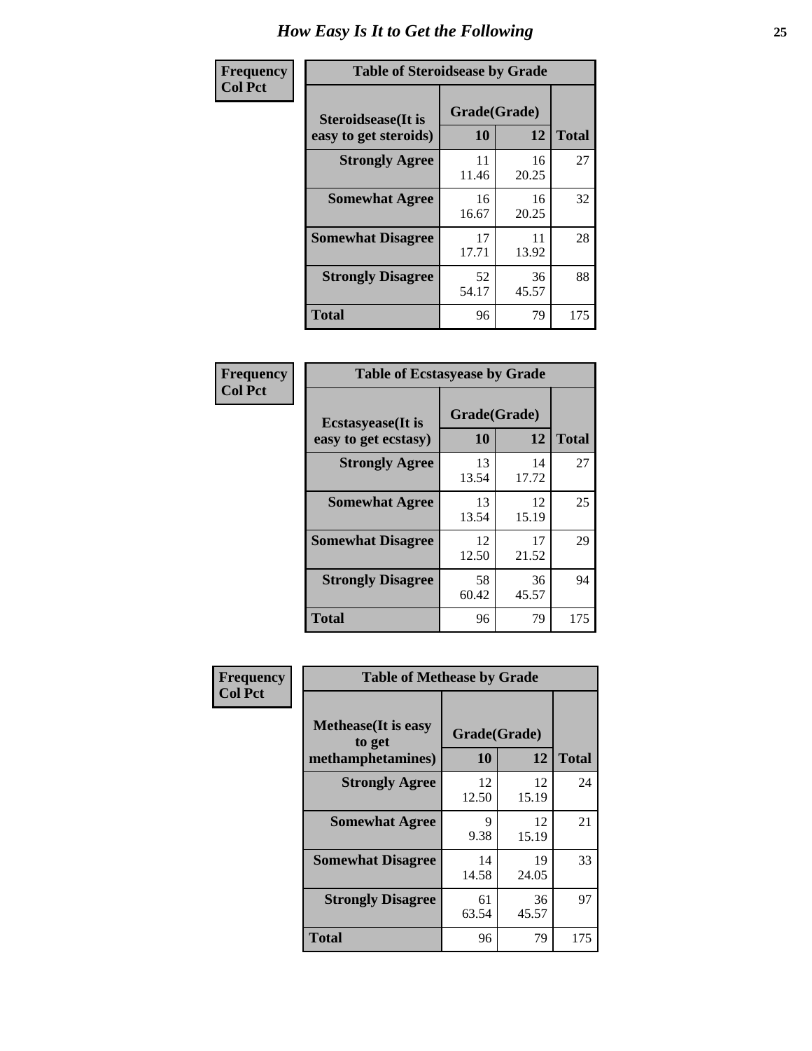# How Easy Is It to Get the Following

**Frequency**
**Col Pct**

| Table of Steroidsease by Grade | | | |
|---|---|---|---|
| **Steroidsease(It is easy to get steroids)** | **Grade(Grade)** | | **Total** |
| | **10** | **12** | |
| **Strongly Agree** | 11<br>11.46 | 16<br>20.25 | 27 |
| **Somewhat Agree** | 16<br>16.67 | 16<br>20.25 | 32 |
| **Somewhat Disagree** | 17<br>17.71 | 11<br>13.92 | 28 |
| **Strongly Disagree** | 52<br>54.17 | 36<br>45.57 | 88 |
| **Total** | 96 | 79 | 175 |

**Frequency**
**Col Pct**

| Table of Ecstasyease by Grade | | | |
|---|---|---|---|
| **Ecstasyease(It is easy to get ecstasy)** | **Grade(Grade)** | | **Total** |
| | **10** | **12** | |
| **Strongly Agree** | 13<br>13.54 | 14<br>17.72 | 27 |
| **Somewhat Agree** | 13<br>13.54 | 12<br>15.19 | 25 |
| **Somewhat Disagree** | 12<br>12.50 | 17<br>21.52 | 29 |
| **Strongly Disagree** | 58<br>60.42 | 36<br>45.57 | 94 |
| **Total** | 96 | 79 | 175 |

**Frequency**
**Col Pct**

| Table of Methease by Grade | | | |
|---|---|---|---|
| **Methease(It is easy to get methamphetamines)** | **Grade(Grade)** | | **Total** |
| | **10** | **12** | |
| **Strongly Agree** | 12<br>12.50 | 12<br>15.19 | 24 |
| **Somewhat Agree** | 9<br>9.38 | 12<br>15.19 | 21 |
| **Somewhat Disagree** | 14<br>14.58 | 19<br>24.05 | 33 |
| **Strongly Disagree** | 61<br>63.54 | 36<br>45.57 | 97 |
| **Total** | 96 | 79 | 175 |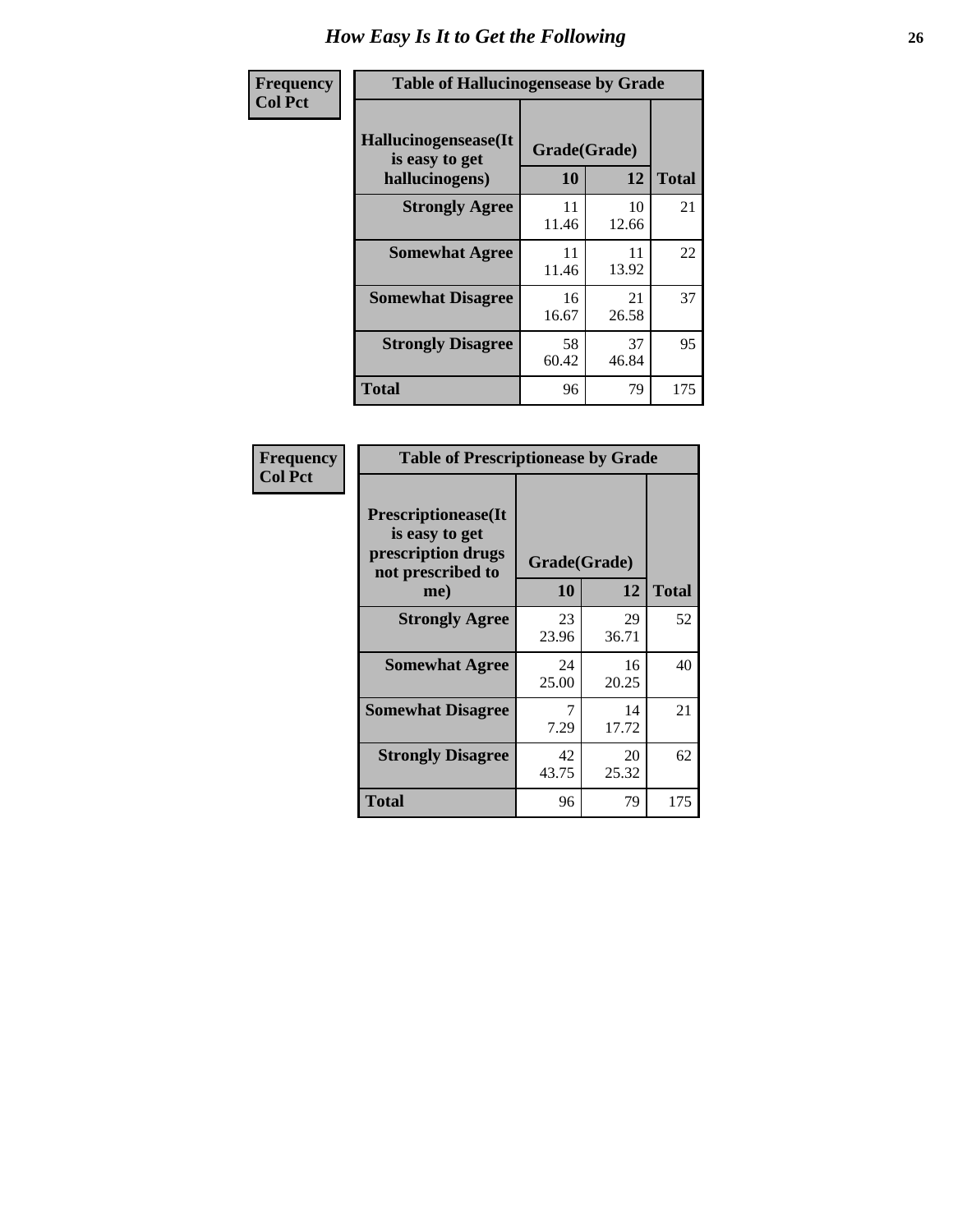# How Easy Is It to Get the Following

**Frequency**
**Col Pct**

| Table of Hallucinogensease by Grade | | | |
|---|---|---|---|
| **Hallucinogensease(It is easy to get hallucinogens)** | **Grade(Grade)** | | **Total** |
| | **10** | **12** | |
| **Strongly Agree** | 11<br>11.46 | 10<br>12.66 | 21 |
| **Somewhat Agree** | 11<br>11.46 | 11<br>13.92 | 22 |
| **Somewhat Disagree** | 16<br>16.67 | 21<br>26.58 | 37 |
| **Strongly Disagree** | 58<br>60.42 | 37<br>46.84 | 95 |
| **Total** | 96 | 79 | 175 |

**Frequency**
**Col Pct**

| Table of Prescriptionease by Grade | | | |
|---|---|---|---|
| **Prescriptionease(It is easy to get prescription drugs not prescribed to me)** | **Grade(Grade)** | | **Total** |
| | **10** | **12** | |
| **Strongly Agree** | 23<br>23.96 | 29<br>36.71 | 52 |
| **Somewhat Agree** | 24<br>25.00 | 16<br>20.25 | 40 |
| **Somewhat Disagree** | 7<br>7.29 | 14<br>17.72 | 21 |
| **Strongly Disagree** | 42<br>43.75 | 20<br>25.32 | 62 |
| **Total** | 96 | 79 | 175 |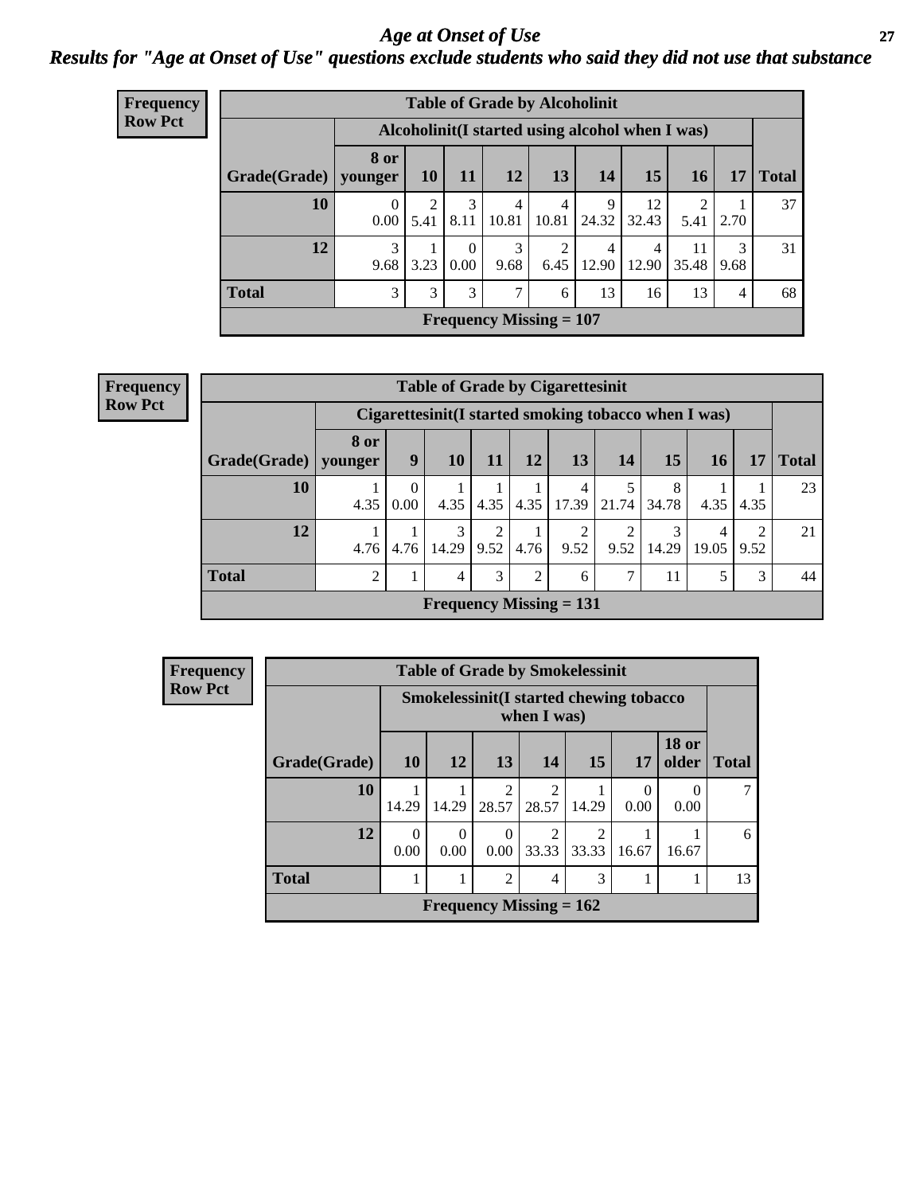# *Age at Onset of Use*

## *Results for "Age at Onset of Use" questions exclude students who said they did not use that substance*

**Frequency**
**Row Pct**

**Table of Grade by Alcoholinit**

| | Alcoholinit(I started using alcohol when I was) | | | | | | | | | |
|---|---|---|---|---|---|---|---|---|---|---|
| **Grade(Grade)** | **8 or younger** | **10** | **11** | **12** | **13** | **14** | **15** | **16** | **17** | **Total** |
| **10** | 0<br>0.00 | 2<br>5.41 | 3<br>8.11 | 4<br>10.81 | 4<br>10.81 | 9<br>24.32 | 12<br>32.43 | 2<br>5.41 | 1<br>2.70 | 37 |
| **12** | 3<br>9.68 | 1<br>3.23 | 0<br>0.00 | 3<br>9.68 | 2<br>6.45 | 4<br>12.90 | 4<br>12.90 | 11<br>35.48 | 3<br>9.68 | 31 |
| **Total** | 3 | 3 | 3 | 7 | 6 | 13 | 16 | 13 | 4 | 68 |

**Frequency Missing = 107**

**Frequency**
**Row Pct**

**Table of Grade by Cigarettesinit**

| | Cigarettesinit(I started smoking tobacco when I was) | | | | | | | | | | |
|---|---|---|---|---|---|---|---|---|---|---|---|
| **Grade(Grade)** | **8 or younger** | **9** | **10** | **11** | **12** | **13** | **14** | **15** | **16** | **17** | **Total** |
| **10** | 1<br>4.35 | 0<br>0.00 | 1<br>4.35 | 1<br>4.35 | 1<br>4.35 | 4<br>17.39 | 5<br>21.74 | 8<br>34.78 | 1<br>4.35 | 1<br>4.35 | 23 |
| **12** | 1<br>4.76 | 1<br>4.76 | 3<br>14.29 | 2<br>9.52 | 1<br>4.76 | 2<br>9.52 | 2<br>9.52 | 3<br>14.29 | 4<br>19.05 | 2<br>9.52 | 21 |
| **Total** | 2 | 1 | 4 | 3 | 2 | 6 | 7 | 11 | 5 | 3 | 44 |

**Frequency Missing = 131**

**Frequency**
**Row Pct**

**Table of Grade by Smokelessinit**

| | Smokelessinit(I started chewing tobacco when I was) | | | | | | | |
|---|---|---|---|---|---|---|---|---|
| **Grade(Grade)** | **10** | **12** | **13** | **14** | **15** | **17** | **18 or older** | **Total** |
| **10** | 1<br>14.29 | 1<br>14.29 | 2<br>28.57 | 2<br>28.57 | 1<br>14.29 | 0<br>0.00 | 0<br>0.00 | 7 |
| **12** | 0<br>0.00 | 0<br>0.00 | 0<br>0.00 | 2<br>33.33 | 2<br>33.33 | 1<br>16.67 | 1<br>16.67 | 6 |
| **Total** | 1 | 1 | 2 | 4 | 3 | 1 | 1 | 13 |

**Frequency Missing = 162**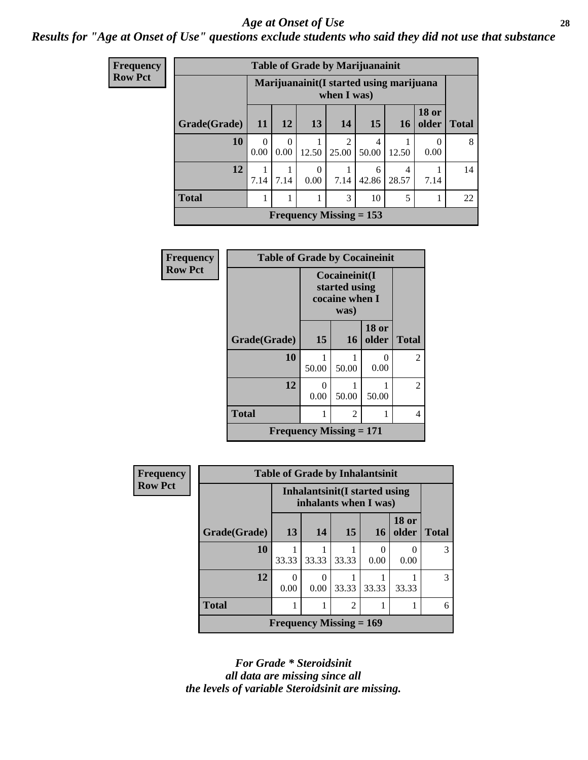## *Age at Onset of Use*

***Results for "Age at Onset of Use" questions exclude students who said they did not use that substance***

**Frequency**
**Row Pct**

| Table of Grade by Marijuanainit | | | | | | | | |
|---|---|---|---|---|---|---|---|---|
| | Marijuanainit(I started using marijuana when I was) | | | | | | | |
| Grade(Grade) | 11 | 12 | 13 | 14 | 15 | 16 | 18 or older | Total |
| 10 | 0<br>0.00 | 0<br>0.00 | 1<br>12.50 | 2<br>25.00 | 4<br>50.00 | 1<br>12.50 | 0<br>0.00 | 8 |
| 12 | 1<br>7.14 | 1<br>7.14 | 0<br>0.00 | 1<br>7.14 | 6<br>42.86 | 4<br>28.57 | 1<br>7.14 | 14 |
| Total | 1 | 1 | 1 | 3 | 10 | 5 | 1 | 22 |
| Frequency Missing = 153 | | | | | | | | |

**Frequency**
**Row Pct**

| Table of Grade by Cocaineinit | | | | |
|---|---|---|---|---|
| | Cocaineinit(I started using cocaine when I was) | | | |
| Grade(Grade) | 15 | 16 | 18 or older | Total |
| 10 | 1<br>50.00 | 1<br>50.00 | 0<br>0.00 | 2 |
| 12 | 0<br>0.00 | 1<br>50.00 | 1<br>50.00 | 2 |
| Total | 1 | 2 | 1 | 4 |
| Frequency Missing = 171 | | | | |

**Frequency**
**Row Pct**

| Table of Grade by Inhalantsinit | | | | | | |
|---|---|---|---|---|---|---|
| | Inhalantsinit(I started using inhalants when I was) | | | | | |
| Grade(Grade) | 13 | 14 | 15 | 16 | 18 or older | Total |
| 10 | 1<br>33.33 | 1<br>33.33 | 1<br>33.33 | 0<br>0.00 | 0<br>0.00 | 3 |
| 12 | 0<br>0.00 | 0<br>0.00 | 1<br>33.33 | 1<br>33.33 | 1<br>33.33 | 3 |
| Total | 1 | 1 | 2 | 1 | 1 | 6 |
| Frequency Missing = 169 | | | | | | |

*For Grade * Steroidsinit*
*all data are missing since all*
*the levels of variable Steroidsinit are missing.*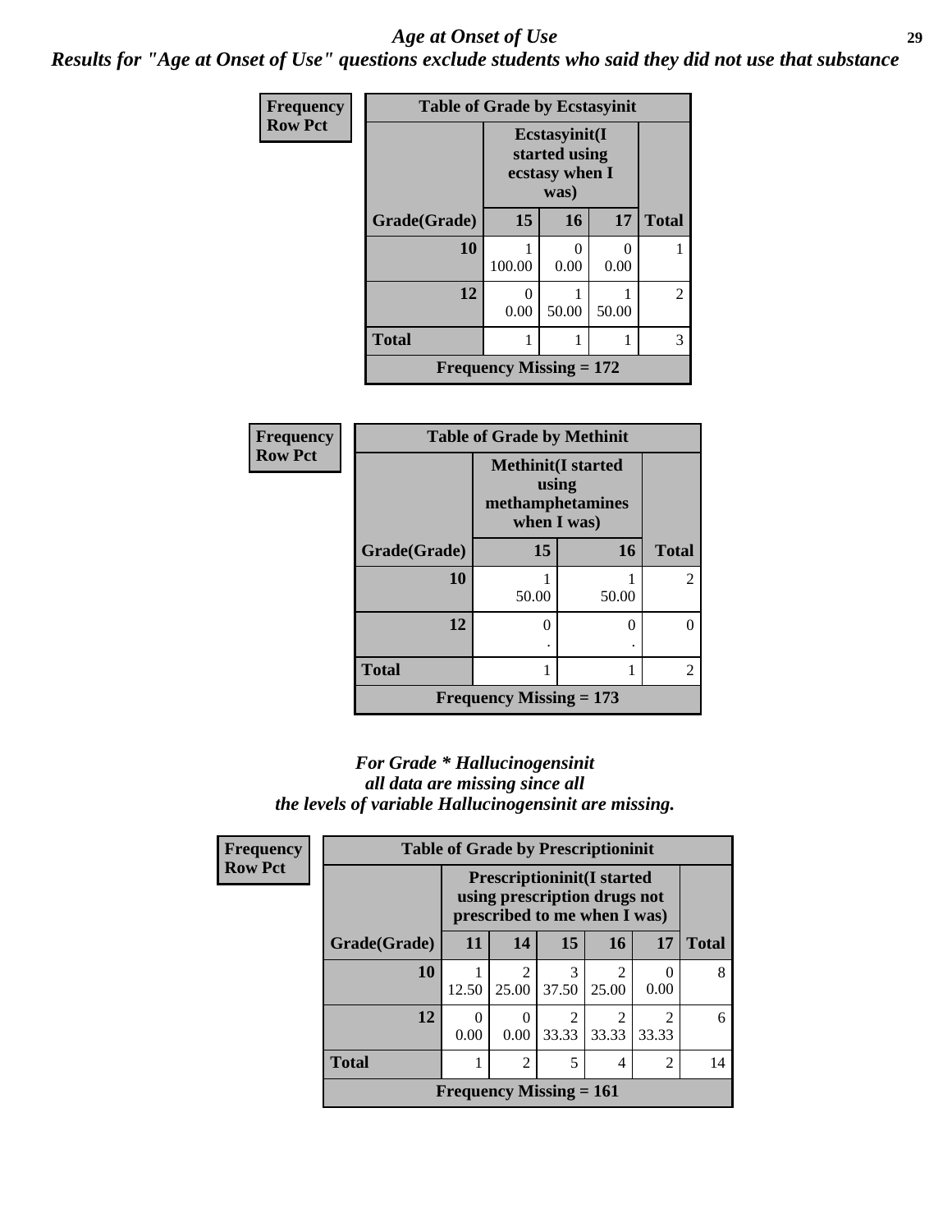## Age at Onset of Use

***Results for "Age at Onset of Use" questions exclude students who said they did not use that substance***

**Frequency**
**Row Pct**

| Table of Grade by Ecstasyinit | | | | |
|---|---|---|---|---|
| | Ecstasyinit(I started using ecstasy when I was) | | | |
| Grade(Grade) | 15 | 16 | 17 | Total |
| 10 | 1<br>100.00 | 0<br>0.00 | 0<br>0.00 | 1 |
| 12 | 0<br>0.00 | 1<br>50.00 | 1<br>50.00 | 2 |
| Total | 1 | 1 | 1 | 3 |
| Frequency Missing = 172 | | | | |

**Frequency**
**Row Pct**

| Table of Grade by Methinit | | | |
|---|---|---|---|
| | Methinit(I started using methamphetamines when I was) | | |
| Grade(Grade) | 15 | 16 | Total |
| 10 | 1<br>50.00 | 1<br>50.00 | 2 |
| 12 | 0<br>. | 0<br>. | 0 |
| Total | 1 | 1 | 2 |
| Frequency Missing = 173 | | | |

***For Grade * Hallucinogensinit all data are missing since all the levels of variable Hallucinogensinit are missing.***

**Frequency**
**Row Pct**

| Table of Grade by Prescriptioninit | | | | | | |
|---|---|---|---|---|---|---|
| | Prescriptioninit(I started using prescription drugs not prescribed to me when I was) | | | | | |
| Grade(Grade) | 11 | 14 | 15 | 16 | 17 | Total |
| 10 | 1<br>12.50 | 2<br>25.00 | 3<br>37.50 | 2<br>25.00 | 0<br>0.00 | 8 |
| 12 | 0<br>0.00 | 0<br>0.00 | 2<br>33.33 | 2<br>33.33 | 2<br>33.33 | 6 |
| Total | 1 | 2 | 5 | 4 | 2 | 14 |
| Frequency Missing = 161 | | | | | | |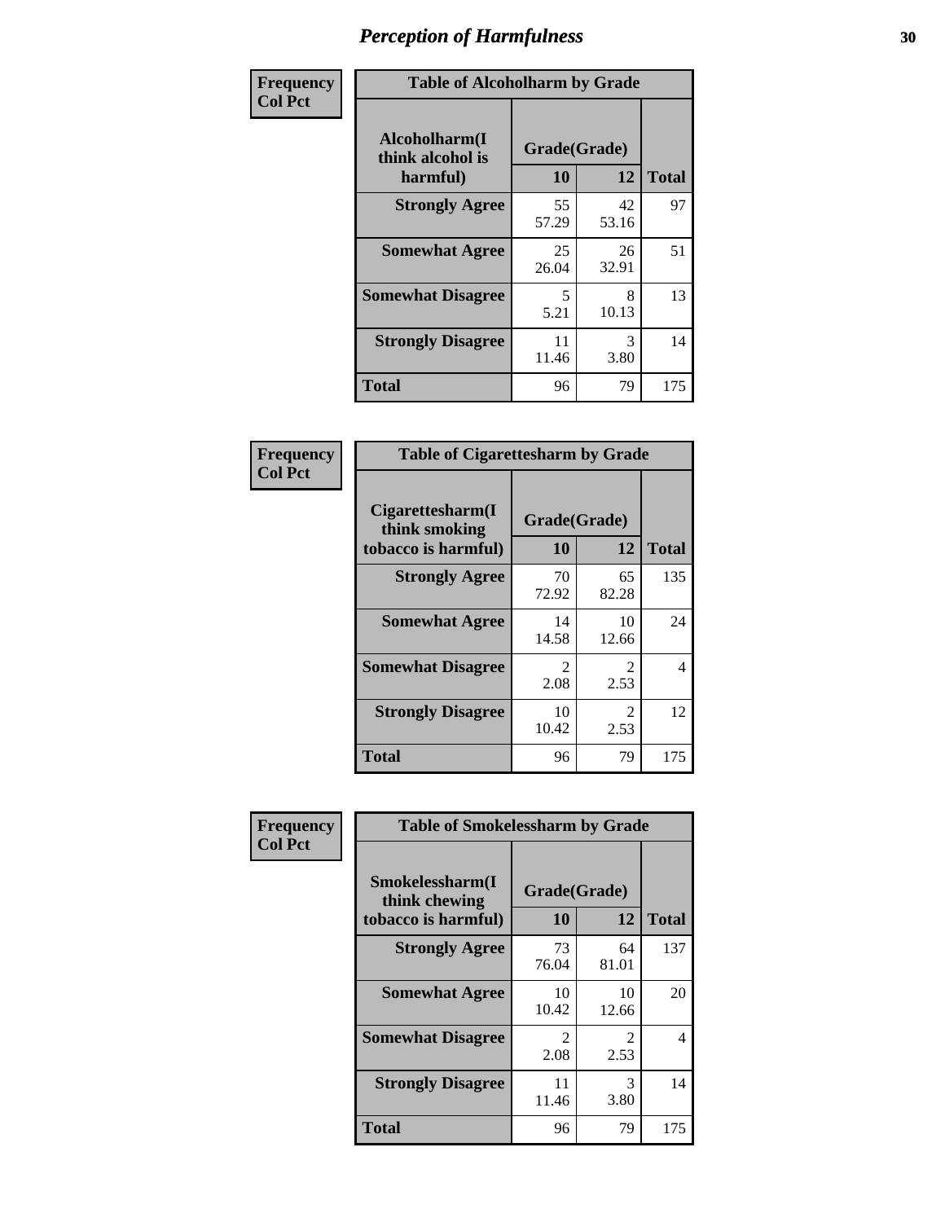# Perception of Harmfulness

| Frequency<br>Col Pct | Table of Alcoholharm by Grade | | |
|---|---|---|---|
| **Alcoholharm(I think alcohol is harmful)** | **Grade(Grade)** | | **Total** |
| | **10** | **12** | |
| **Strongly Agree** | 55<br>57.29 | 42<br>53.16 | 97 |
| **Somewhat Agree** | 25<br>26.04 | 26<br>32.91 | 51 |
| **Somewhat Disagree** | 5<br>5.21 | 8<br>10.13 | 13 |
| **Strongly Disagree** | 11<br>11.46 | 3<br>3.80 | 14 |
| **Total** | 96 | 79 | 175 |

| Frequency<br>Col Pct | Table of Cigarettesharm by Grade | | |
|---|---|---|---|
| **Cigarettesharm(I think smoking tobacco is harmful)** | **Grade(Grade)** | | **Total** |
| | **10** | **12** | |
| **Strongly Agree** | 70<br>72.92 | 65<br>82.28 | 135 |
| **Somewhat Agree** | 14<br>14.58 | 10<br>12.66 | 24 |
| **Somewhat Disagree** | 2<br>2.08 | 2<br>2.53 | 4 |
| **Strongly Disagree** | 10<br>10.42 | 2<br>2.53 | 12 |
| **Total** | 96 | 79 | 175 |

| Frequency<br>Col Pct | Table of Smokelessharm by Grade | | |
|---|---|---|---|
| **Smokelessharm(I think chewing tobacco is harmful)** | **Grade(Grade)** | | **Total** |
| | **10** | **12** | |
| **Strongly Agree** | 73<br>76.04 | 64<br>81.01 | 137 |
| **Somewhat Agree** | 10<br>10.42 | 10<br>12.66 | 20 |
| **Somewhat Disagree** | 2<br>2.08 | 2<br>2.53 | 4 |
| **Strongly Disagree** | 11<br>11.46 | 3<br>3.80 | 14 |
| **Total** | 96 | 79 | 175 |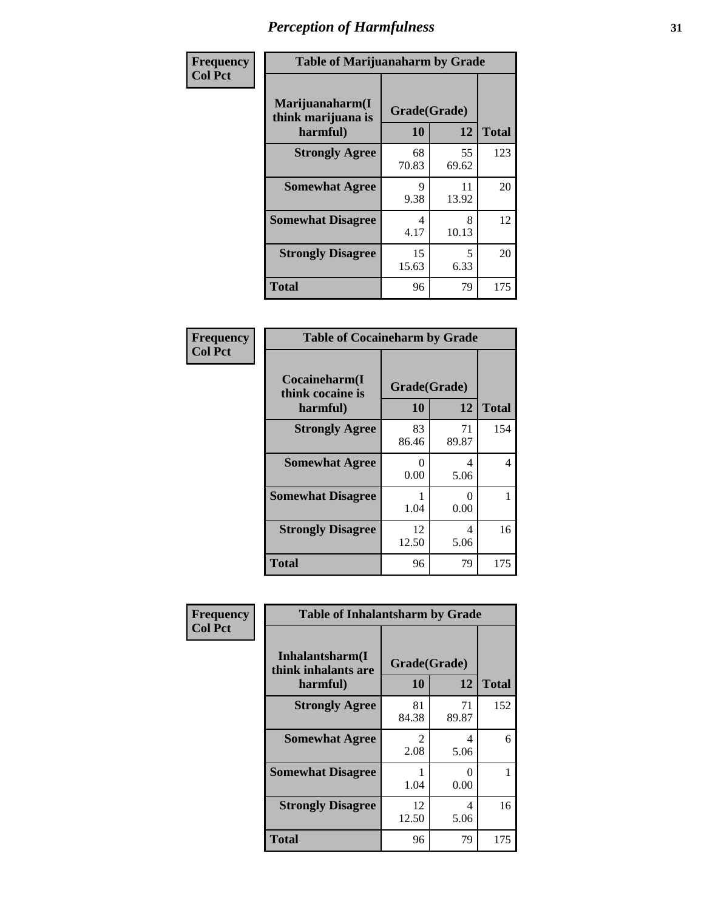# Perception of Harmfulness

**Frequency**
**Col Pct**

| Table of Marijuanaharm by Grade | | | |
|---|---|---|---|
| **Marijuanaharm(I think marijuana is harmful)** | **Grade(Grade)** | | **Total** |
| | **10** | **12** | |
| **Strongly Agree** | 68<br>70.83 | 55<br>69.62 | 123 |
| **Somewhat Agree** | 9<br>9.38 | 11<br>13.92 | 20 |
| **Somewhat Disagree** | 4<br>4.17 | 8<br>10.13 | 12 |
| **Strongly Disagree** | 15<br>15.63 | 5<br>6.33 | 20 |
| **Total** | 96 | 79 | 175 |

**Frequency**
**Col Pct**

| Table of Cocaineharm by Grade | | | |
|---|---|---|---|
| **Cocaineharm(I think cocaine is harmful)** | **Grade(Grade)** | | **Total** |
| | **10** | **12** | |
| **Strongly Agree** | 83<br>86.46 | 71<br>89.87 | 154 |
| **Somewhat Agree** | 0<br>0.00 | 4<br>5.06 | 4 |
| **Somewhat Disagree** | 1<br>1.04 | 0<br>0.00 | 1 |
| **Strongly Disagree** | 12<br>12.50 | 4<br>5.06 | 16 |
| **Total** | 96 | 79 | 175 |

**Frequency**
**Col Pct**

| Table of Inhalantsharm by Grade | | | |
|---|---|---|---|
| **Inhalantsharm(I think inhalants are harmful)** | **Grade(Grade)** | | **Total** |
| | **10** | **12** | |
| **Strongly Agree** | 81<br>84.38 | 71<br>89.87 | 152 |
| **Somewhat Agree** | 2<br>2.08 | 4<br>5.06 | 6 |
| **Somewhat Disagree** | 1<br>1.04 | 0<br>0.00 | 1 |
| **Strongly Disagree** | 12<br>12.50 | 4<br>5.06 | 16 |
| **Total** | 96 | 79 | 175 |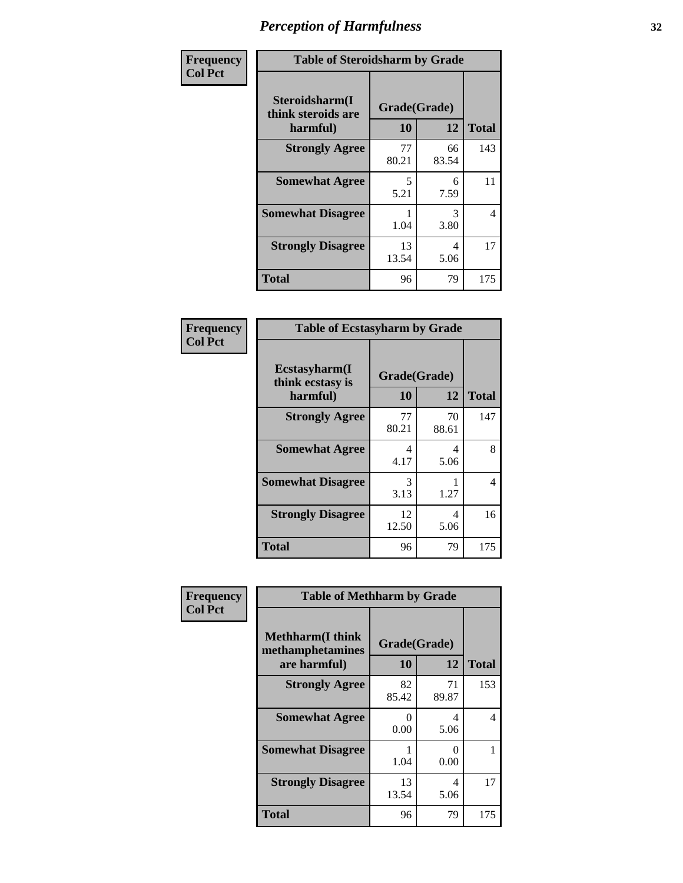# Perception of Harmfulness

| Frequency<br>Col Pct | Table of Steroidsharm by Grade | | |
|---|---|---|---|
| **Steroidsharm(I think steroids are harmful)** | **Grade(Grade)** | | **Total** |
| | **10** | **12** | |
| **Strongly Agree** | 77<br>80.21 | 66<br>83.54 | 143 |
| **Somewhat Agree** | 5<br>5.21 | 6<br>7.59 | 11 |
| **Somewhat Disagree** | 1<br>1.04 | 3<br>3.80 | 4 |
| **Strongly Disagree** | 13<br>13.54 | 4<br>5.06 | 17 |
| **Total** | 96 | 79 | 175 |

| Frequency<br>Col Pct | Table of Ecstasyharm by Grade | | |
|---|---|---|---|
| **Ecstasyharm(I think ecstasy is harmful)** | **Grade(Grade)** | | **Total** |
| | **10** | **12** | |
| **Strongly Agree** | 77<br>80.21 | 70<br>88.61 | 147 |
| **Somewhat Agree** | 4<br>4.17 | 4<br>5.06 | 8 |
| **Somewhat Disagree** | 3<br>3.13 | 1<br>1.27 | 4 |
| **Strongly Disagree** | 12<br>12.50 | 4<br>5.06 | 16 |
| **Total** | 96 | 79 | 175 |

| Frequency<br>Col Pct | Table of Methharm by Grade | | |
|---|---|---|---|
| **Methharm(I think methamphetamines are harmful)** | **Grade(Grade)** | | **Total** |
| | **10** | **12** | |
| **Strongly Agree** | 82<br>85.42 | 71<br>89.87 | 153 |
| **Somewhat Agree** | 0<br>0.00 | 4<br>5.06 | 4 |
| **Somewhat Disagree** | 1<br>1.04 | 0<br>0.00 | 1 |
| **Strongly Disagree** | 13<br>13.54 | 4<br>5.06 | 17 |
| **Total** | 96 | 79 | 175 |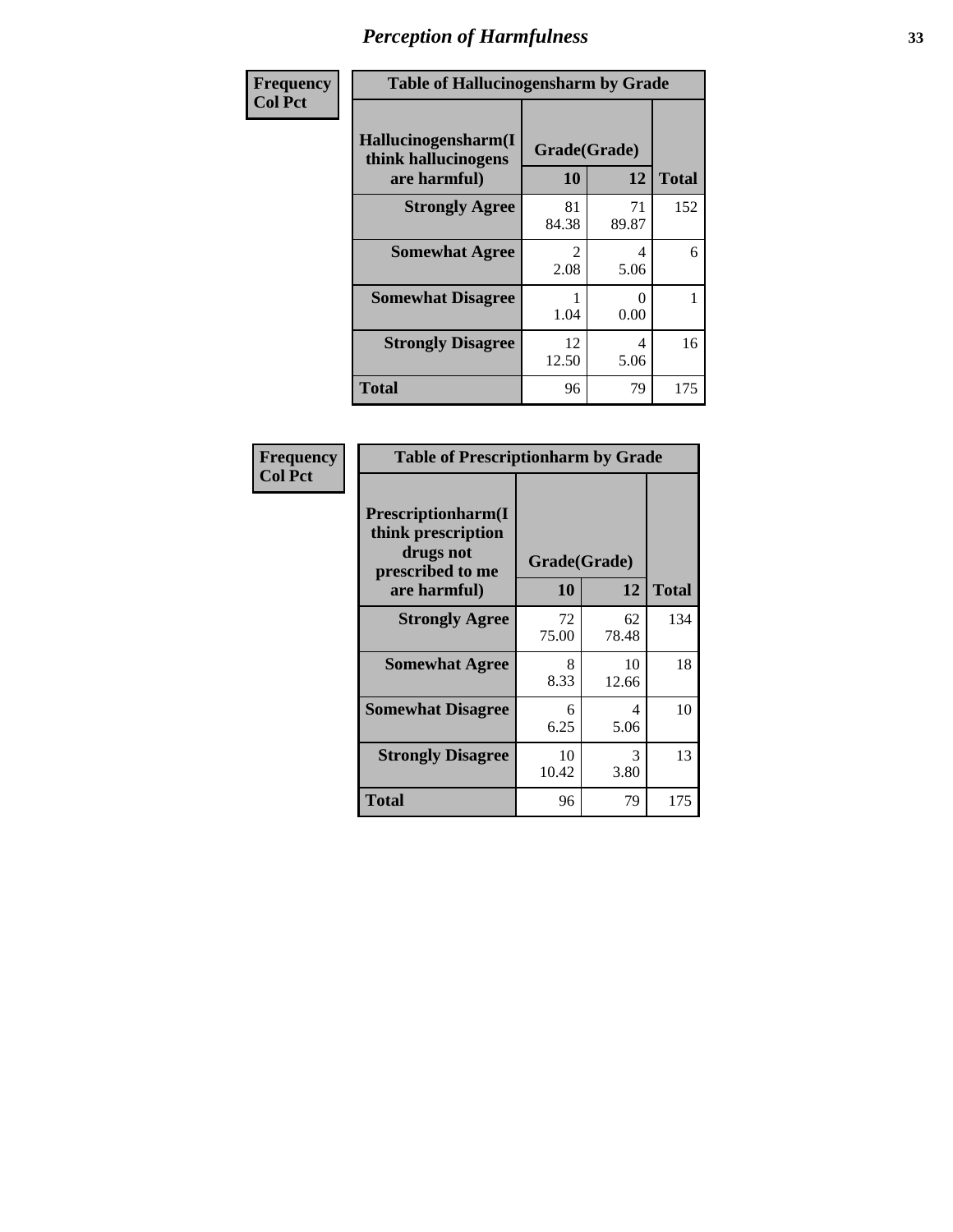# Perception of Harmfulness

**Frequency**
**Col Pct**

| Table of Hallucinogensharm by Grade | | | |
|---|---|---|---|
| **Hallucinogensharm(I think hallucinogens are harmful)** | **Grade(Grade)** | | **Total** |
| | **10** | **12** | |
| **Strongly Agree** | 81<br>84.38 | 71<br>89.87 | 152 |
| **Somewhat Agree** | 2<br>2.08 | 4<br>5.06 | 6 |
| **Somewhat Disagree** | 1<br>1.04 | 0<br>0.00 | 1 |
| **Strongly Disagree** | 12<br>12.50 | 4<br>5.06 | 16 |
| **Total** | 96 | 79 | 175 |

**Frequency**
**Col Pct**

| Table of Prescriptionharm by Grade | | | |
|---|---|---|---|
| **Prescriptionharm(I think prescription drugs not prescribed to me are harmful)** | **Grade(Grade)** | | **Total** |
| | **10** | **12** | |
| **Strongly Agree** | 72<br>75.00 | 62<br>78.48 | 134 |
| **Somewhat Agree** | 8<br>8.33 | 10<br>12.66 | 18 |
| **Somewhat Disagree** | 6<br>6.25 | 4<br>5.06 | 10 |
| **Strongly Disagree** | 10<br>10.42 | 3<br>3.80 | 13 |
| **Total** | 96 | 79 | 175 |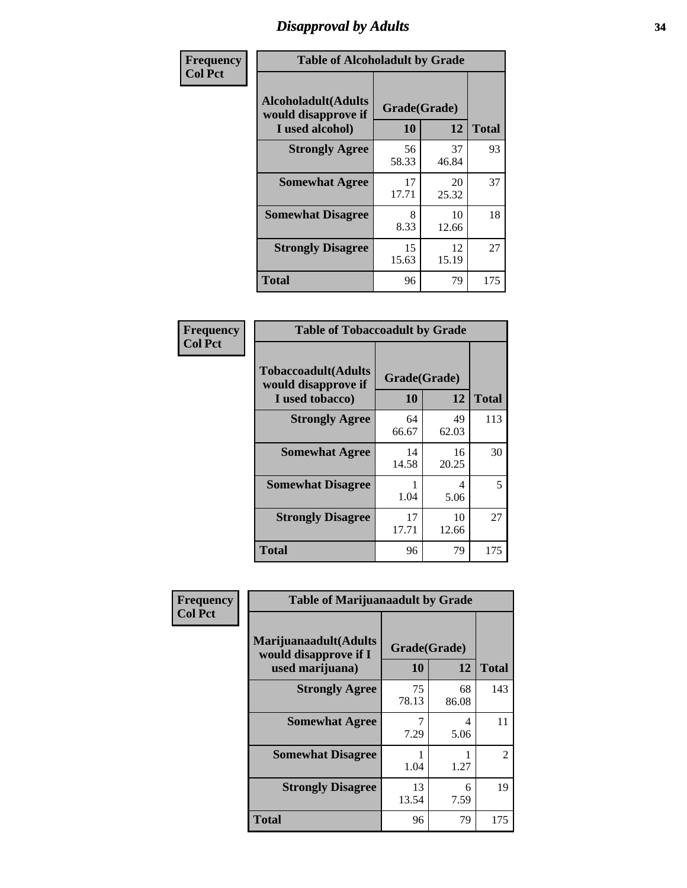# Disapproval by Adults

**Frequency / Col Pct**

**Table of Alcoholadult by Grade**

| Alcoholadult(Adults would disapprove if I used alcohol) | Grade(Grade) 10 | 12 | Total |
|---|---|---|---|
| **Strongly Agree** | 56<br>58.33 | 37<br>46.84 | 93 |
| **Somewhat Agree** | 17<br>17.71 | 20<br>25.32 | 37 |
| **Somewhat Disagree** | 8<br>8.33 | 10<br>12.66 | 18 |
| **Strongly Disagree** | 15<br>15.63 | 12<br>15.19 | 27 |
| **Total** | 96 | 79 | 175 |

**Frequency / Col Pct**

**Table of Tobaccoadult by Grade**

| Tobaccoadult(Adults would disapprove if I used tobacco) | Grade(Grade) 10 | 12 | Total |
|---|---|---|---|
| **Strongly Agree** | 64<br>66.67 | 49<br>62.03 | 113 |
| **Somewhat Agree** | 14<br>14.58 | 16<br>20.25 | 30 |
| **Somewhat Disagree** | 1<br>1.04 | 4<br>5.06 | 5 |
| **Strongly Disagree** | 17<br>17.71 | 10<br>12.66 | 27 |
| **Total** | 96 | 79 | 175 |

**Frequency / Col Pct**

**Table of Marijuanaadult by Grade**

| Marijuanaadult(Adults would disapprove if I used marijuana) | Grade(Grade) 10 | 12 | Total |
|---|---|---|---|
| **Strongly Agree** | 75<br>78.13 | 68<br>86.08 | 143 |
| **Somewhat Agree** | 7<br>7.29 | 4<br>5.06 | 11 |
| **Somewhat Disagree** | 1<br>1.04 | 1<br>1.27 | 2 |
| **Strongly Disagree** | 13<br>13.54 | 6<br>7.59 | 19 |
| **Total** | 96 | 79 | 175 |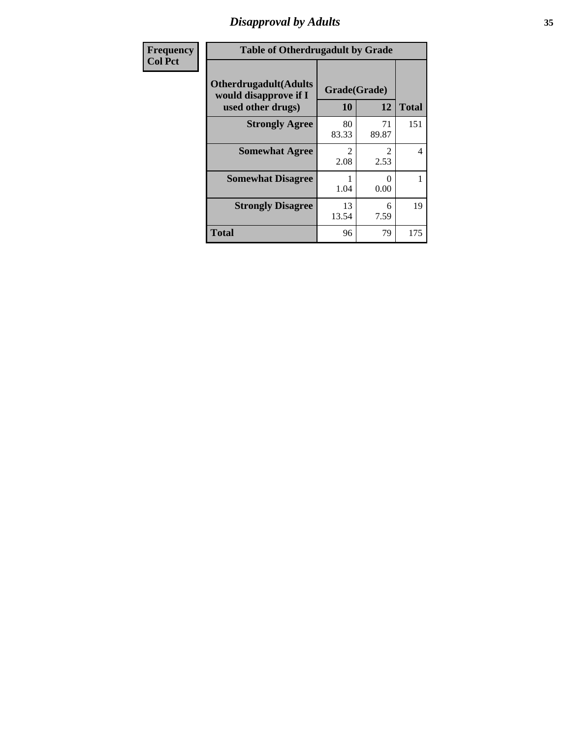# Disapproval by Adults

| Frequency<br>Col Pct |
|---|

**Table of Otherdrugadult by Grade**

| Otherdrugadult(Adults would disapprove if I used other drugs) | Grade(Grade) 10 | 12 | Total |
|---|---|---|---|
| **Strongly Agree** | 80<br>83.33 | 71<br>89.87 | 151 |
| **Somewhat Agree** | 2<br>2.08 | 2<br>2.53 | 4 |
| **Somewhat Disagree** | 1<br>1.04 | 0<br>0.00 | 1 |
| **Strongly Disagree** | 13<br>13.54 | 6<br>7.59 | 19 |
| **Total** | 96 | 79 | 175 |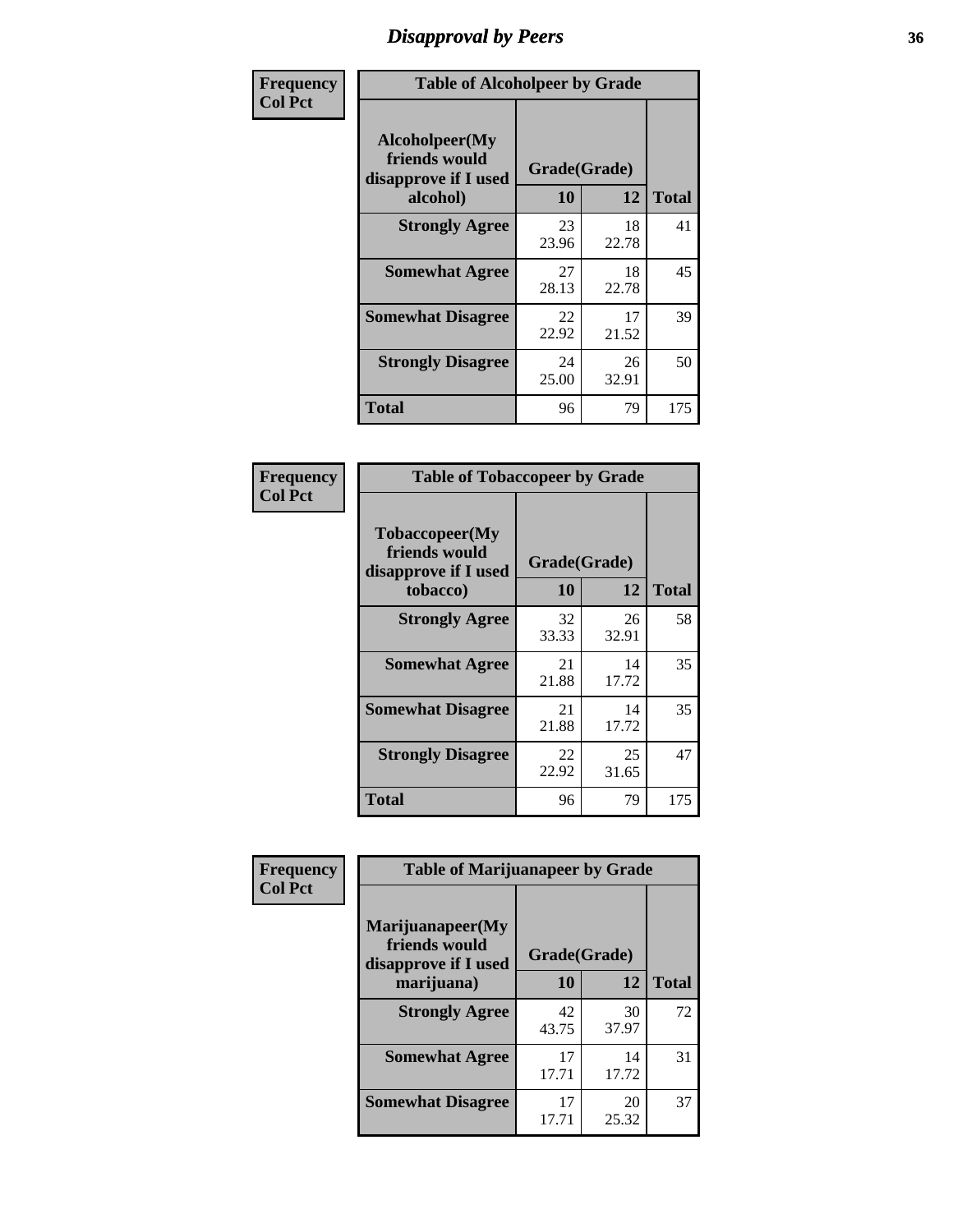# Disapproval by Peers

| Frequency<br>Col Pct |
|---|

**Table of Alcoholpeer by Grade**

| Alcoholpeer(My friends would disapprove if I used alcohol) | Grade(Grade) 10 | 12 | Total |
|---|---|---|---|
| **Strongly Agree** | 23<br>23.96 | 18<br>22.78 | 41 |
| **Somewhat Agree** | 27<br>28.13 | 18<br>22.78 | 45 |
| **Somewhat Disagree** | 22<br>22.92 | 17<br>21.52 | 39 |
| **Strongly Disagree** | 24<br>25.00 | 26<br>32.91 | 50 |
| **Total** | 96 | 79 | 175 |

| Frequency<br>Col Pct |
|---|

**Table of Tobaccopeer by Grade**

| Tobaccopeer(My friends would disapprove if I used tobacco) | Grade(Grade) 10 | 12 | Total |
|---|---|---|---|
| **Strongly Agree** | 32<br>33.33 | 26<br>32.91 | 58 |
| **Somewhat Agree** | 21<br>21.88 | 14<br>17.72 | 35 |
| **Somewhat Disagree** | 21<br>21.88 | 14<br>17.72 | 35 |
| **Strongly Disagree** | 22<br>22.92 | 25<br>31.65 | 47 |
| **Total** | 96 | 79 | 175 |

| Frequency<br>Col Pct |
|---|

**Table of Marijuanapeer by Grade**

| Marijuanapeer(My friends would disapprove if I used marijuana) | Grade(Grade) 10 | 12 | Total |
|---|---|---|---|
| **Strongly Agree** | 42<br>43.75 | 30<br>37.97 | 72 |
| **Somewhat Agree** | 17<br>17.71 | 14<br>17.72 | 31 |
| **Somewhat Disagree** | 17<br>17.71 | 20<br>25.32 | 37 |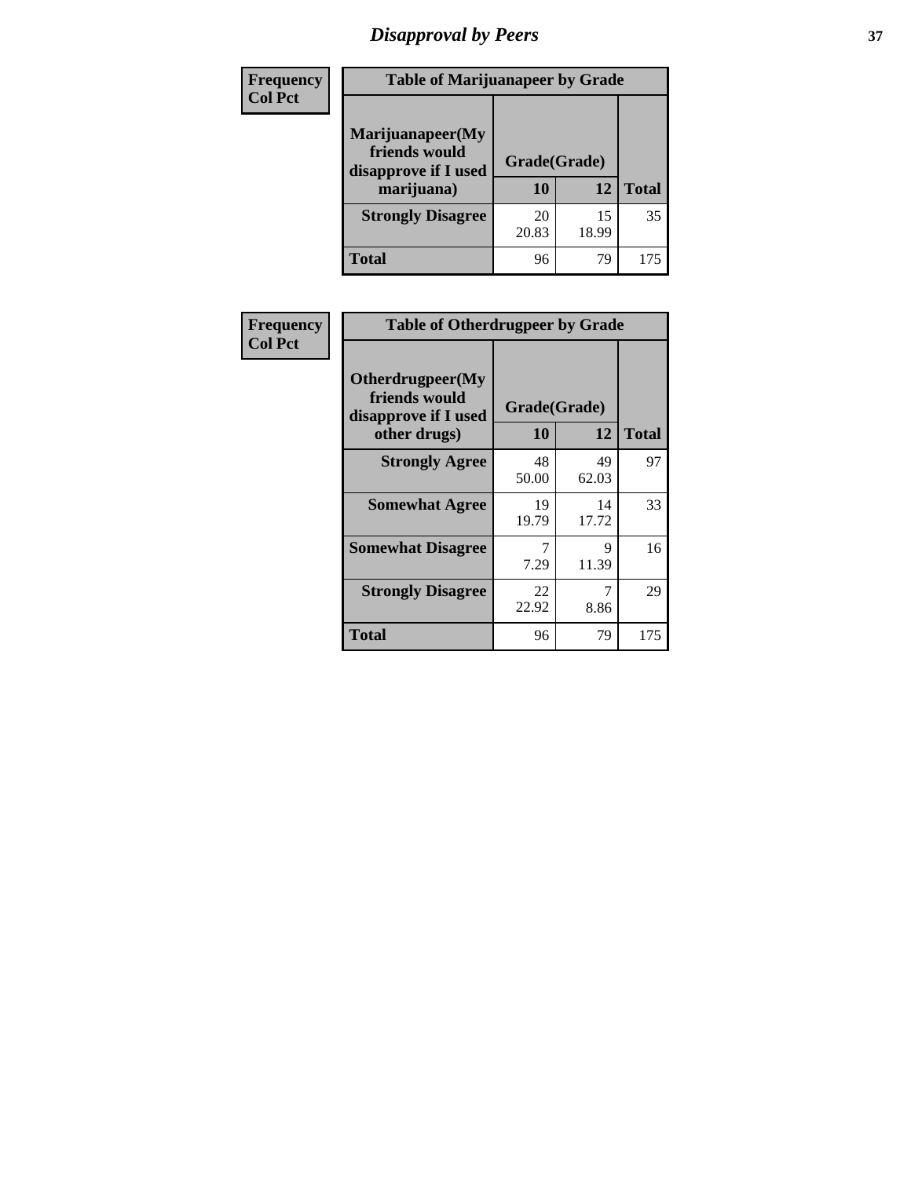# Disapproval by Peers

| Frequency Col Pct | Table of Marijuanapeer by Grade | | |
|---|---|---|---|
| Marijuanapeer(My friends would disapprove if I used marijuana) | Grade(Grade) | | |
| | 10 | 12 | Total |
| Strongly Disagree | 20<br>20.83 | 15<br>18.99 | 35 |
| Total | 96 | 79 | 175 |

| Frequency Col Pct | Table of Otherdrugpeer by Grade | | |
|---|---|---|---|
| Otherdrugpeer(My friends would disapprove if I used other drugs) | Grade(Grade) | | |
| | 10 | 12 | Total |
| Strongly Agree | 48<br>50.00 | 49<br>62.03 | 97 |
| Somewhat Agree | 19<br>19.79 | 14<br>17.72 | 33 |
| Somewhat Disagree | 7<br>7.29 | 9<br>11.39 | 16 |
| Strongly Disagree | 22<br>22.92 | 7<br>8.86 | 29 |
| Total | 96 | 79 | 175 |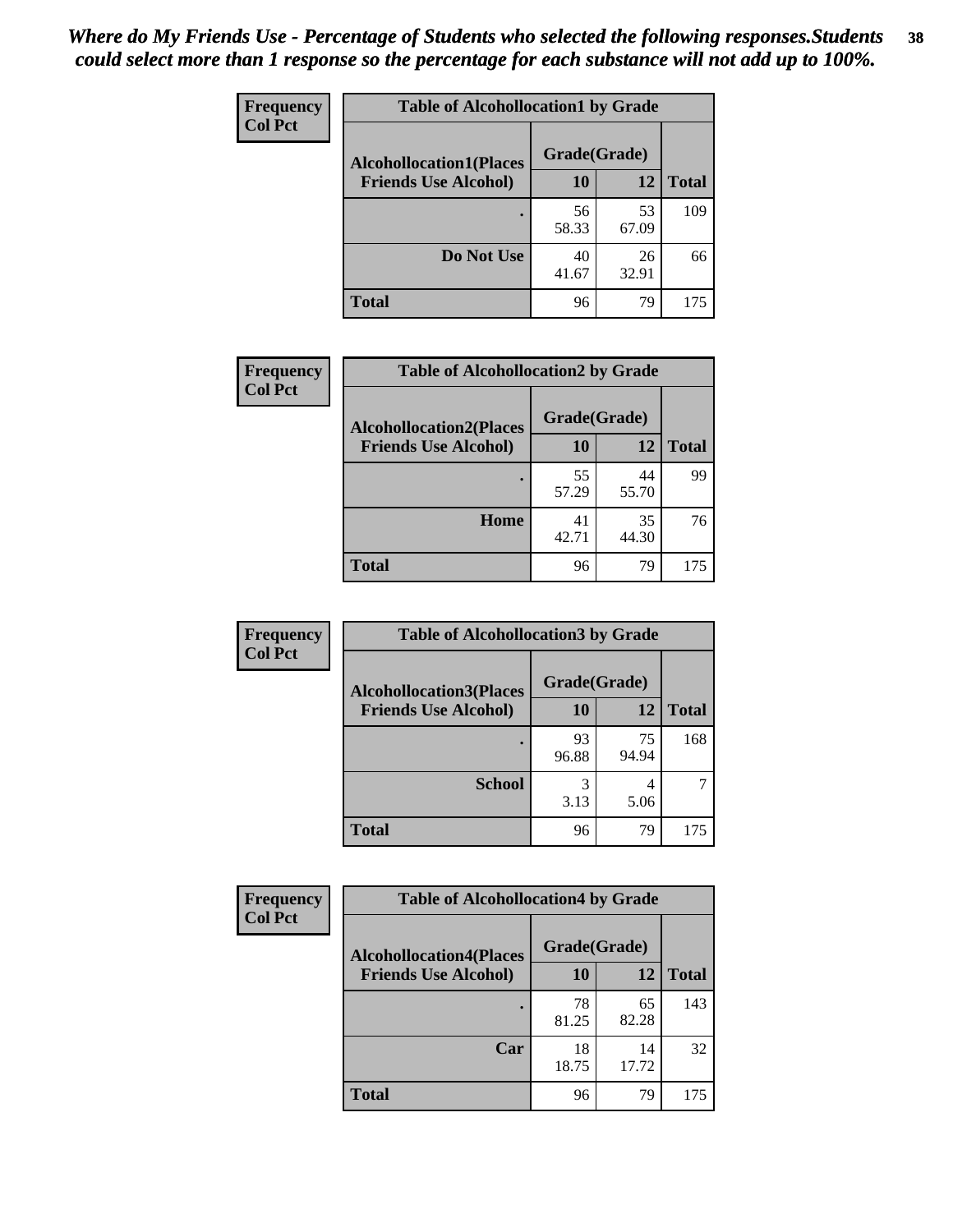*Where do My Friends Use - Percentage of Students who selected the following responses.Students could select more than 1 response so the percentage for each substance will not add up to 100%.*

**Frequency**
**Col Pct**

| Table of Alcohollocation1 by Grade | | | |
|---|---|---|---|
| **Alcohollocation1(Places Friends Use Alcohol)** | **Grade(Grade)** | | **Total** |
| | **10** | **12** | |
| . | 56<br>58.33 | 53<br>67.09 | 109 |
| **Do Not Use** | 40<br>41.67 | 26<br>32.91 | 66 |
| **Total** | 96 | 79 | 175 |

**Frequency**
**Col Pct**

| Table of Alcohollocation2 by Grade | | | |
|---|---|---|---|
| **Alcohollocation2(Places Friends Use Alcohol)** | **Grade(Grade)** | | **Total** |
| | **10** | **12** | |
| . | 55<br>57.29 | 44<br>55.70 | 99 |
| **Home** | 41<br>42.71 | 35<br>44.30 | 76 |
| **Total** | 96 | 79 | 175 |

**Frequency**
**Col Pct**

| Table of Alcohollocation3 by Grade | | | |
|---|---|---|---|
| **Alcohollocation3(Places Friends Use Alcohol)** | **Grade(Grade)** | | **Total** |
| | **10** | **12** | |
| . | 93<br>96.88 | 75<br>94.94 | 168 |
| **School** | 3<br>3.13 | 4<br>5.06 | 7 |
| **Total** | 96 | 79 | 175 |

**Frequency**
**Col Pct**

| Table of Alcohollocation4 by Grade | | | |
|---|---|---|---|
| **Alcohollocation4(Places Friends Use Alcohol)** | **Grade(Grade)** | | **Total** |
| | **10** | **12** | |
| . | 78<br>81.25 | 65<br>82.28 | 143 |
| **Car** | 18<br>18.75 | 14<br>17.72 | 32 |
| **Total** | 96 | 79 | 175 |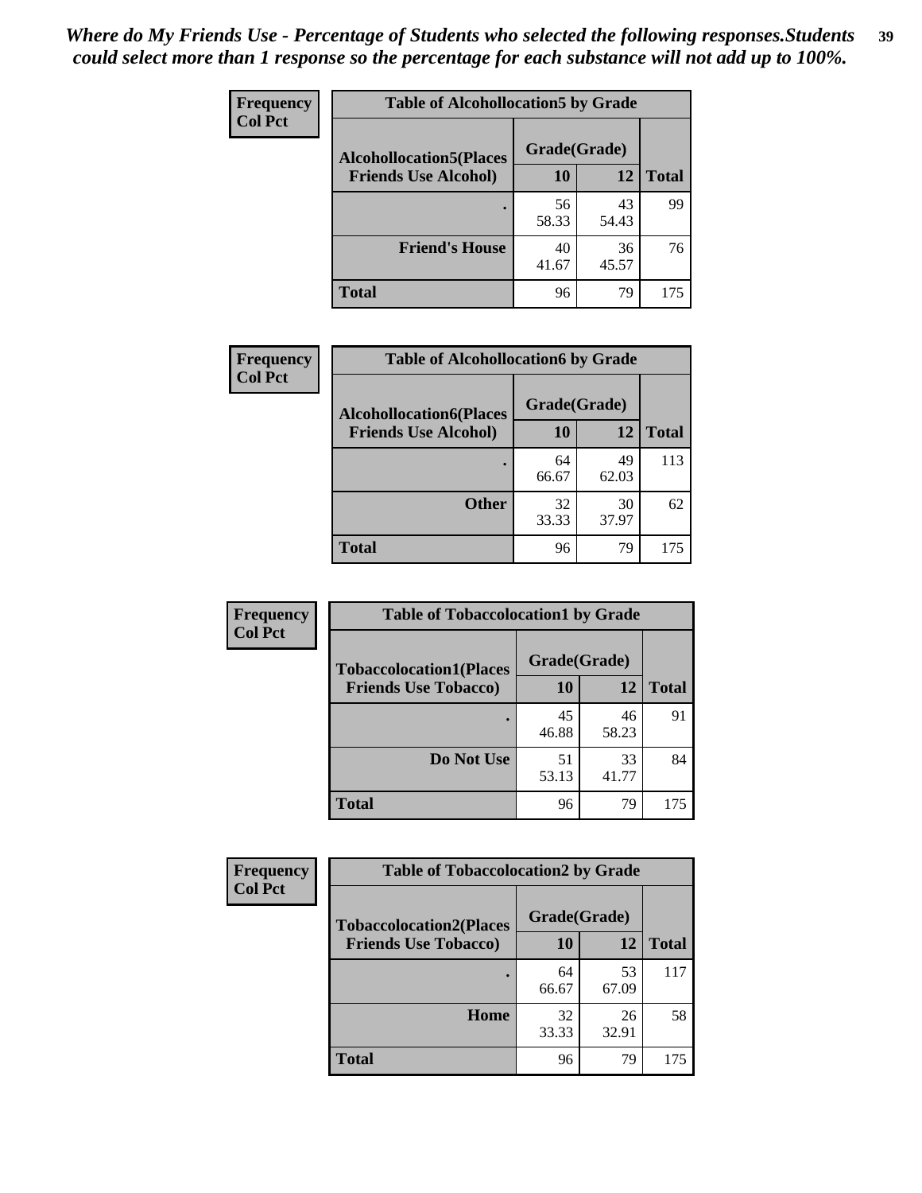*Where do My Friends Use - Percentage of Students who selected the following responses.Students could select more than 1 response so the percentage for each substance will not add up to 100%.*

**Frequency / Col Pct**

**Table of Alcohollocation5 by Grade**

| Alcohollocation5(Places Friends Use Alcohol) | Grade(Grade) 10 | 12 | Total |
|---|---|---|---|
| . | 56<br>58.33 | 43<br>54.43 | 99 |
| Friend's House | 40<br>41.67 | 36<br>45.57 | 76 |
| Total | 96 | 79 | 175 |

**Frequency / Col Pct**

**Table of Alcohollocation6 by Grade**

| Alcohollocation6(Places Friends Use Alcohol) | Grade(Grade) 10 | 12 | Total |
|---|---|---|---|
| . | 64<br>66.67 | 49<br>62.03 | 113 |
| Other | 32<br>33.33 | 30<br>37.97 | 62 |
| Total | 96 | 79 | 175 |

**Frequency / Col Pct**

**Table of Tobaccolocation1 by Grade**

| Tobaccolocation1(Places Friends Use Tobacco) | Grade(Grade) 10 | 12 | Total |
|---|---|---|---|
| . | 45<br>46.88 | 46<br>58.23 | 91 |
| Do Not Use | 51<br>53.13 | 33<br>41.77 | 84 |
| Total | 96 | 79 | 175 |

**Frequency / Col Pct**

**Table of Tobaccolocation2 by Grade**

| Tobaccolocation2(Places Friends Use Tobacco) | Grade(Grade) 10 | 12 | Total |
|---|---|---|---|
| . | 64<br>66.67 | 53<br>67.09 | 117 |
| Home | 32<br>33.33 | 26<br>32.91 | 58 |
| Total | 96 | 79 | 175 |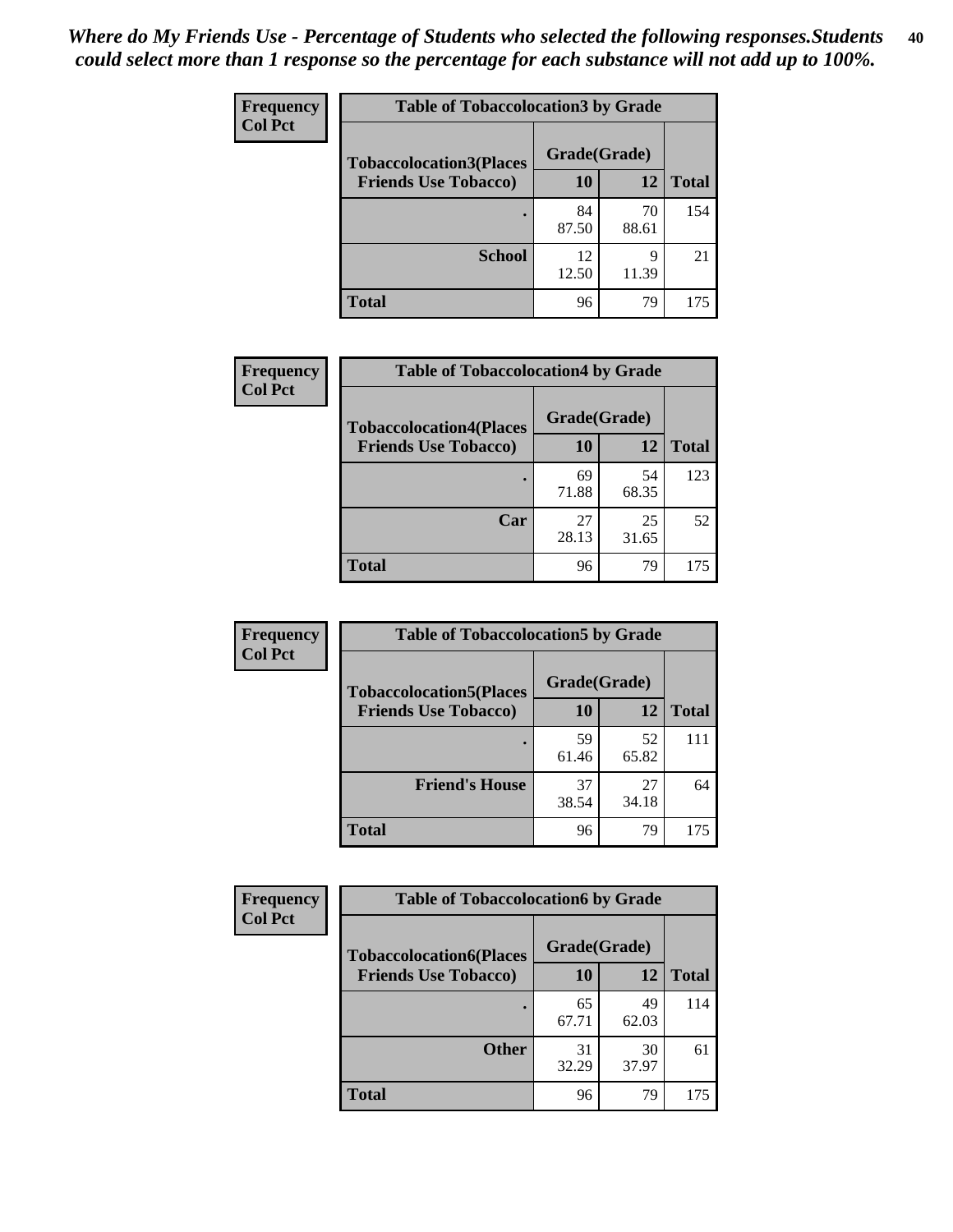*Where do My Friends Use - Percentage of Students who selected the following responses.Students could select more than 1 response so the percentage for each substance will not add up to 100%.*

**Frequency**
**Col Pct**

| Table of Tobaccolocation3 by Grade | | | |
|---|---|---|---|
| **Tobaccolocation3(Places Friends Use Tobacco)** | **Grade(Grade)** | | **Total** |
| | **10** | **12** | |
| **.** | 84<br>87.50 | 70<br>88.61 | 154 |
| **School** | 12<br>12.50 | 9<br>11.39 | 21 |
| **Total** | 96 | 79 | 175 |

**Frequency**
**Col Pct**

| Table of Tobaccolocation4 by Grade | | | |
|---|---|---|---|
| **Tobaccolocation4(Places Friends Use Tobacco)** | **Grade(Grade)** | | **Total** |
| | **10** | **12** | |
| **.** | 69<br>71.88 | 54<br>68.35 | 123 |
| **Car** | 27<br>28.13 | 25<br>31.65 | 52 |
| **Total** | 96 | 79 | 175 |

**Frequency**
**Col Pct**

| Table of Tobaccolocation5 by Grade | | | |
|---|---|---|---|
| **Tobaccolocation5(Places Friends Use Tobacco)** | **Grade(Grade)** | | **Total** |
| | **10** | **12** | |
| **.** | 59<br>61.46 | 52<br>65.82 | 111 |
| **Friend's House** | 37<br>38.54 | 27<br>34.18 | 64 |
| **Total** | 96 | 79 | 175 |

**Frequency**
**Col Pct**

| Table of Tobaccolocation6 by Grade | | | |
|---|---|---|---|
| **Tobaccolocation6(Places Friends Use Tobacco)** | **Grade(Grade)** | | **Total** |
| | **10** | **12** | |
| **.** | 65<br>67.71 | 49<br>62.03 | 114 |
| **Other** | 31<br>32.29 | 30<br>37.97 | 61 |
| **Total** | 96 | 79 | 175 |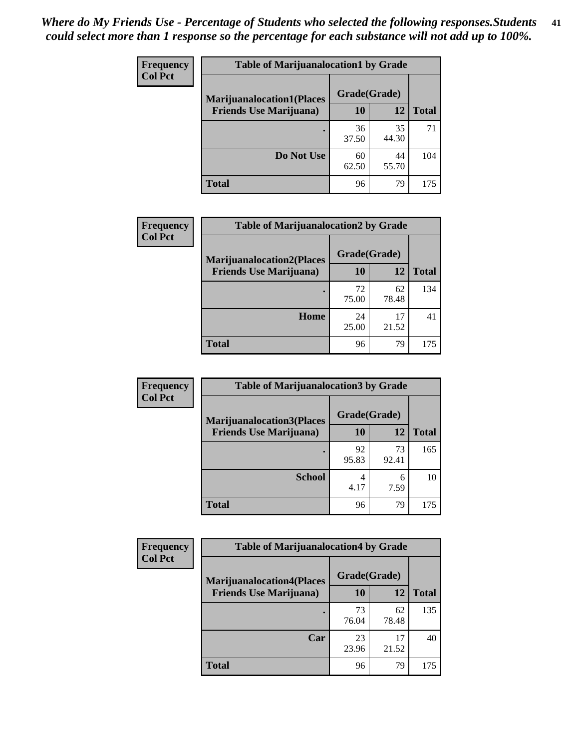*Where do My Friends Use - Percentage of Students who selected the following responses.Students could select more than 1 response so the percentage for each substance will not add up to 100%.*

| Frequency<br>Col Pct | Table of Marijuanalocation1 by Grade | | |
|---|---|---|---|
| **Marijuanalocation1(Places Friends Use Marijuana)** | **Grade(Grade)** | | |
| | **10** | **12** | **Total** |
| **.** | 36<br>37.50 | 35<br>44.30 | 71 |
| **Do Not Use** | 60<br>62.50 | 44<br>55.70 | 104 |
| **Total** | 96 | 79 | 175 |

| Frequency<br>Col Pct | Table of Marijuanalocation2 by Grade | | |
|---|---|---|---|
| **Marijuanalocation2(Places Friends Use Marijuana)** | **Grade(Grade)** | | |
| | **10** | **12** | **Total** |
| **.** | 72<br>75.00 | 62<br>78.48 | 134 |
| **Home** | 24<br>25.00 | 17<br>21.52 | 41 |
| **Total** | 96 | 79 | 175 |

| Frequency<br>Col Pct | Table of Marijuanalocation3 by Grade | | |
|---|---|---|---|
| **Marijuanalocation3(Places Friends Use Marijuana)** | **Grade(Grade)** | | |
| | **10** | **12** | **Total** |
| **.** | 92<br>95.83 | 73<br>92.41 | 165 |
| **School** | 4<br>4.17 | 6<br>7.59 | 10 |
| **Total** | 96 | 79 | 175 |

| Frequency<br>Col Pct | Table of Marijuanalocation4 by Grade | | |
|---|---|---|---|
| **Marijuanalocation4(Places Friends Use Marijuana)** | **Grade(Grade)** | | |
| | **10** | **12** | **Total** |
| **.** | 73<br>76.04 | 62<br>78.48 | 135 |
| **Car** | 23<br>23.96 | 17<br>21.52 | 40 |
| **Total** | 96 | 79 | 175 |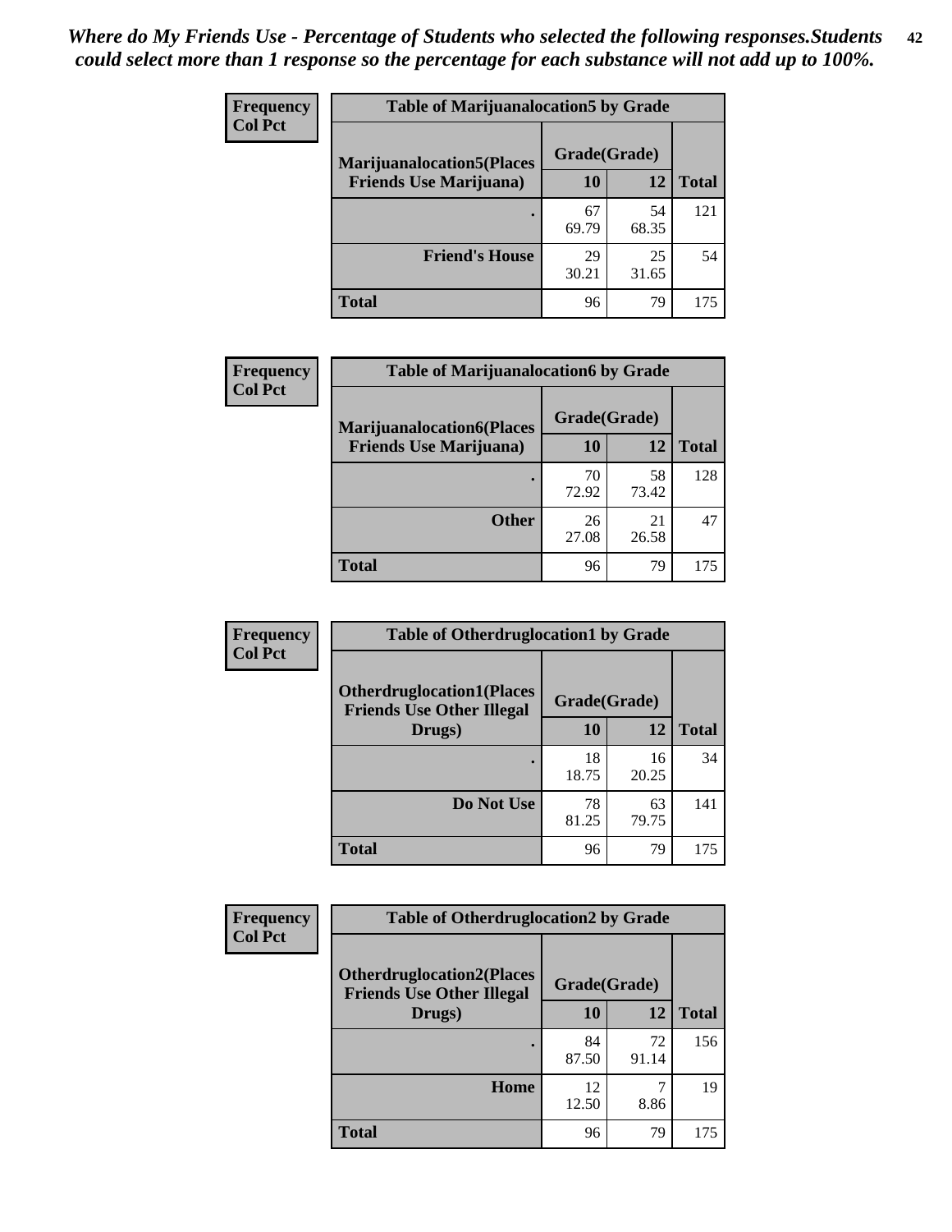*Where do My Friends Use - Percentage of Students who selected the following responses.Students could select more than 1 response so the percentage for each substance will not add up to 100%.*

**Frequency**
**Col Pct**

**Table of Marijuanalocation5 by Grade**

| Marijuanalocation5(Places Friends Use Marijuana) | Grade(Grade) | | Total |
|---|---|---|---|
| | 10 | 12 | |
| . | 67<br>69.79 | 54<br>68.35 | 121 |
| Friend's House | 29<br>30.21 | 25<br>31.65 | 54 |
| Total | 96 | 79 | 175 |

**Frequency**
**Col Pct**

**Table of Marijuanalocation6 by Grade**

| Marijuanalocation6(Places Friends Use Marijuana) | Grade(Grade) | | Total |
|---|---|---|---|
| | 10 | 12 | |
| . | 70<br>72.92 | 58<br>73.42 | 128 |
| Other | 26<br>27.08 | 21<br>26.58 | 47 |
| Total | 96 | 79 | 175 |

**Frequency**
**Col Pct**

**Table of Otherdruglocation1 by Grade**

| Otherdruglocation1(Places Friends Use Other Illegal Drugs) | Grade(Grade) | | Total |
|---|---|---|---|
| | 10 | 12 | |
| . | 18<br>18.75 | 16<br>20.25 | 34 |
| Do Not Use | 78<br>81.25 | 63<br>79.75 | 141 |
| Total | 96 | 79 | 175 |

**Frequency**
**Col Pct**

**Table of Otherdruglocation2 by Grade**

| Otherdruglocation2(Places Friends Use Other Illegal Drugs) | Grade(Grade) | | Total |
|---|---|---|---|
| | 10 | 12 | |
| . | 84<br>87.50 | 72<br>91.14 | 156 |
| Home | 12<br>12.50 | 7<br>8.86 | 19 |
| Total | 96 | 79 | 175 |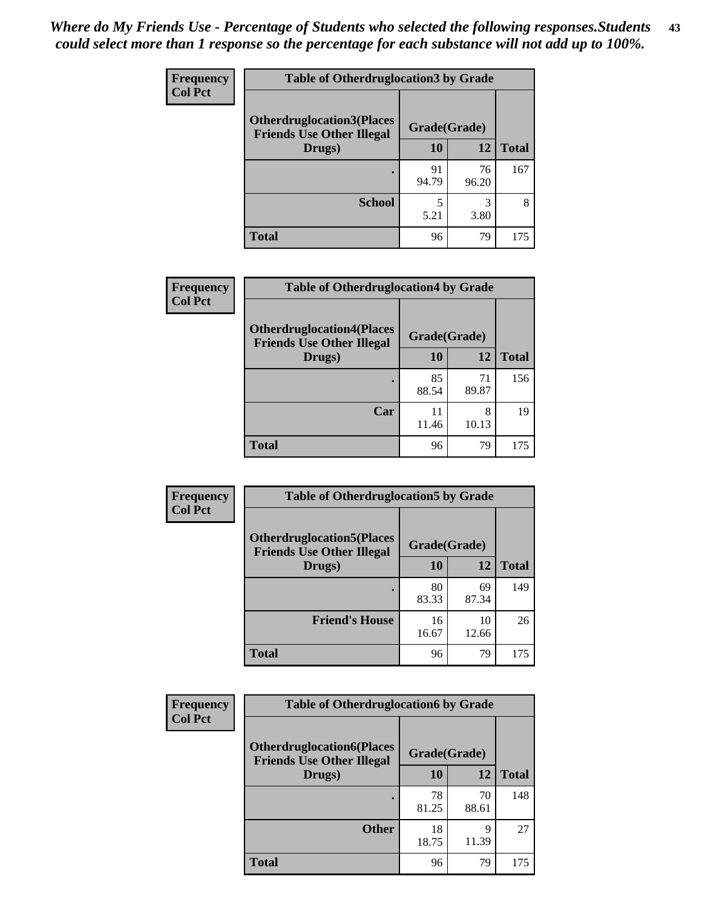*Where do My Friends Use - Percentage of Students who selected the following responses.Students could select more than 1 response so the percentage for each substance will not add up to 100%.*

| Frequency Col Pct | Table of Otherdruglocation3 by Grade | | |
|---|---|---|---|
| Otherdruglocation3(Places Friends Use Other Illegal Drugs) | Grade(Grade) | | |
| | 10 | 12 | Total |
| . | 91<br>94.79 | 76<br>96.20 | 167 |
| School | 5<br>5.21 | 3<br>3.80 | 8 |
| Total | 96 | 79 | 175 |

| Frequency Col Pct | Table of Otherdruglocation4 by Grade | | |
|---|---|---|---|
| Otherdruglocation4(Places Friends Use Other Illegal Drugs) | Grade(Grade) | | |
| | 10 | 12 | Total |
| . | 85<br>88.54 | 71<br>89.87 | 156 |
| Car | 11<br>11.46 | 8<br>10.13 | 19 |
| Total | 96 | 79 | 175 |

| Frequency Col Pct | Table of Otherdruglocation5 by Grade | | |
|---|---|---|---|
| Otherdruglocation5(Places Friends Use Other Illegal Drugs) | Grade(Grade) | | |
| | 10 | 12 | Total |
| . | 80<br>83.33 | 69<br>87.34 | 149 |
| Friend's House | 16<br>16.67 | 10<br>12.66 | 26 |
| Total | 96 | 79 | 175 |

| Frequency Col Pct | Table of Otherdruglocation6 by Grade | | |
|---|---|---|---|
| Otherdruglocation6(Places Friends Use Other Illegal Drugs) | Grade(Grade) | | |
| | 10 | 12 | Total |
| . | 78<br>81.25 | 70<br>88.61 | 148 |
| Other | 18<br>18.75 | 9<br>11.39 | 27 |
| Total | 96 | 79 | 175 |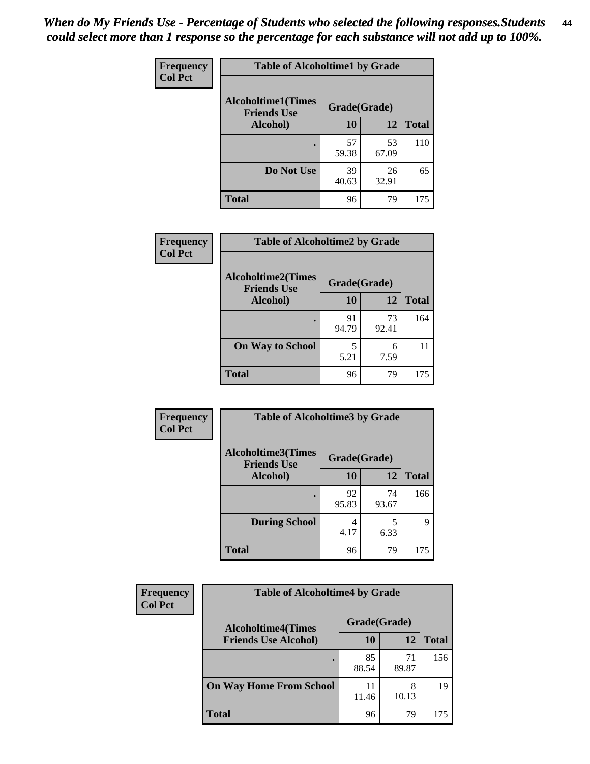*When do My Friends Use - Percentage of Students who selected the following responses.Students could select more than 1 response so the percentage for each substance will not add up to 100%.*

**Frequency**
**Col Pct**

| Table of Alcoholtime1 by Grade | | | |
|---|---|---|---|
| Alcoholtime1(Times Friends Use Alcohol) | Grade(Grade) | | |
| | 10 | 12 | Total |
| . | 57<br>59.38 | 53<br>67.09 | 110 |
| Do Not Use | 39<br>40.63 | 26<br>32.91 | 65 |
| Total | 96 | 79 | 175 |

**Frequency**
**Col Pct**

| Table of Alcoholtime2 by Grade | | | |
|---|---|---|---|
| Alcoholtime2(Times Friends Use Alcohol) | Grade(Grade) | | |
| | 10 | 12 | Total |
| . | 91<br>94.79 | 73<br>92.41 | 164 |
| On Way to School | 5<br>5.21 | 6<br>7.59 | 11 |
| Total | 96 | 79 | 175 |

**Frequency**
**Col Pct**

| Table of Alcoholtime3 by Grade | | | |
|---|---|---|---|
| Alcoholtime3(Times Friends Use Alcohol) | Grade(Grade) | | |
| | 10 | 12 | Total |
| . | 92<br>95.83 | 74<br>93.67 | 166 |
| During School | 4<br>4.17 | 5<br>6.33 | 9 |
| Total | 96 | 79 | 175 |

**Frequency**
**Col Pct**

| Table of Alcoholtime4 by Grade | | | |
|---|---|---|---|
| Alcoholtime4(Times Friends Use Alcohol) | Grade(Grade) | | |
| | 10 | 12 | Total |
| . | 85<br>88.54 | 71<br>89.87 | 156 |
| On Way Home From School | 11<br>11.46 | 8<br>10.13 | 19 |
| Total | 96 | 79 | 175 |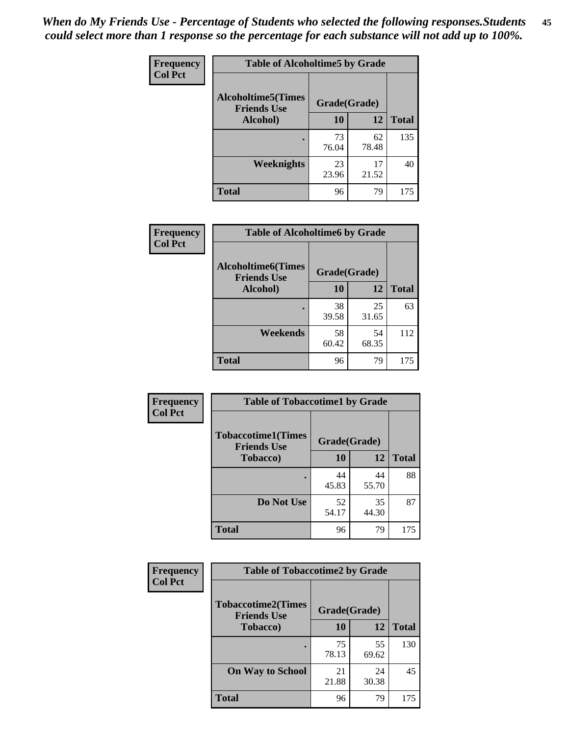*When do My Friends Use - Percentage of Students who selected the following responses.Students could select more than 1 response so the percentage for each substance will not add up to 100%.*

| Frequency<br>Col Pct | Table of Alcoholtime5 by Grade | | |
|---|---|---|---|
| Alcoholtime5(Times Friends Use Alcohol) | Grade(Grade) | | |
| | 10 | 12 | Total |
| . | 73<br>76.04 | 62<br>78.48 | 135 |
| Weeknights | 23<br>23.96 | 17<br>21.52 | 40 |
| Total | 96 | 79 | 175 |

| Frequency<br>Col Pct | Table of Alcoholtime6 by Grade | | |
|---|---|---|---|
| Alcoholtime6(Times Friends Use Alcohol) | Grade(Grade) | | |
| | 10 | 12 | Total |
| . | 38<br>39.58 | 25<br>31.65 | 63 |
| Weekends | 58<br>60.42 | 54<br>68.35 | 112 |
| Total | 96 | 79 | 175 |

| Frequency<br>Col Pct | Table of Tobaccotime1 by Grade | | |
|---|---|---|---|
| Tobaccotime1(Times Friends Use Tobacco) | Grade(Grade) | | |
| | 10 | 12 | Total |
| . | 44<br>45.83 | 44<br>55.70 | 88 |
| Do Not Use | 52<br>54.17 | 35<br>44.30 | 87 |
| Total | 96 | 79 | 175 |

| Frequency<br>Col Pct | Table of Tobaccotime2 by Grade | | |
|---|---|---|---|
| Tobaccotime2(Times Friends Use Tobacco) | Grade(Grade) | | |
| | 10 | 12 | Total |
| . | 75<br>78.13 | 55<br>69.62 | 130 |
| On Way to School | 21<br>21.88 | 24<br>30.38 | 45 |
| Total | 96 | 79 | 175 |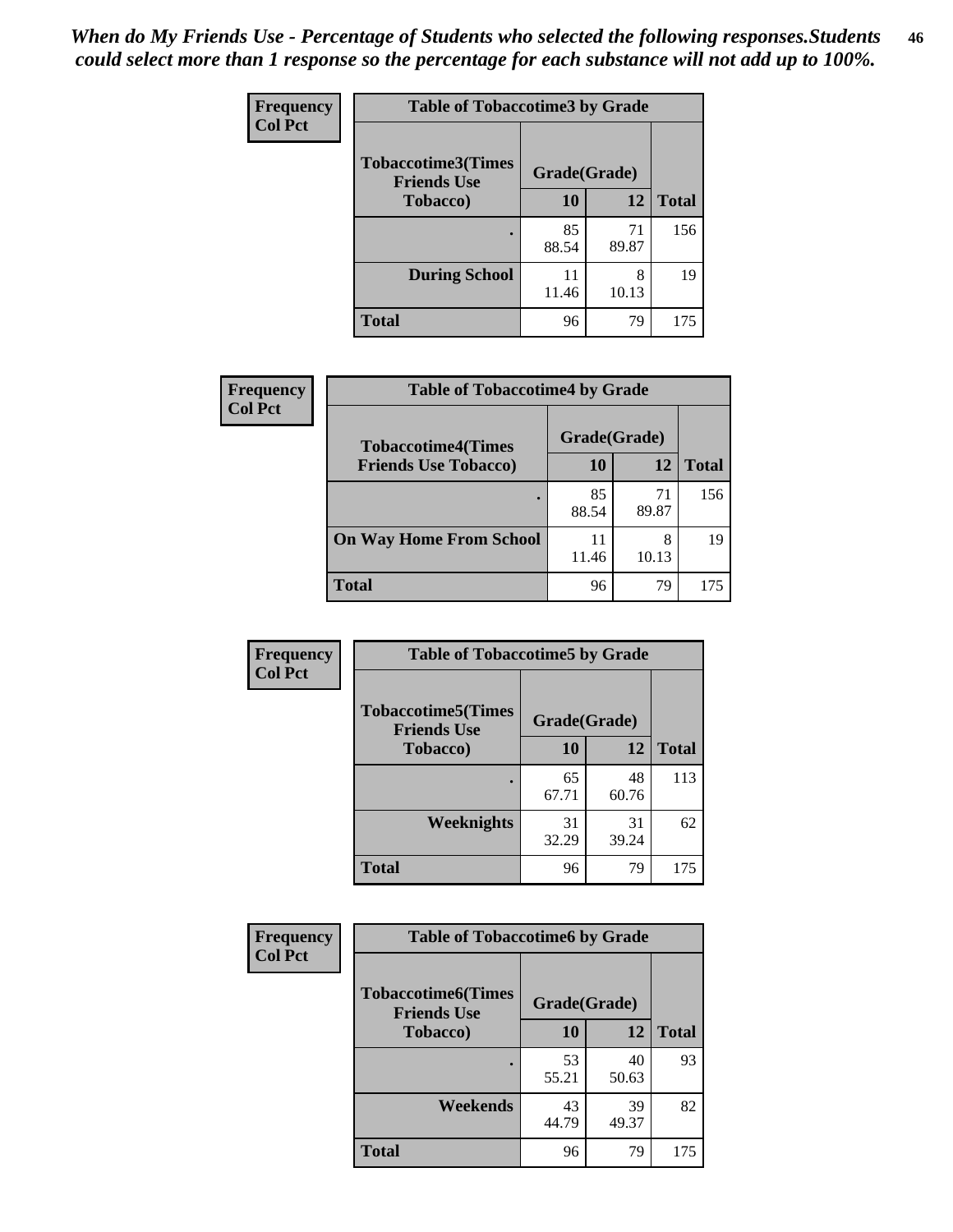*When do My Friends Use - Percentage of Students who selected the following responses.Students could select more than 1 response so the percentage for each substance will not add up to 100%.*

**Frequency**
**Col Pct**

| Table of Tobaccotime3 by Grade | | | |
|---|---|---|---|
| **Tobaccotime3(Times Friends Use Tobacco)** | **Grade(Grade)** | | **Total** |
| | **10** | **12** | |
| **.** | 85<br>88.54 | 71<br>89.87 | 156 |
| **During School** | 11<br>11.46 | 8<br>10.13 | 19 |
| **Total** | 96 | 79 | 175 |

**Frequency**
**Col Pct**

| Table of Tobaccotime4 by Grade | | | |
|---|---|---|---|
| **Tobaccotime4(Times Friends Use Tobacco)** | **Grade(Grade)** | | **Total** |
| | **10** | **12** | |
| **.** | 85<br>88.54 | 71<br>89.87 | 156 |
| **On Way Home From School** | 11<br>11.46 | 8<br>10.13 | 19 |
| **Total** | 96 | 79 | 175 |

**Frequency**
**Col Pct**

| Table of Tobaccotime5 by Grade | | | |
|---|---|---|---|
| **Tobaccotime5(Times Friends Use Tobacco)** | **Grade(Grade)** | | **Total** |
| | **10** | **12** | |
| **.** | 65<br>67.71 | 48<br>60.76 | 113 |
| **Weeknights** | 31<br>32.29 | 31<br>39.24 | 62 |
| **Total** | 96 | 79 | 175 |

**Frequency**
**Col Pct**

| Table of Tobaccotime6 by Grade | | | |
|---|---|---|---|
| **Tobaccotime6(Times Friends Use Tobacco)** | **Grade(Grade)** | | **Total** |
| | **10** | **12** | |
| **.** | 53<br>55.21 | 40<br>50.63 | 93 |
| **Weekends** | 43<br>44.79 | 39<br>49.37 | 82 |
| **Total** | 96 | 79 | 175 |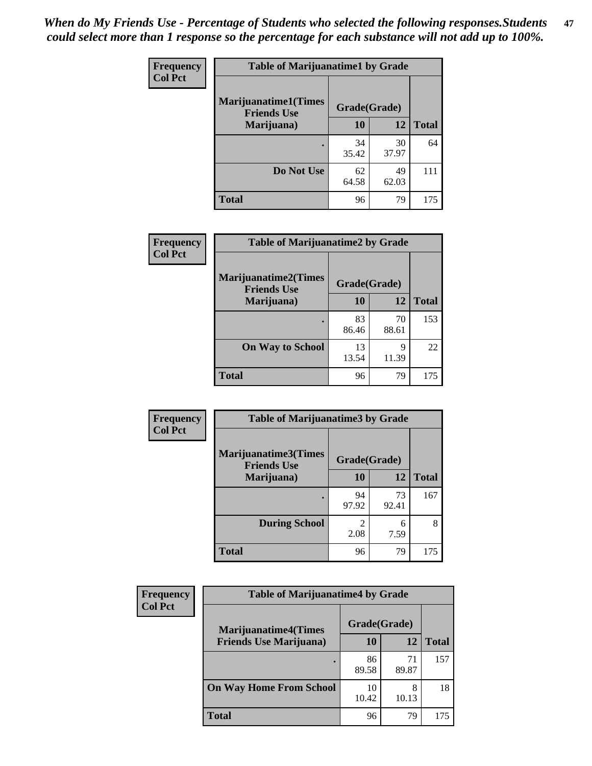*When do My Friends Use - Percentage of Students who selected the following responses.Students could select more than 1 response so the percentage for each substance will not add up to 100%.*

**Frequency**
**Col Pct**

| Table of Marijuanatime1 by Grade | | | |
|---|---|---|---|
| **Marijuanatime1(Times Friends Use Marijuana)** | **Grade(Grade)** | | |
| | **10** | **12** | **Total** |
| . | 34<br>35.42 | 30<br>37.97 | 64 |
| **Do Not Use** | 62<br>64.58 | 49<br>62.03 | 111 |
| **Total** | 96 | 79 | 175 |

**Frequency**
**Col Pct**

| Table of Marijuanatime2 by Grade | | | |
|---|---|---|---|
| **Marijuanatime2(Times Friends Use Marijuana)** | **Grade(Grade)** | | |
| | **10** | **12** | **Total** |
| . | 83<br>86.46 | 70<br>88.61 | 153 |
| **On Way to School** | 13<br>13.54 | 9<br>11.39 | 22 |
| **Total** | 96 | 79 | 175 |

**Frequency**
**Col Pct**

| Table of Marijuanatime3 by Grade | | | |
|---|---|---|---|
| **Marijuanatime3(Times Friends Use Marijuana)** | **Grade(Grade)** | | |
| | **10** | **12** | **Total** |
| . | 94<br>97.92 | 73<br>92.41 | 167 |
| **During School** | 2<br>2.08 | 6<br>7.59 | 8 |
| **Total** | 96 | 79 | 175 |

**Frequency**
**Col Pct**

| Table of Marijuanatime4 by Grade | | | |
|---|---|---|---|
| **Marijuanatime4(Times Friends Use Marijuana)** | **Grade(Grade)** | | |
| | **10** | **12** | **Total** |
| . | 86<br>89.58 | 71<br>89.87 | 157 |
| **On Way Home From School** | 10<br>10.42 | 8<br>10.13 | 18 |
| **Total** | 96 | 79 | 175 |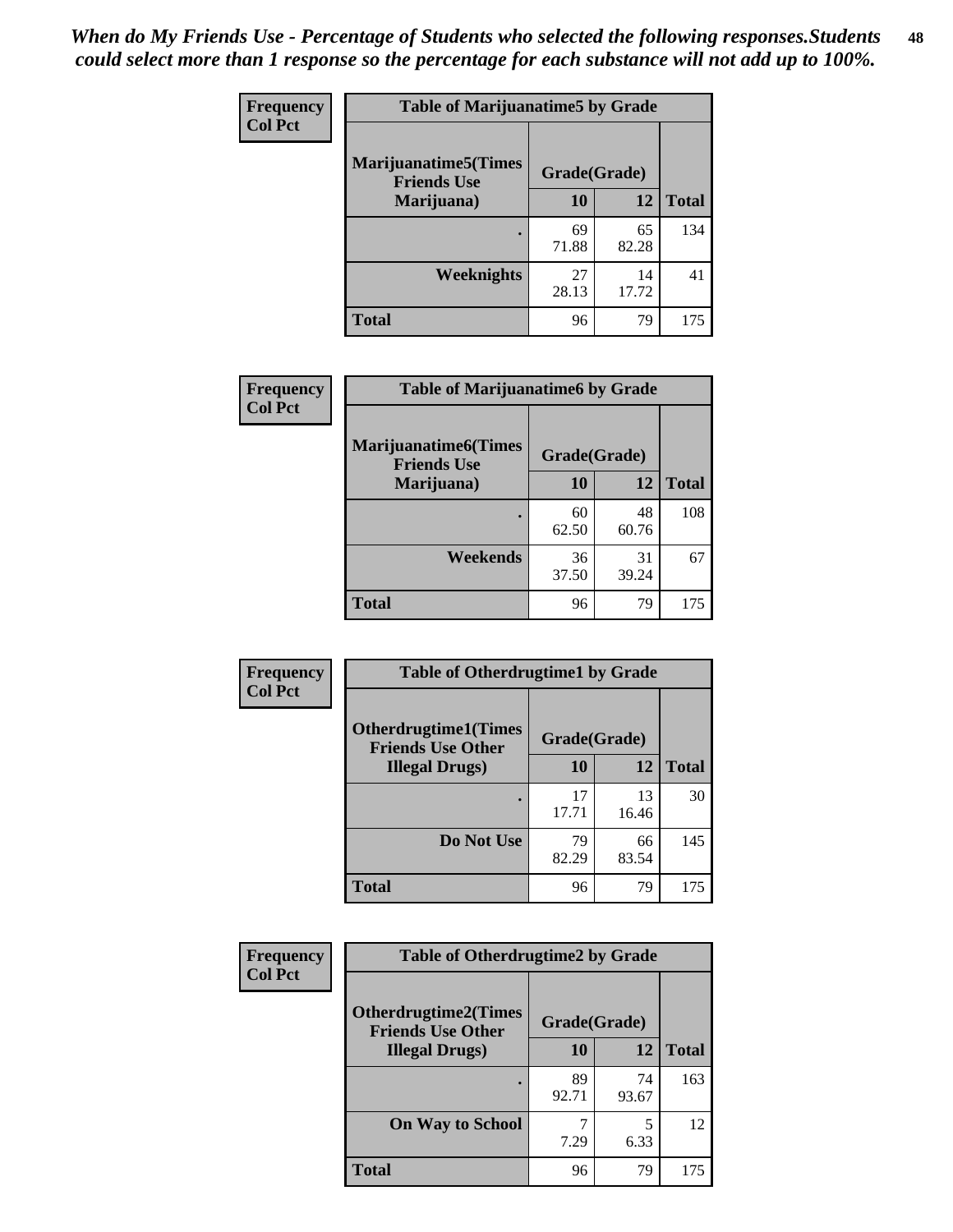*When do My Friends Use - Percentage of Students who selected the following responses.Students could select more than 1 response so the percentage for each substance will not add up to 100%.*

**Frequency**
**Col Pct**

| Table of Marijuanatime5 by Grade | | | |
|---|---|---|---|
| **Marijuanatime5(Times Friends Use Marijuana)** | **Grade(Grade)** | | **Total** |
| | **10** | **12** | |
| **.** | 69<br>71.88 | 65<br>82.28 | 134 |
| **Weeknights** | 27<br>28.13 | 14<br>17.72 | 41 |
| **Total** | 96 | 79 | 175 |

**Frequency**
**Col Pct**

| Table of Marijuanatime6 by Grade | | | |
|---|---|---|---|
| **Marijuanatime6(Times Friends Use Marijuana)** | **Grade(Grade)** | | **Total** |
| | **10** | **12** | |
| **.** | 60<br>62.50 | 48<br>60.76 | 108 |
| **Weekends** | 36<br>37.50 | 31<br>39.24 | 67 |
| **Total** | 96 | 79 | 175 |

**Frequency**
**Col Pct**

| Table of Otherdrugtime1 by Grade | | | |
|---|---|---|---|
| **Otherdrugtime1(Times Friends Use Other Illegal Drugs)** | **Grade(Grade)** | | **Total** |
| | **10** | **12** | |
| **.** | 17<br>17.71 | 13<br>16.46 | 30 |
| **Do Not Use** | 79<br>82.29 | 66<br>83.54 | 145 |
| **Total** | 96 | 79 | 175 |

**Frequency**
**Col Pct**

| Table of Otherdrugtime2 by Grade | | | |
|---|---|---|---|
| **Otherdrugtime2(Times Friends Use Other Illegal Drugs)** | **Grade(Grade)** | | **Total** |
| | **10** | **12** | |
| **.** | 89<br>92.71 | 74<br>93.67 | 163 |
| **On Way to School** | 7<br>7.29 | 5<br>6.33 | 12 |
| **Total** | 96 | 79 | 175 |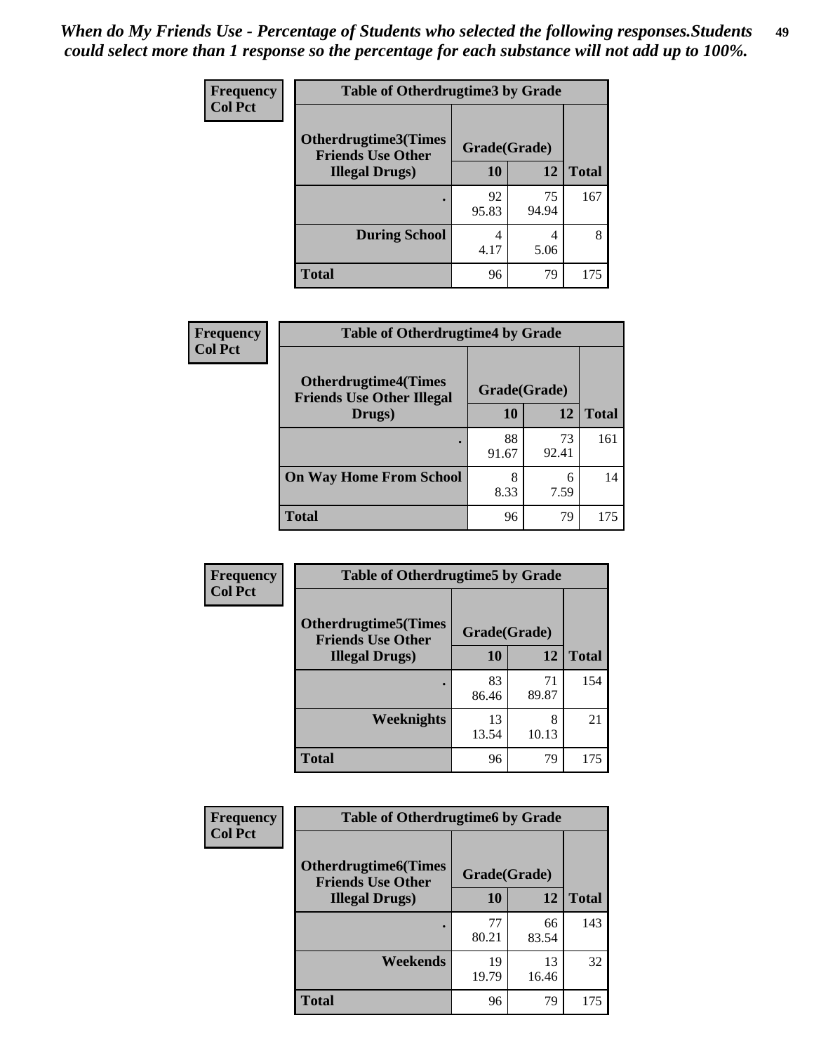*When do My Friends Use - Percentage of Students who selected the following responses.Students could select more than 1 response so the percentage for each substance will not add up to 100%.*

**Frequency**
**Col Pct**

| Table of Otherdrugtime3 by Grade | | | |
|---|---|---|---|
| **Otherdrugtime3(Times Friends Use Other Illegal Drugs)** | **Grade(Grade)** | | |
| | **10** | **12** | **Total** |
| **.** | 92<br>95.83 | 75<br>94.94 | 167 |
| **During School** | 4<br>4.17 | 4<br>5.06 | 8 |
| **Total** | 96 | 79 | 175 |

**Frequency**
**Col Pct**

| Table of Otherdrugtime4 by Grade | | | |
|---|---|---|---|
| **Otherdrugtime4(Times Friends Use Other Illegal Drugs)** | **Grade(Grade)** | | |
| | **10** | **12** | **Total** |
| **.** | 88<br>91.67 | 73<br>92.41 | 161 |
| **On Way Home From School** | 8<br>8.33 | 6<br>7.59 | 14 |
| **Total** | 96 | 79 | 175 |

**Frequency**
**Col Pct**

| Table of Otherdrugtime5 by Grade | | | |
|---|---|---|---|
| **Otherdrugtime5(Times Friends Use Other Illegal Drugs)** | **Grade(Grade)** | | |
| | **10** | **12** | **Total** |
| **.** | 83<br>86.46 | 71<br>89.87 | 154 |
| **Weeknights** | 13<br>13.54 | 8<br>10.13 | 21 |
| **Total** | 96 | 79 | 175 |

**Frequency**
**Col Pct**

| Table of Otherdrugtime6 by Grade | | | |
|---|---|---|---|
| **Otherdrugtime6(Times Friends Use Other Illegal Drugs)** | **Grade(Grade)** | | |
| | **10** | **12** | **Total** |
| **.** | 77<br>80.21 | 66<br>83.54 | 143 |
| **Weekends** | 19<br>19.79 | 13<br>16.46 | 32 |
| **Total** | 96 | 79 | 175 |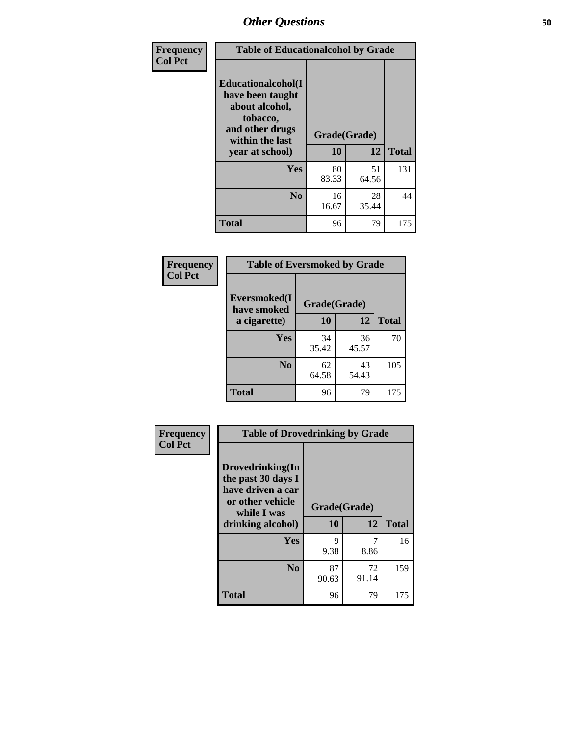## Other Questions

| Frequency<br>Col Pct | | | |
|---|---|---|---|

**Table of Educationalalcohol by Grade**

| Educationalalcohol(I have been taught about alcohol, tobacco, and other drugs within the last year at school) | Grade(Grade) | | |
|---|---|---|---|
| | 10 | 12 | Total |
| Yes | 80<br>83.33 | 51<br>64.56 | 131 |
| No | 16<br>16.67 | 28<br>35.44 | 44 |
| Total | 96 | 79 | 175 |

| Frequency<br>Col Pct | | | |
|---|---|---|---|

**Table of Eversmoked by Grade**

| Eversmoked(I have smoked a cigarette) | Grade(Grade) | | |
|---|---|---|---|
| | 10 | 12 | Total |
| Yes | 34<br>35.42 | 36<br>45.57 | 70 |
| No | 62<br>64.58 | 43<br>54.43 | 105 |
| Total | 96 | 79 | 175 |

| Frequency<br>Col Pct | | | |
|---|---|---|---|

**Table of Drovedrinking by Grade**

| Drovedrinking(In the past 30 days I have driven a car or other vehicle while I was drinking alcohol) | Grade(Grade) | | |
|---|---|---|---|
| | 10 | 12 | Total |
| Yes | 9<br>9.38 | 7<br>8.86 | 16 |
| No | 87<br>90.63 | 72<br>91.14 | 159 |
| Total | 96 | 79 | 175 |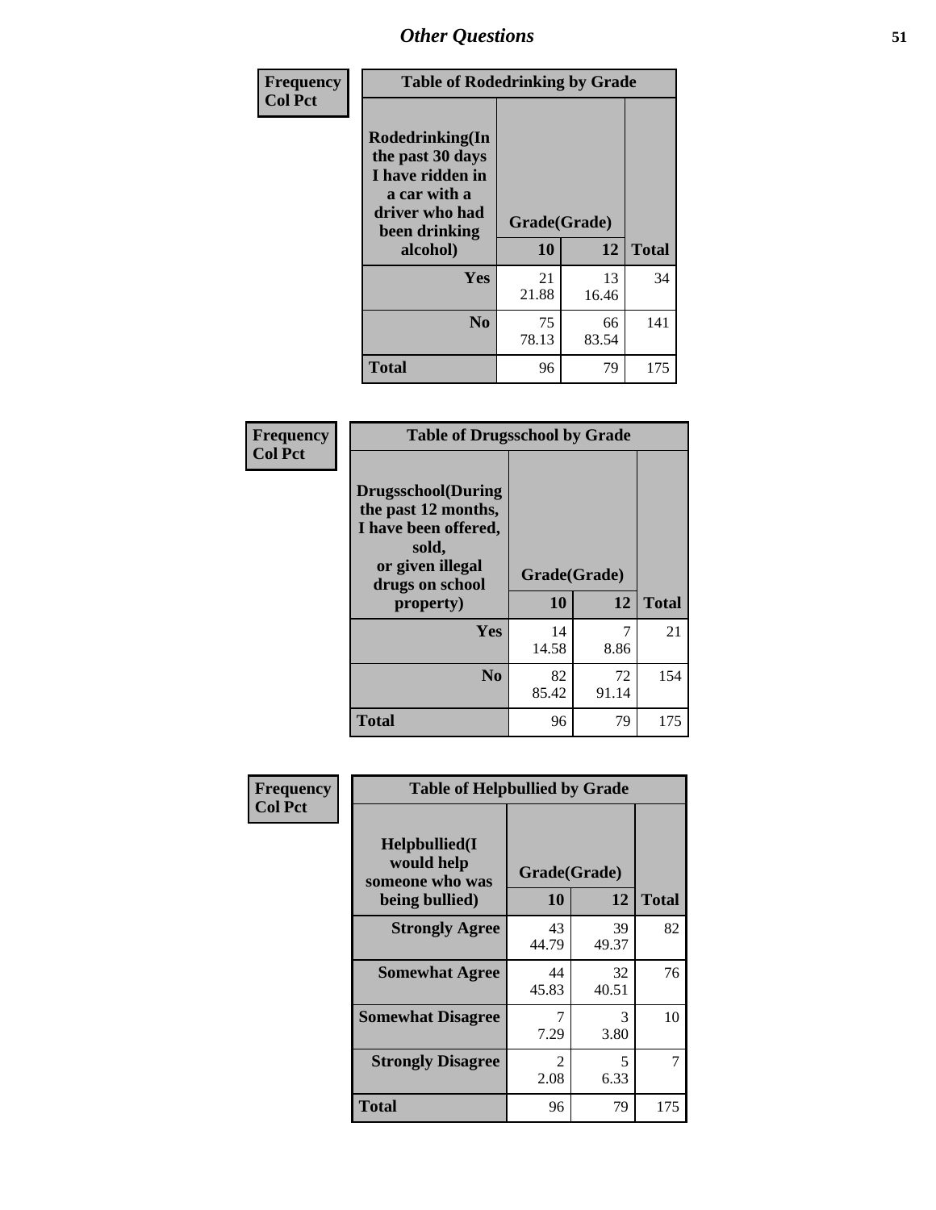# Other Questions

**Frequency**
**Col Pct**

| Table of Rodedrinking by Grade | | | |
|---|---|---|---|
| **Rodedrinking(In the past 30 days I have ridden in a car with a driver who had been drinking alcohol)** | **Grade(Grade)** | | |
| | **10** | **12** | **Total** |
| **Yes** | 21<br>21.88 | 13<br>16.46 | 34 |
| **No** | 75<br>78.13 | 66<br>83.54 | 141 |
| **Total** | 96 | 79 | 175 |

**Frequency**
**Col Pct**

| Table of Drugsschool by Grade | | | |
|---|---|---|---|
| **Drugsschool(During the past 12 months, I have been offered, sold, or given illegal drugs on school property)** | **Grade(Grade)** | | |
| | **10** | **12** | **Total** |
| **Yes** | 14<br>14.58 | 7<br>8.86 | 21 |
| **No** | 82<br>85.42 | 72<br>91.14 | 154 |
| **Total** | 96 | 79 | 175 |

**Frequency**
**Col Pct**

| Table of Helpbullied by Grade | | | |
|---|---|---|---|
| **Helpbullied(I would help someone who was being bullied)** | **Grade(Grade)** | | |
| | **10** | **12** | **Total** |
| **Strongly Agree** | 43<br>44.79 | 39<br>49.37 | 82 |
| **Somewhat Agree** | 44<br>45.83 | 32<br>40.51 | 76 |
| **Somewhat Disagree** | 7<br>7.29 | 3<br>3.80 | 10 |
| **Strongly Disagree** | 2<br>2.08 | 5<br>6.33 | 7 |
| **Total** | 96 | 79 | 175 |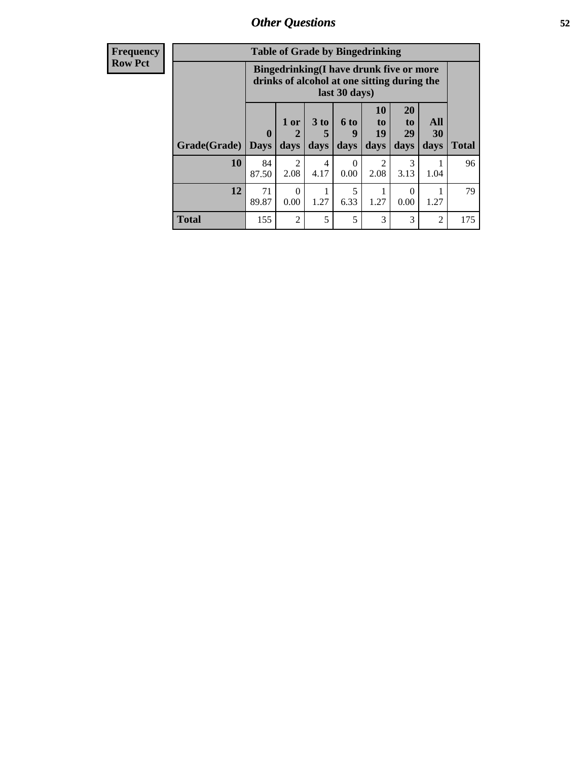## Other Questions

**Frequency Row Pct**

| Table of Grade by Bingedrinking | | | | | | | | |
|---|---|---|---|---|---|---|---|---|
| | Bingedrinking(I have drunk five or more drinks of alcohol at one sitting during the last 30 days) | | | | | | | |
| Grade(Grade) | 0 Days | 1 or 2 days | 3 to 5 days | 6 to 9 days | 10 to 19 days | 20 to 29 days | All 30 days | Total |
| **10** | 84 87.50 | 2 2.08 | 4 4.17 | 0 0.00 | 2 2.08 | 3 3.13 | 1 1.04 | 96 |
| **12** | 71 89.87 | 0 0.00 | 1 1.27 | 5 6.33 | 1 1.27 | 0 0.00 | 1 1.27 | 79 |
| **Total** | 155 | 2 | 5 | 5 | 3 | 3 | 2 | 175 |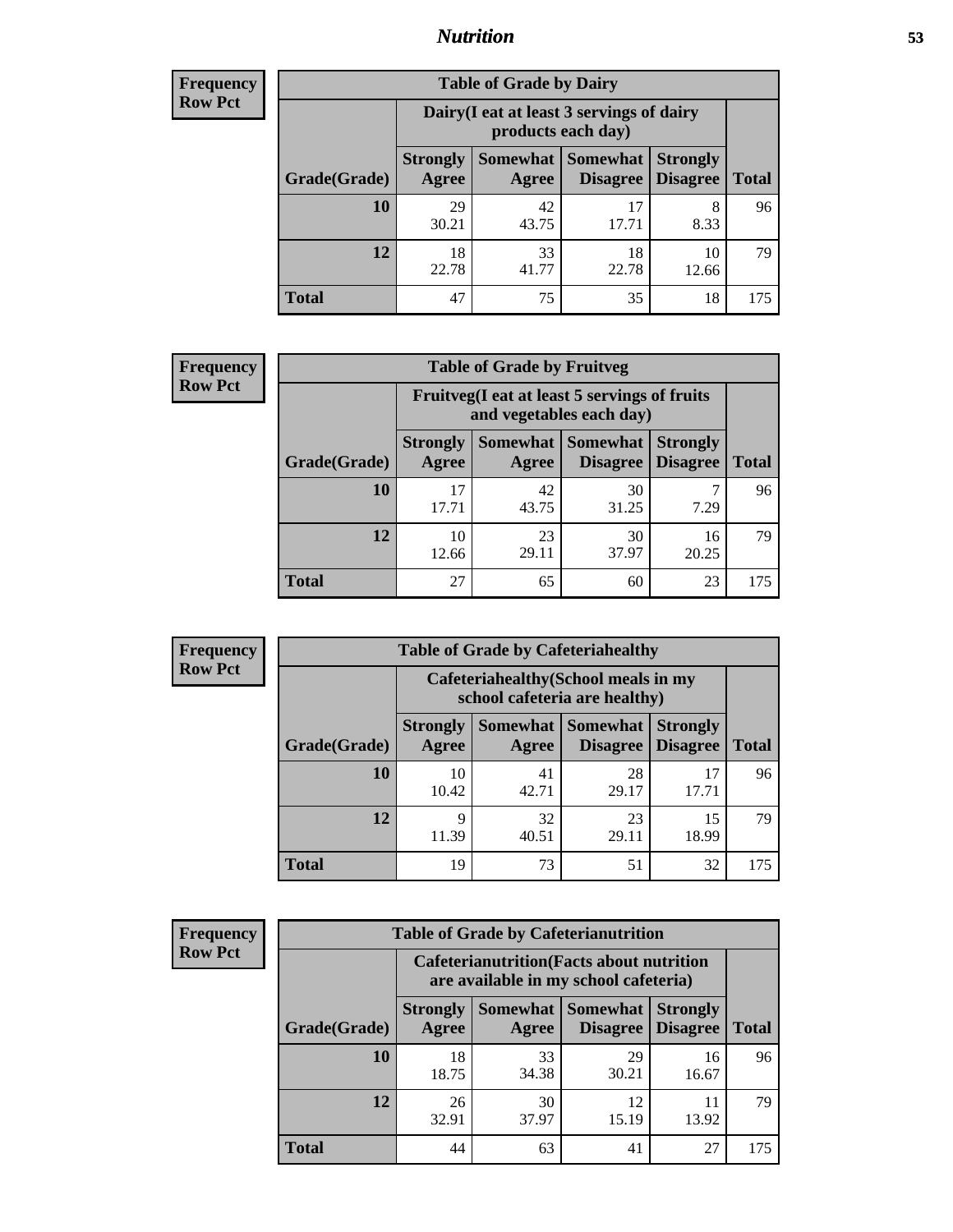# Nutrition

**Frequency**
**Row Pct**

| Table of Grade by Dairy | | | | | |
|---|---|---|---|---|---|
| | Dairy(I eat at least 3 servings of dairy products each day) | | | | |
| Grade(Grade) | Strongly Agree | Somewhat Agree | Somewhat Disagree | Strongly Disagree | Total |
| **10** | 29<br>30.21 | 42<br>43.75 | 17<br>17.71 | 8<br>8.33 | 96 |
| **12** | 18<br>22.78 | 33<br>41.77 | 18<br>22.78 | 10<br>12.66 | 79 |
| **Total** | 47 | 75 | 35 | 18 | 175 |

**Frequency**
**Row Pct**

| Table of Grade by Fruitveg | | | | | |
|---|---|---|---|---|---|
| | Fruitveg(I eat at least 5 servings of fruits and vegetables each day) | | | | |
| Grade(Grade) | Strongly Agree | Somewhat Agree | Somewhat Disagree | Strongly Disagree | Total |
| **10** | 17<br>17.71 | 42<br>43.75 | 30<br>31.25 | 7<br>7.29 | 96 |
| **12** | 10<br>12.66 | 23<br>29.11 | 30<br>37.97 | 16<br>20.25 | 79 |
| **Total** | 27 | 65 | 60 | 23 | 175 |

**Frequency**
**Row Pct**

| Table of Grade by Cafeteriahealthy | | | | | |
|---|---|---|---|---|---|
| | Cafeteriahealthy(School meals in my school cafeteria are healthy) | | | | |
| Grade(Grade) | Strongly Agree | Somewhat Agree | Somewhat Disagree | Strongly Disagree | Total |
| **10** | 10<br>10.42 | 41<br>42.71 | 28<br>29.17 | 17<br>17.71 | 96 |
| **12** | 9<br>11.39 | 32<br>40.51 | 23<br>29.11 | 15<br>18.99 | 79 |
| **Total** | 19 | 73 | 51 | 32 | 175 |

**Frequency**
**Row Pct**

| Table of Grade by Cafeterianutrition | | | | | |
|---|---|---|---|---|---|
| | Cafeterianutrition(Facts about nutrition are available in my school cafeteria) | | | | |
| Grade(Grade) | Strongly Agree | Somewhat Agree | Somewhat Disagree | Strongly Disagree | Total |
| **10** | 18<br>18.75 | 33<br>34.38 | 29<br>30.21 | 16<br>16.67 | 96 |
| **12** | 26<br>32.91 | 30<br>37.97 | 12<br>15.19 | 11<br>13.92 | 79 |
| **Total** | 44 | 63 | 41 | 27 | 175 |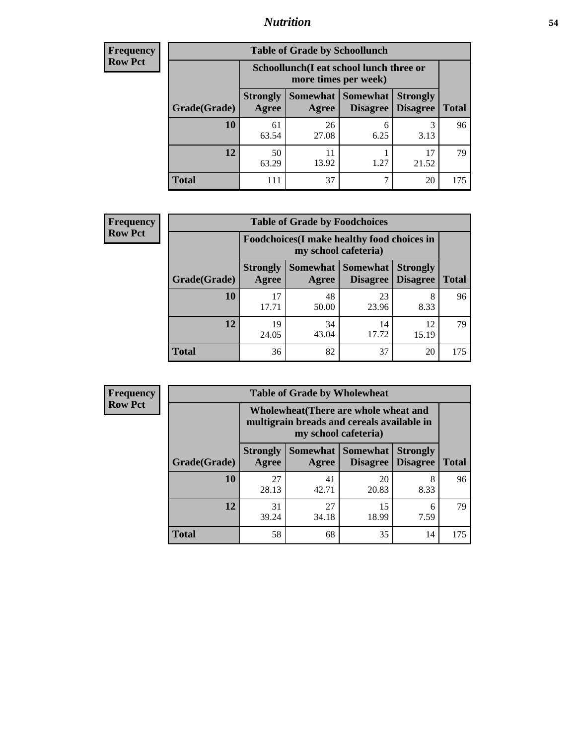## Nutrition

**Frequency**
**Row Pct**

| Table of Grade by Schoollunch | | | | | |
|---|---|---|---|---|---|
| | Schoollunch(I eat school lunch three or more times per week) | | | | |
| Grade(Grade) | Strongly Agree | Somewhat Agree | Somewhat Disagree | Strongly Disagree | Total |
| 10 | 61<br>63.54 | 26<br>27.08 | 6<br>6.25 | 3<br>3.13 | 96 |
| 12 | 50<br>63.29 | 11<br>13.92 | 1<br>1.27 | 17<br>21.52 | 79 |
| Total | 111 | 37 | 7 | 20 | 175 |

**Frequency**
**Row Pct**

| Table of Grade by Foodchoices | | | | | |
|---|---|---|---|---|---|
| | Foodchoices(I make healthy food choices in my school cafeteria) | | | | |
| Grade(Grade) | Strongly Agree | Somewhat Agree | Somewhat Disagree | Strongly Disagree | Total |
| 10 | 17<br>17.71 | 48<br>50.00 | 23<br>23.96 | 8<br>8.33 | 96 |
| 12 | 19<br>24.05 | 34<br>43.04 | 14<br>17.72 | 12<br>15.19 | 79 |
| Total | 36 | 82 | 37 | 20 | 175 |

**Frequency**
**Row Pct**

| Table of Grade by Wholewheat | | | | | |
|---|---|---|---|---|---|
| | Wholewheat(There are whole wheat and multigrain breads and cereals available in my school cafeteria) | | | | |
| Grade(Grade) | Strongly Agree | Somewhat Agree | Somewhat Disagree | Strongly Disagree | Total |
| 10 | 27<br>28.13 | 41<br>42.71 | 20<br>20.83 | 8<br>8.33 | 96 |
| 12 | 31<br>39.24 | 27<br>34.18 | 15<br>18.99 | 6<br>7.59 | 79 |
| Total | 58 | 68 | 35 | 14 | 175 |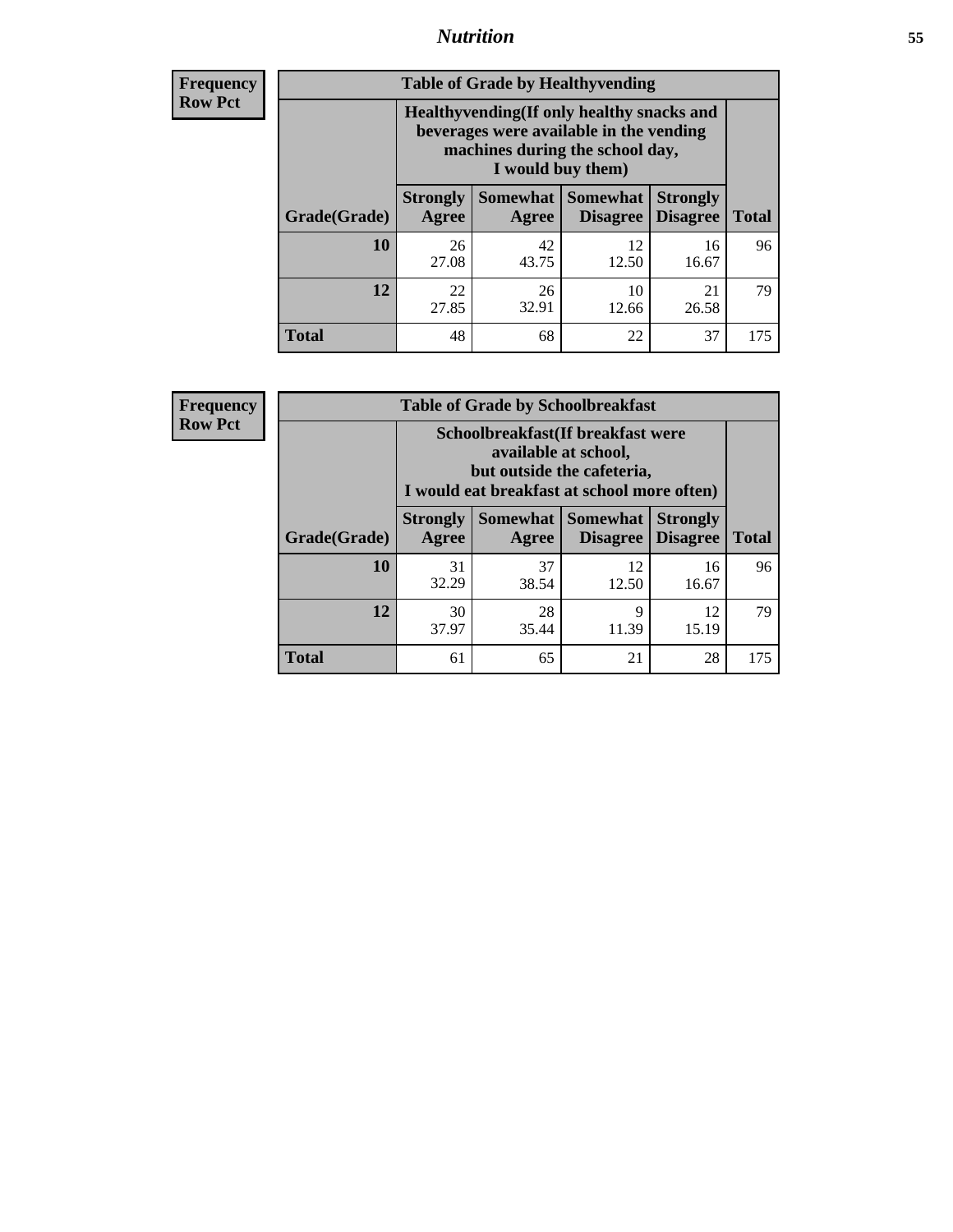**Frequency**
**Row Pct**

| Table of Grade by Healthyvending | | | | | |
|---|---|---|---|---|---|
| | Healthyvending(If only healthy snacks and beverages were available in the vending machines during the school day, I would buy them) | | | | |
| Grade(Grade) | Strongly Agree | Somewhat Agree | Somewhat Disagree | Strongly Disagree | Total |
| **10** | 26<br>27.08 | 42<br>43.75 | 12<br>12.50 | 16<br>16.67 | 96 |
| **12** | 22<br>27.85 | 26<br>32.91 | 10<br>12.66 | 21<br>26.58 | 79 |
| **Total** | 48 | 68 | 22 | 37 | 175 |

**Frequency**
**Row Pct**

| Table of Grade by Schoolbreakfast | | | | | |
|---|---|---|---|---|---|
| | Schoolbreakfast(If breakfast were available at school, but outside the cafeteria, I would eat breakfast at school more often) | | | | |
| Grade(Grade) | Strongly Agree | Somewhat Agree | Somewhat Disagree | Strongly Disagree | Total |
| **10** | 31<br>32.29 | 37<br>38.54 | 12<br>12.50 | 16<br>16.67 | 96 |
| **12** | 30<br>37.97 | 28<br>35.44 | 9<br>11.39 | 12<br>15.19 | 79 |
| **Total** | 61 | 65 | 21 | 28 | 175 |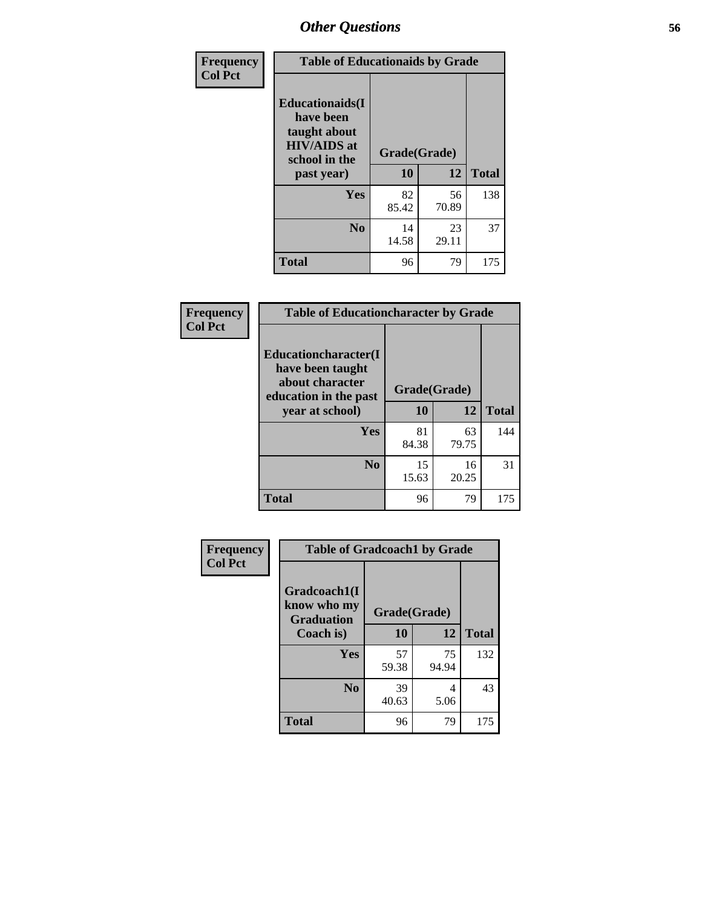# Other Questions

| Frequency Col Pct | | | |
|---|---|---|---|
| **Table of Educationaids by Grade** | | | |
| **Educationaids(I have been taught about HIV/AIDS at school in the past year)** | **Grade(Grade)** | | |
| | **10** | **12** | **Total** |
| **Yes** | 82<br>85.42 | 56<br>70.89 | 138 |
| **No** | 14<br>14.58 | 23<br>29.11 | 37 |
| **Total** | 96 | 79 | 175 |

| Frequency Col Pct | | | |
|---|---|---|---|
| **Table of Educationcharacter by Grade** | | | |
| **Educationcharacter(I have been taught about character education in the past year at school)** | **Grade(Grade)** | | |
| | **10** | **12** | **Total** |
| **Yes** | 81<br>84.38 | 63<br>79.75 | 144 |
| **No** | 15<br>15.63 | 16<br>20.25 | 31 |
| **Total** | 96 | 79 | 175 |

| Frequency Col Pct | | | |
|---|---|---|---|
| **Table of Gradcoach1 by Grade** | | | |
| **Gradcoach1(I know who my Graduation Coach is)** | **Grade(Grade)** | | |
| | **10** | **12** | **Total** |
| **Yes** | 57<br>59.38 | 75<br>94.94 | 132 |
| **No** | 39<br>40.63 | 4<br>5.06 | 43 |
| **Total** | 96 | 79 | 175 |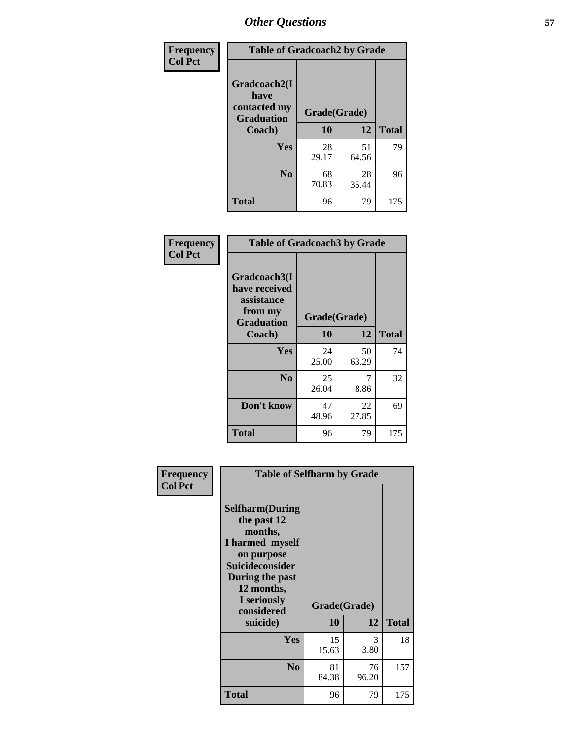# Other Questions

**Frequency**
**Col Pct**

| Table of Gradcoach2 by Grade | | | |
|---|---|---|---|
| Gradcoach2(I have contacted my Graduation Coach) | Grade(Grade) | | |
| | 10 | 12 | Total |
| Yes | 28<br>29.17 | 51<br>64.56 | 79 |
| No | 68<br>70.83 | 28<br>35.44 | 96 |
| Total | 96 | 79 | 175 |

**Frequency**
**Col Pct**

| Table of Gradcoach3 by Grade | | | |
|---|---|---|---|
| Gradcoach3(I have received assistance from my Graduation Coach) | Grade(Grade) | | |
| | 10 | 12 | Total |
| Yes | 24<br>25.00 | 50<br>63.29 | 74 |
| No | 25<br>26.04 | 7<br>8.86 | 32 |
| Don't know | 47<br>48.96 | 22<br>27.85 | 69 |
| Total | 96 | 79 | 175 |

**Frequency**
**Col Pct**

| Table of Selfharm by Grade | | | |
|---|---|---|---|
| Selfharm(During the past 12 months, I harmed myself on purpose Suicideconsider During the past 12 months, I seriously considered suicide) | Grade(Grade) | | |
| | 10 | 12 | Total |
| Yes | 15<br>15.63 | 3<br>3.80 | 18 |
| No | 81<br>84.38 | 76<br>96.20 | 157 |
| Total | 96 | 79 | 175 |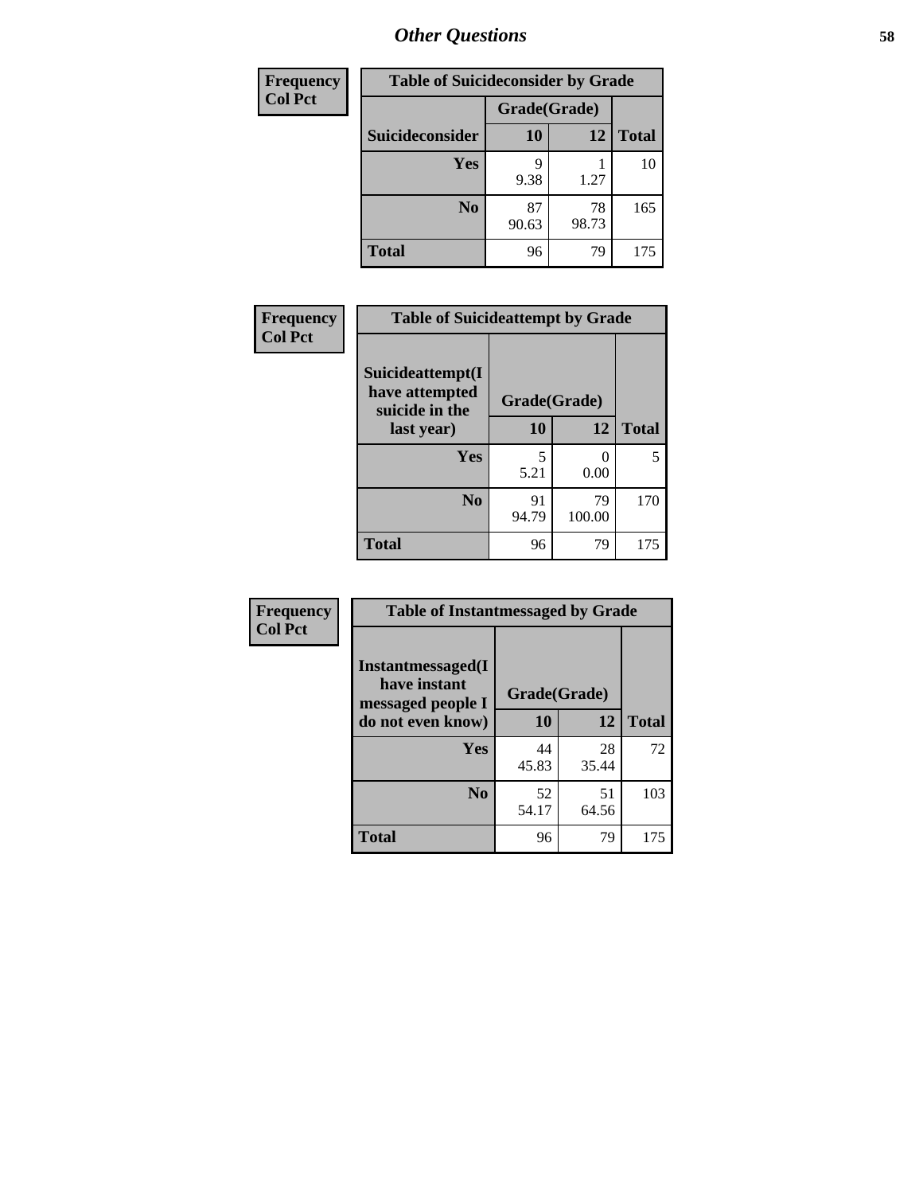## Other Questions

| Frequency<br>Col Pct |
|---|

**Table of Suicideconsider by Grade**

| Suicideconsider | Grade(Grade) 10 | 12 | Total |
|---|---|---|---|
| Yes | 9<br>9.38 | 1<br>1.27 | 10 |
| No | 87<br>90.63 | 78<br>98.73 | 165 |
| Total | 96 | 79 | 175 |

| Frequency<br>Col Pct |
|---|

**Table of Suicideattempt by Grade**

| Suicideattempt(I have attempted suicide in the last year) | Grade(Grade) 10 | 12 | Total |
|---|---|---|---|
| Yes | 5<br>5.21 | 0<br>0.00 | 5 |
| No | 91<br>94.79 | 79<br>100.00 | 170 |
| Total | 96 | 79 | 175 |

| Frequency<br>Col Pct |
|---|

**Table of Instantmessaged by Grade**

| Instantmessaged(I have instant messaged people I do not even know) | Grade(Grade) 10 | 12 | Total |
|---|---|---|---|
| Yes | 44<br>45.83 | 28<br>35.44 | 72 |
| No | 52<br>54.17 | 51<br>64.56 | 103 |
| Total | 96 | 79 | 175 |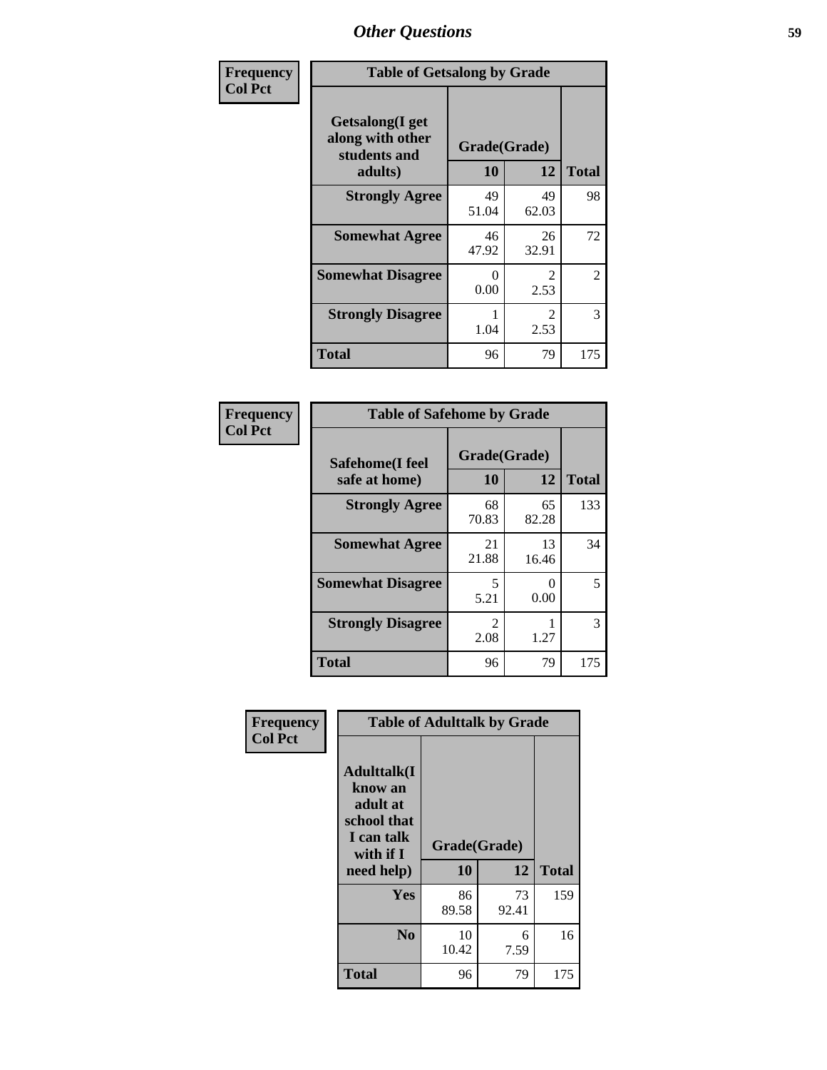# Other Questions

| Frequency<br>Col Pct | Table of Getsalong by Grade | | |
|---|---|---|---|
| Getsalong(I get along with other students and adults) | Grade(Grade) | | |
| | 10 | 12 | Total |
| Strongly Agree | 49<br>51.04 | 49<br>62.03 | 98 |
| Somewhat Agree | 46<br>47.92 | 26<br>32.91 | 72 |
| Somewhat Disagree | 0<br>0.00 | 2<br>2.53 | 2 |
| Strongly Disagree | 1<br>1.04 | 2<br>2.53 | 3 |
| Total | 96 | 79 | 175 |

| Frequency<br>Col Pct | Table of Safehome by Grade | | |
|---|---|---|---|
| Safehome(I feel safe at home) | Grade(Grade) | | |
| | 10 | 12 | Total |
| Strongly Agree | 68<br>70.83 | 65<br>82.28 | 133 |
| Somewhat Agree | 21<br>21.88 | 13<br>16.46 | 34 |
| Somewhat Disagree | 5<br>5.21 | 0<br>0.00 | 5 |
| Strongly Disagree | 2<br>2.08 | 1<br>1.27 | 3 |
| Total | 96 | 79 | 175 |

| Frequency<br>Col Pct | Table of Adulttalk by Grade | | |
|---|---|---|---|
| Adulttalk(I know an adult at school that I can talk with if I need help) | Grade(Grade) | | |
| | 10 | 12 | Total |
| Yes | 86<br>89.58 | 73<br>92.41 | 159 |
| No | 10<br>10.42 | 6<br>7.59 | 16 |
| Total | 96 | 79 | 175 |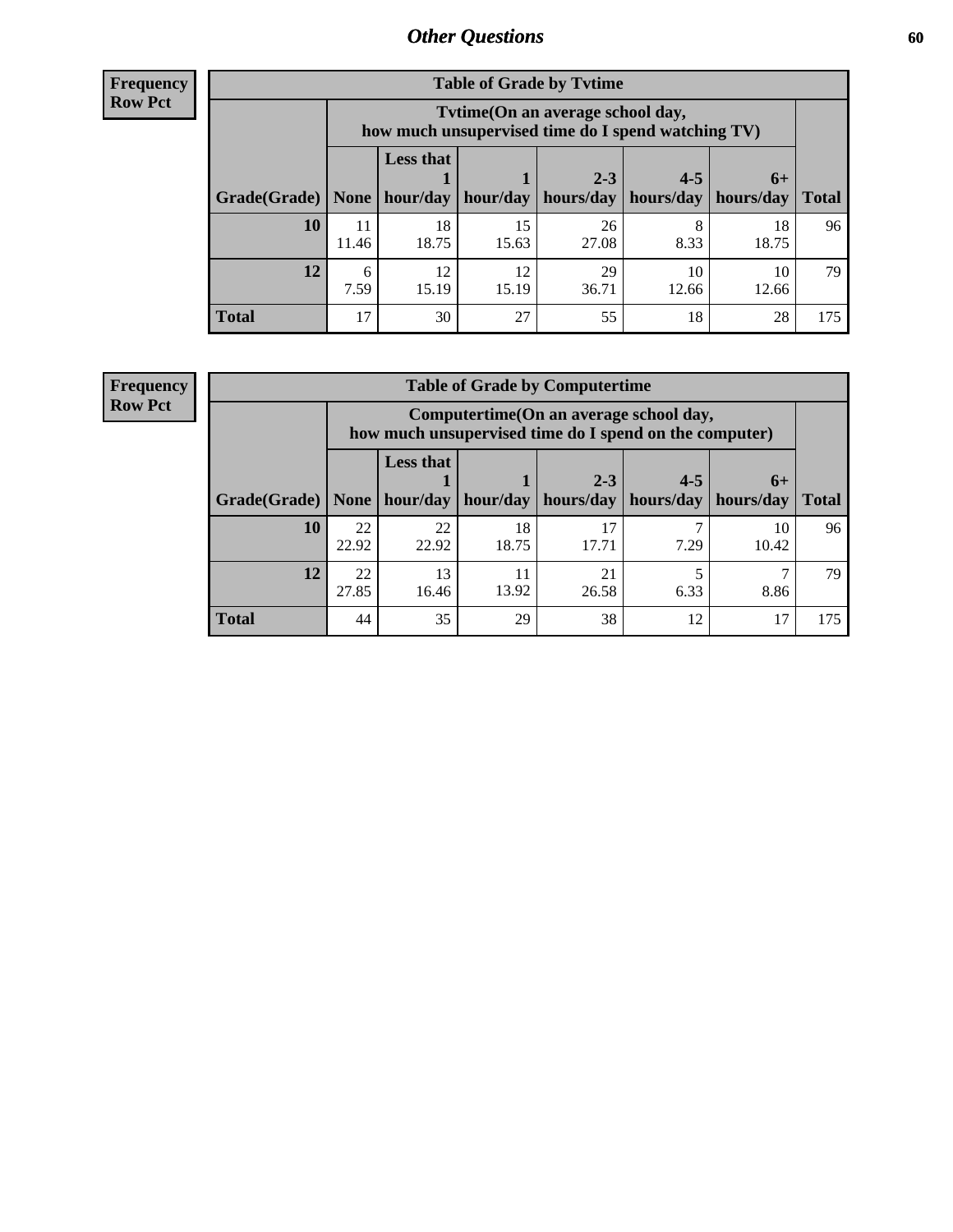# *Other Questions*

**Frequency**
**Row Pct**

| Table of Grade by Tvtime | | | | | | | |
|---|---|---|---|---|---|---|---|
| | Tvtime(On an average school day, how much unsupervised time do I spend watching TV) | | | | | | |
| Grade(Grade) | None | Less that 1 hour/day | 1 hour/day | 2-3 hours/day | 4-5 hours/day | 6+ hours/day | Total |
| **10** | 11<br>11.46 | 18<br>18.75 | 15<br>15.63 | 26<br>27.08 | 8<br>8.33 | 18<br>18.75 | 96 |
| **12** | 6<br>7.59 | 12<br>15.19 | 12<br>15.19 | 29<br>36.71 | 10<br>12.66 | 10<br>12.66 | 79 |
| **Total** | 17 | 30 | 27 | 55 | 18 | 28 | 175 |

**Frequency**
**Row Pct**

| Table of Grade by Computertime | | | | | | | |
|---|---|---|---|---|---|---|---|
| | Computertime(On an average school day, how much unsupervised time do I spend on the computer) | | | | | | |
| Grade(Grade) | None | Less that 1 hour/day | 1 hour/day | 2-3 hours/day | 4-5 hours/day | 6+ hours/day | Total |
| **10** | 22<br>22.92 | 22<br>22.92 | 18<br>18.75 | 17<br>17.71 | 7<br>7.29 | 10<br>10.42 | 96 |
| **12** | 22<br>27.85 | 13<br>16.46 | 11<br>13.92 | 21<br>26.58 | 5<br>6.33 | 7<br>8.86 | 79 |
| **Total** | 44 | 35 | 29 | 38 | 12 | 17 | 175 |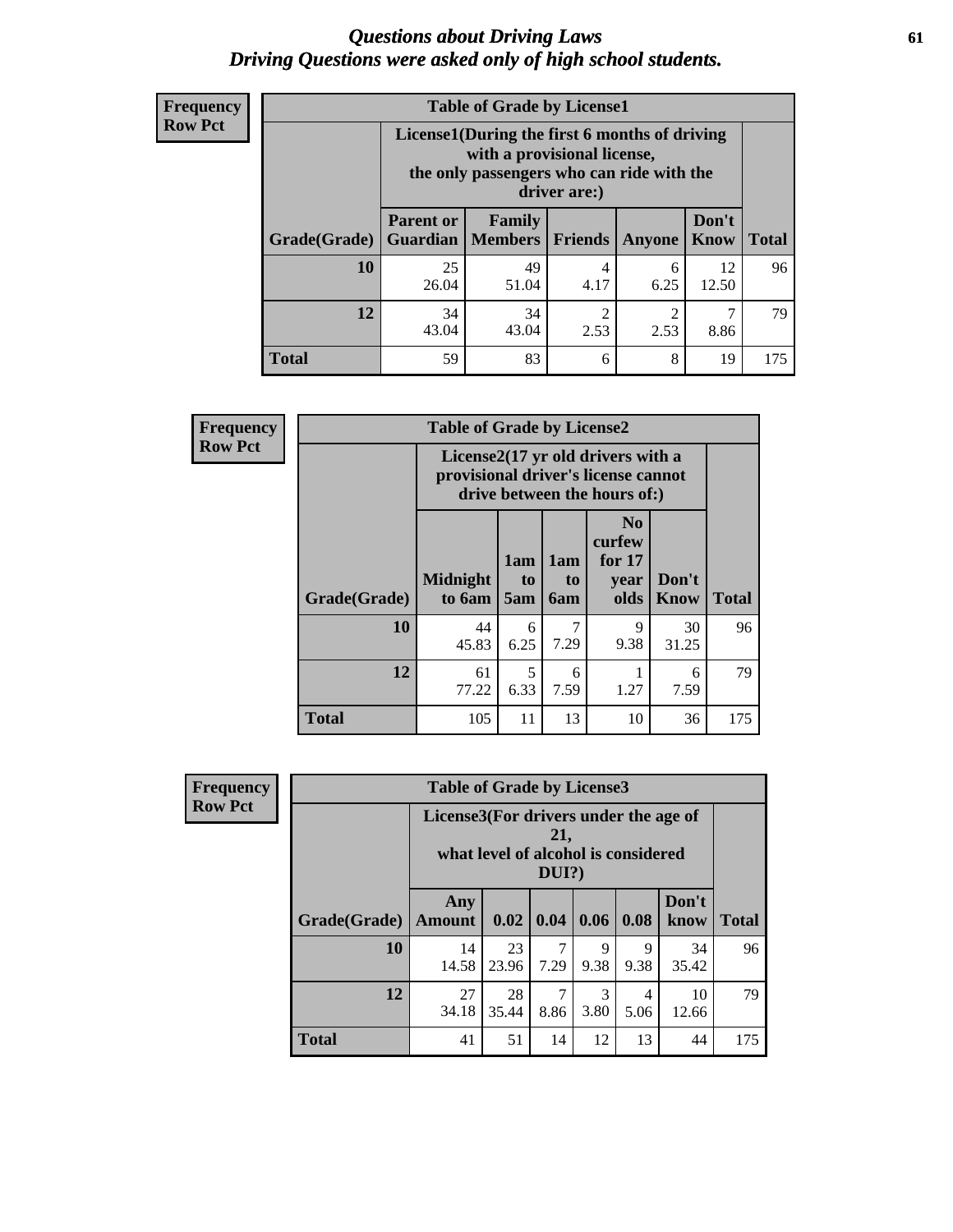# *Questions about Driving Laws*
## *Driving Questions were asked only of high school students.*

**Frequency**
**Row Pct**

**Table of Grade by License1**

| Grade(Grade) | License1(During the first 6 months of driving with a provisional license, the only passengers who can ride with the driver are:) | | | | | Total |
|---|---|---|---|---|---|---|
| | Parent or Guardian | Family Members | Friends | Anyone | Don't Know | |
| **10** | 25<br>26.04 | 49<br>51.04 | 4<br>4.17 | 6<br>6.25 | 12<br>12.50 | 96 |
| **12** | 34<br>43.04 | 34<br>43.04 | 2<br>2.53 | 2<br>2.53 | 7<br>8.86 | 79 |
| **Total** | 59 | 83 | 6 | 8 | 19 | 175 |

**Frequency**
**Row Pct**

**Table of Grade by License2**

| Grade(Grade) | License2(17 yr old drivers with a provisional driver's license cannot drive between the hours of:) | | | | | Total |
|---|---|---|---|---|---|---|
| | Midnight to 6am | 1am to 5am | 1am to 6am | No curfew for 17 year olds | Don't Know | |
| **10** | 44<br>45.83 | 6<br>6.25 | 7<br>7.29 | 9<br>9.38 | 30<br>31.25 | 96 |
| **12** | 61<br>77.22 | 5<br>6.33 | 6<br>7.59 | 1<br>1.27 | 6<br>7.59 | 79 |
| **Total** | 105 | 11 | 13 | 10 | 36 | 175 |

**Frequency**
**Row Pct**

**Table of Grade by License3**

| Grade(Grade) | License3(For drivers under the age of 21, what level of alcohol is considered DUI?) | | | | | | Total |
|---|---|---|---|---|---|---|---|
| | Any Amount | 0.02 | 0.04 | 0.06 | 0.08 | Don't know | |
| **10** | 14<br>14.58 | 23<br>23.96 | 7<br>7.29 | 9<br>9.38 | 9<br>9.38 | 34<br>35.42 | 96 |
| **12** | 27<br>34.18 | 28<br>35.44 | 7<br>8.86 | 3<br>3.80 | 4<br>5.06 | 10<br>12.66 | 79 |
| **Total** | 41 | 51 | 14 | 12 | 13 | 44 | 175 |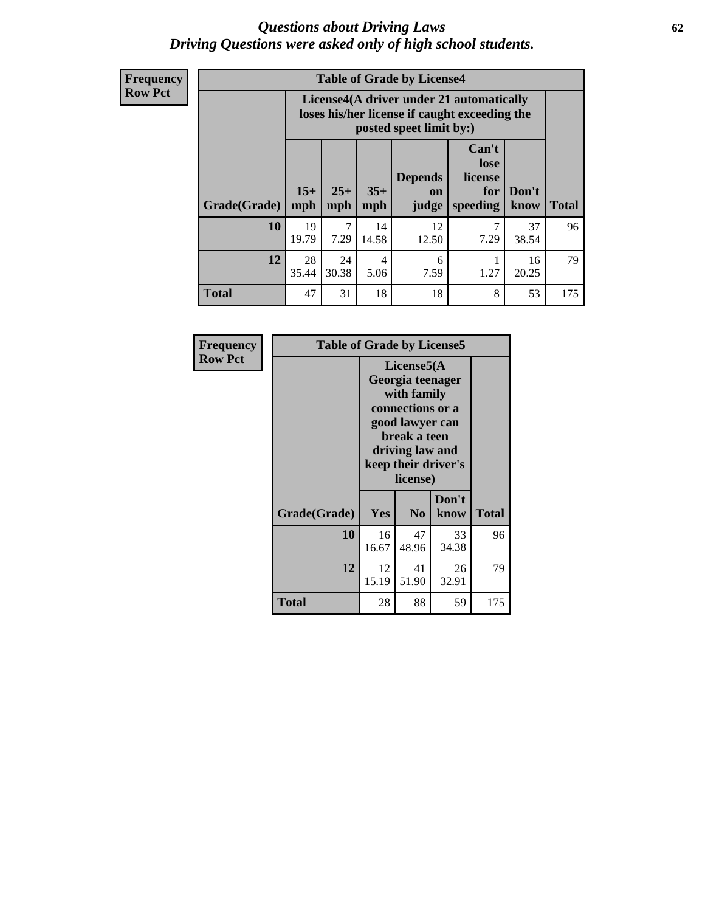# *Questions about Driving Laws*
# *Driving Questions were asked only of high school students.*

**Frequency**
**Row Pct**

| Table of Grade by License4 | | | | | | | |
|---|---|---|---|---|---|---|---|
| | License4(A driver under 21 automatically loses his/her license if caught exceeding the posted speet limit by:) | | | | | | |
| **Grade(Grade)** | **15+ mph** | **25+ mph** | **35+ mph** | **Depends on judge** | **Can't lose license for speeding** | **Don't know** | **Total** |
| **10** | 19<br>19.79 | 7<br>7.29 | 14<br>14.58 | 12<br>12.50 | 7<br>7.29 | 37<br>38.54 | 96 |
| **12** | 28<br>35.44 | 24<br>30.38 | 4<br>5.06 | 6<br>7.59 | 1<br>1.27 | 16<br>20.25 | 79 |
| **Total** | 47 | 31 | 18 | 18 | 8 | 53 | 175 |

**Frequency**
**Row Pct**

| Table of Grade by License5 | | | | |
|---|---|---|---|---|
| | License5(A Georgia teenager with family connections or a good lawyer can break a teen driving law and keep their driver's license) | | | |
| **Grade(Grade)** | **Yes** | **No** | **Don't know** | **Total** |
| **10** | 16<br>16.67 | 47<br>48.96 | 33<br>34.38 | 96 |
| **12** | 12<br>15.19 | 41<br>51.90 | 26<br>32.91 | 79 |
| **Total** | 28 | 88 | 59 | 175 |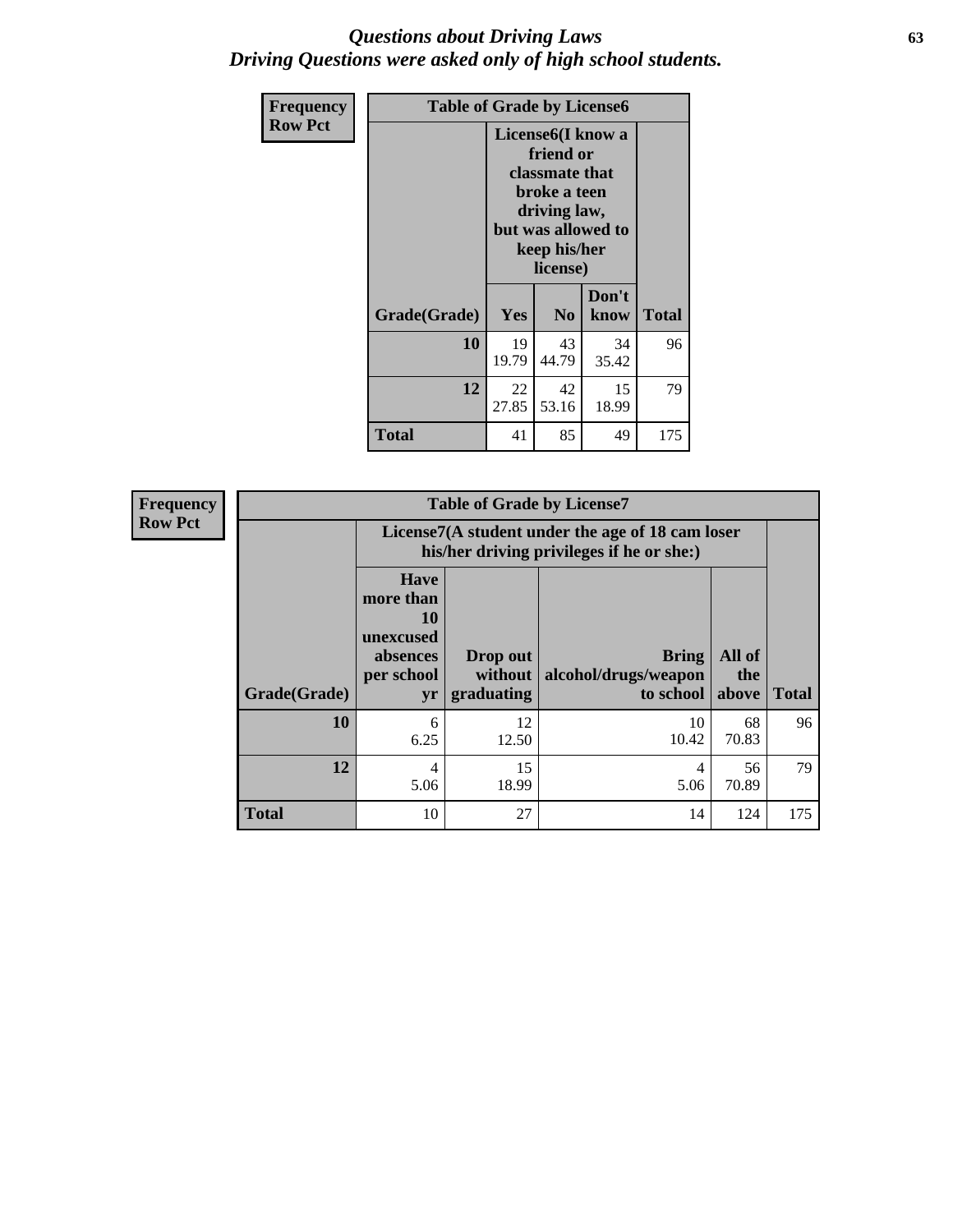# *Questions about Driving Laws*
# *Driving Questions were asked only of high school students.*

**Frequency**
**Row Pct**

**Table of Grade by License6**

| Grade(Grade) | License6(I know a friend or classmate that broke a teen driving law, but was allowed to keep his/her license) | | | Total |
|---|---|---|---|---|
| | Yes | No | Don't know | |
| **10** | 19<br>19.79 | 43<br>44.79 | 34<br>35.42 | 96 |
| **12** | 22<br>27.85 | 42<br>53.16 | 15<br>18.99 | 79 |
| **Total** | 41 | 85 | 49 | 175 |

**Frequency**
**Row Pct**

**Table of Grade by License7**

| Grade(Grade) | License7(A student under the age of 18 cam loser his/her driving privileges if he or she:) | | | | Total |
|---|---|---|---|---|---|
| | Have more than 10 unexcused absences per school yr | Drop out without graduating | Bring alcohol/drugs/weapon to school | All of the above | |
| **10** | 6<br>6.25 | 12<br>12.50 | 10<br>10.42 | 68<br>70.83 | 96 |
| **12** | 4<br>5.06 | 15<br>18.99 | 4<br>5.06 | 56<br>70.89 | 79 |
| **Total** | 10 | 27 | 14 | 124 | 175 |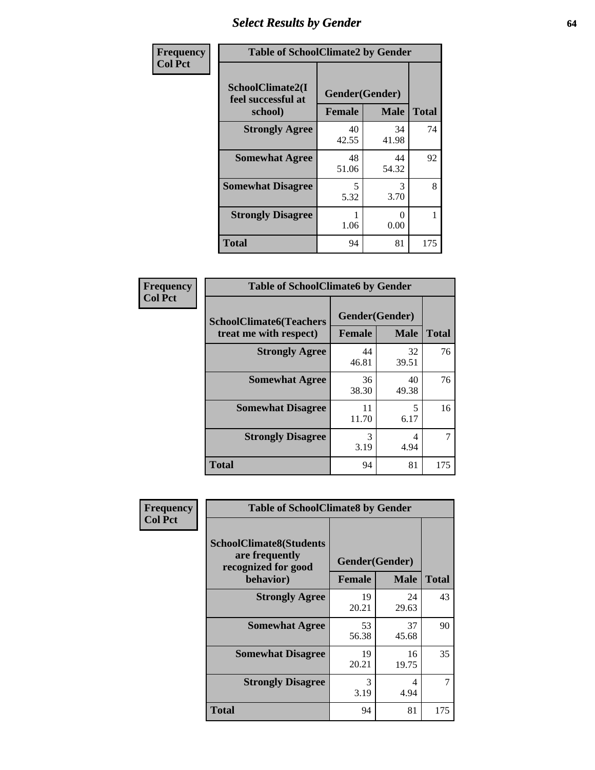# Select Results by Gender

**Frequency**
**Col Pct**

**Table of SchoolClimate2 by Gender**

| SchoolClimate2(I feel successful at school) | Gender(Gender) | | Total |
|---|---|---|---|
| | Female | Male | |
| Strongly Agree | 40<br>42.55 | 34<br>41.98 | 74 |
| Somewhat Agree | 48<br>51.06 | 44<br>54.32 | 92 |
| Somewhat Disagree | 5<br>5.32 | 3<br>3.70 | 8 |
| Strongly Disagree | 1<br>1.06 | 0<br>0.00 | 1 |
| Total | 94 | 81 | 175 |

**Frequency**
**Col Pct**

**Table of SchoolClimate6 by Gender**

| SchoolClimate6(Teachers treat me with respect) | Gender(Gender) | | Total |
|---|---|---|---|
| | Female | Male | |
| Strongly Agree | 44<br>46.81 | 32<br>39.51 | 76 |
| Somewhat Agree | 36<br>38.30 | 40<br>49.38 | 76 |
| Somewhat Disagree | 11<br>11.70 | 5<br>6.17 | 16 |
| Strongly Disagree | 3<br>3.19 | 4<br>4.94 | 7 |
| Total | 94 | 81 | 175 |

**Frequency**
**Col Pct**

**Table of SchoolClimate8 by Gender**

| SchoolClimate8(Students are frequently recognized for good behavior) | Gender(Gender) | | Total |
|---|---|---|---|
| | Female | Male | |
| Strongly Agree | 19<br>20.21 | 24<br>29.63 | 43 |
| Somewhat Agree | 53<br>56.38 | 37<br>45.68 | 90 |
| Somewhat Disagree | 19<br>20.21 | 16<br>19.75 | 35 |
| Strongly Disagree | 3<br>3.19 | 4<br>4.94 | 7 |
| Total | 94 | 81 | 175 |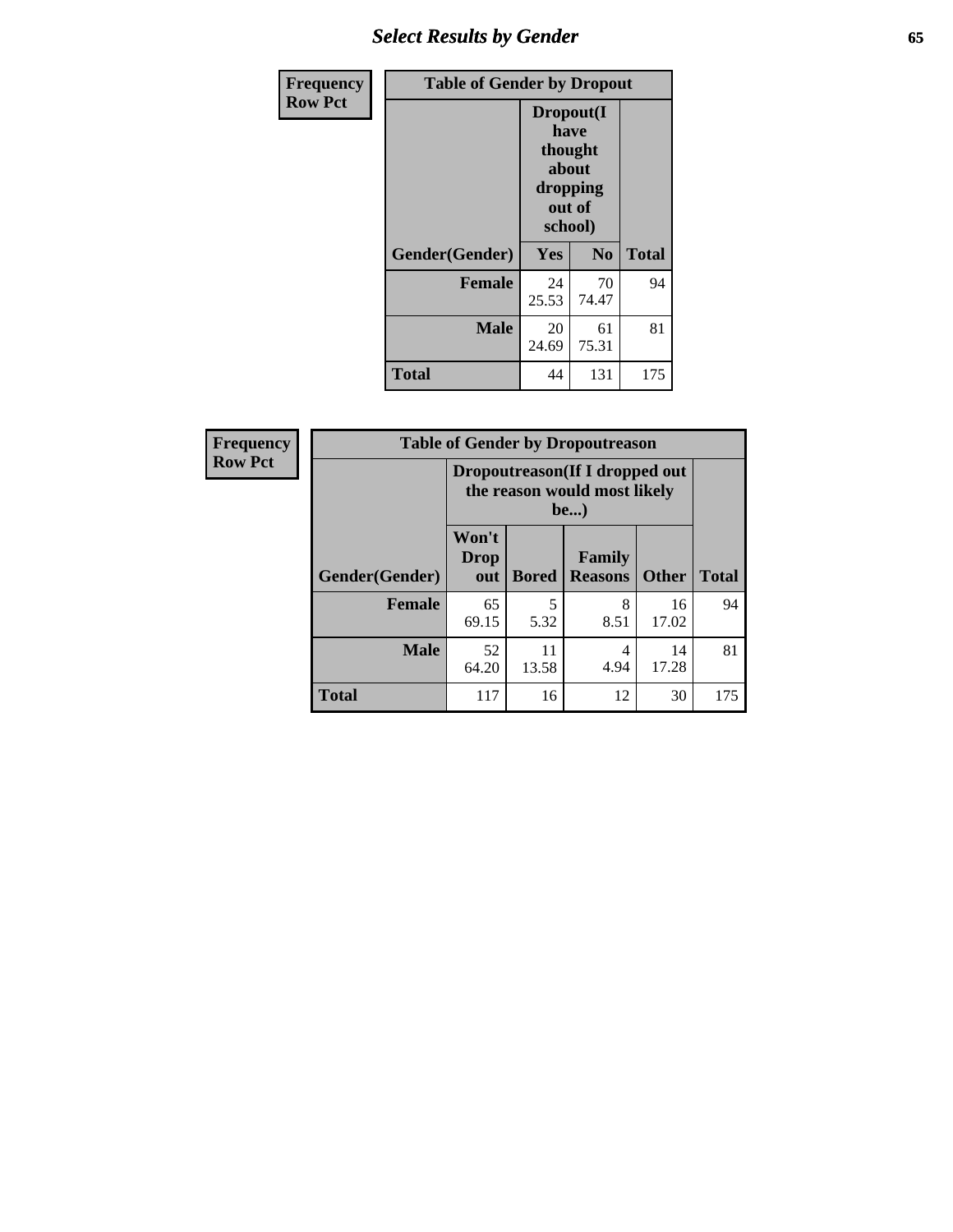| Frequency Row Pct | Table of Gender by Dropout | | |
|---|---|---|---|
| | Dropout(I have thought about dropping out of school) | | |
| Gender(Gender) | Yes | No | Total |
| Female | 24<br>25.53 | 70<br>74.47 | 94 |
| Male | 20<br>24.69 | 61<br>75.31 | 81 |
| Total | 44 | 131 | 175 |

| Frequency Row Pct | Table of Gender by Dropoutreason | | | | |
|---|---|---|---|---|---|
| | Dropoutreason(If I dropped out the reason would most likely be...) | | | | |
| Gender(Gender) | Won't Drop out | Bored | Family Reasons | Other | Total |
| Female | 65<br>69.15 | 5<br>5.32 | 8<br>8.51 | 16<br>17.02 | 94 |
| Male | 52<br>64.20 | 11<br>13.58 | 4<br>4.94 | 14<br>17.28 | 81 |
| Total | 117 | 16 | 12 | 30 | 175 |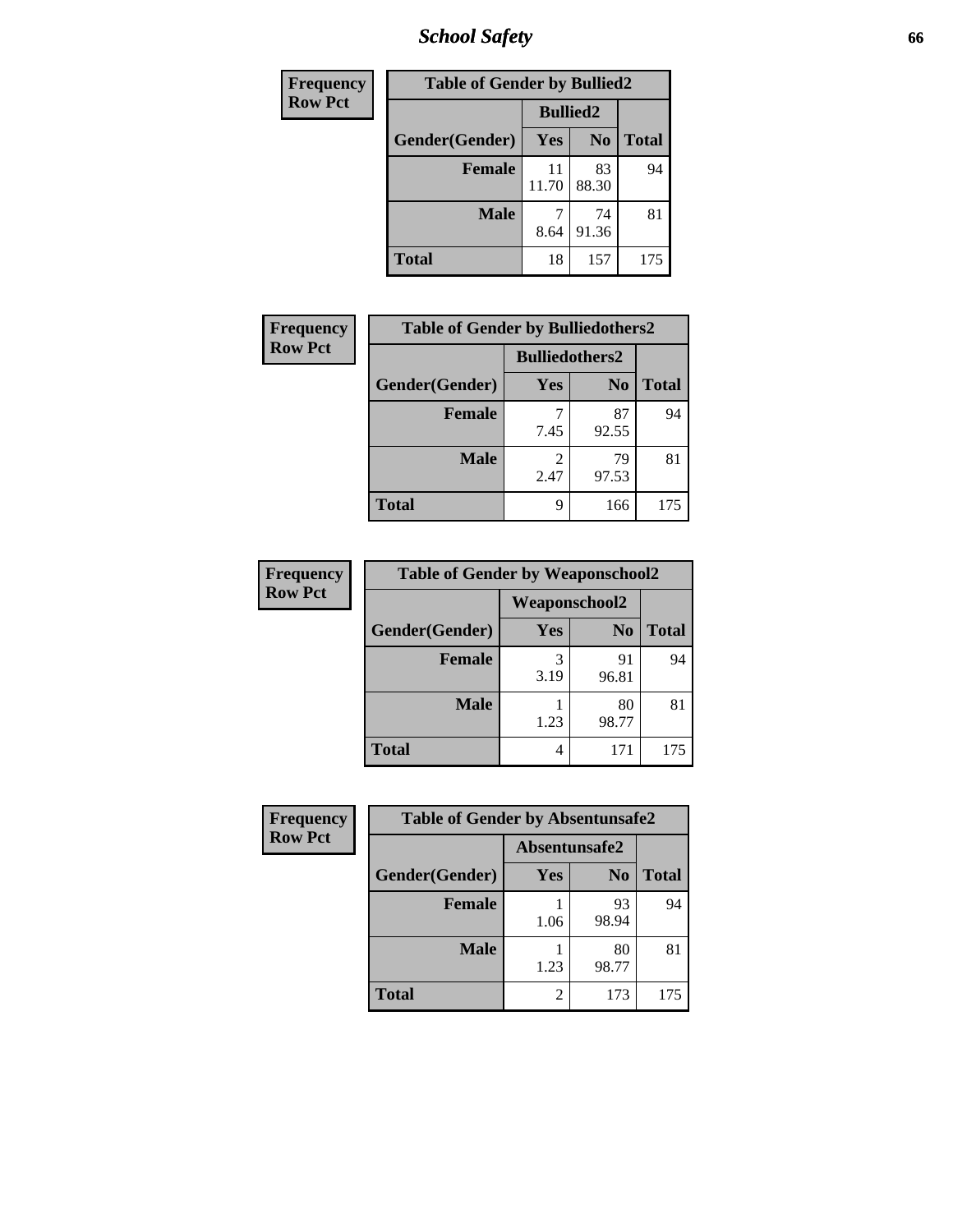## Table of Gender by Bullied2

| Frequency Row Pct | Bullied2 | | |
|---|---|---|---|
| Gender(Gender) | Yes | No | Total |
| Female | 11<br>11.70 | 83<br>88.30 | 94 |
| Male | 7<br>8.64 | 74<br>91.36 | 81 |
| Total | 18 | 157 | 175 |

## Table of Gender by Bulliedothers2

| Frequency Row Pct | Bulliedothers2 | | |
|---|---|---|---|
| Gender(Gender) | Yes | No | Total |
| Female | 7<br>7.45 | 87<br>92.55 | 94 |
| Male | 2<br>2.47 | 79<br>97.53 | 81 |
| Total | 9 | 166 | 175 |

## Table of Gender by Weaponschool2

| Frequency Row Pct | Weaponschool2 | | |
|---|---|---|---|
| Gender(Gender) | Yes | No | Total |
| Female | 3<br>3.19 | 91<br>96.81 | 94 |
| Male | 1<br>1.23 | 80<br>98.77 | 81 |
| Total | 4 | 171 | 175 |

## Table of Gender by Absentunsafe2

| Frequency Row Pct | Absentunsafe2 | | |
|---|---|---|---|
| Gender(Gender) | Yes | No | Total |
| Female | 1<br>1.06 | 93<br>98.94 | 94 |
| Male | 1<br>1.23 | 80<br>98.77 | 81 |
| Total | 2 | 173 | 175 |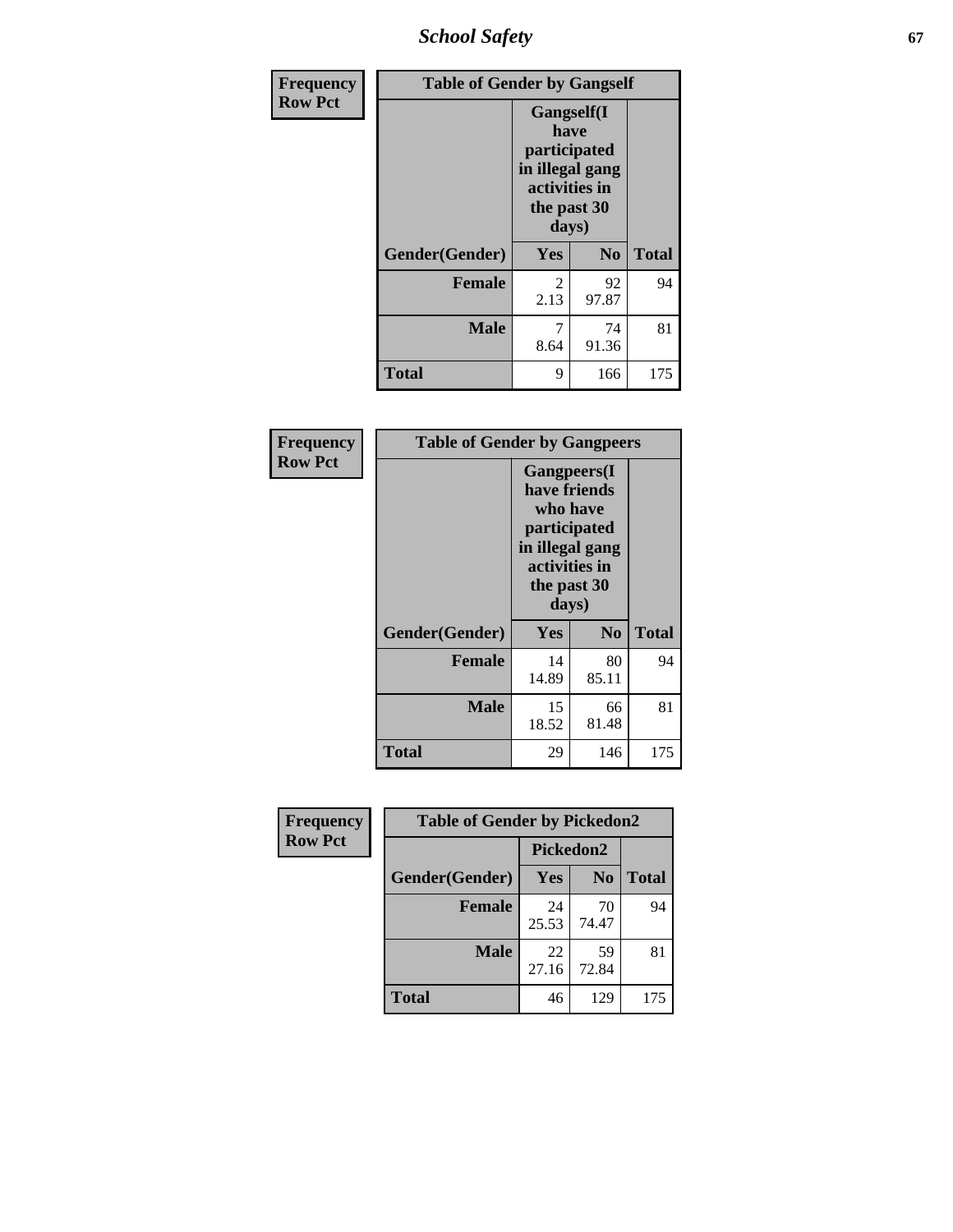| Frequency<br>Row Pct | Table of Gender by Gangself | | |
|---|---|---|---|
| | Gangself(I have participated in illegal gang activities in the past 30 days) | | |
| Gender(Gender) | Yes | No | Total |
| Female | 2<br>2.13 | 92<br>97.87 | 94 |
| Male | 7<br>8.64 | 74<br>91.36 | 81 |
| Total | 9 | 166 | 175 |

| Frequency<br>Row Pct | Table of Gender by Gangpeers | | |
|---|---|---|---|
| | Gangpeers(I have friends who have participated in illegal gang activities in the past 30 days) | | |
| Gender(Gender) | Yes | No | Total |
| Female | 14<br>14.89 | 80<br>85.11 | 94 |
| Male | 15<br>18.52 | 66<br>81.48 | 81 |
| Total | 29 | 146 | 175 |

| Frequency<br>Row Pct | Table of Gender by Pickedon2 | | |
|---|---|---|---|
| | Pickedon2 | | |
| Gender(Gender) | Yes | No | Total |
| Female | 24<br>25.53 | 70<br>74.47 | 94 |
| Male | 22<br>27.16 | 59<br>72.84 | 81 |
| Total | 46 | 129 | 175 |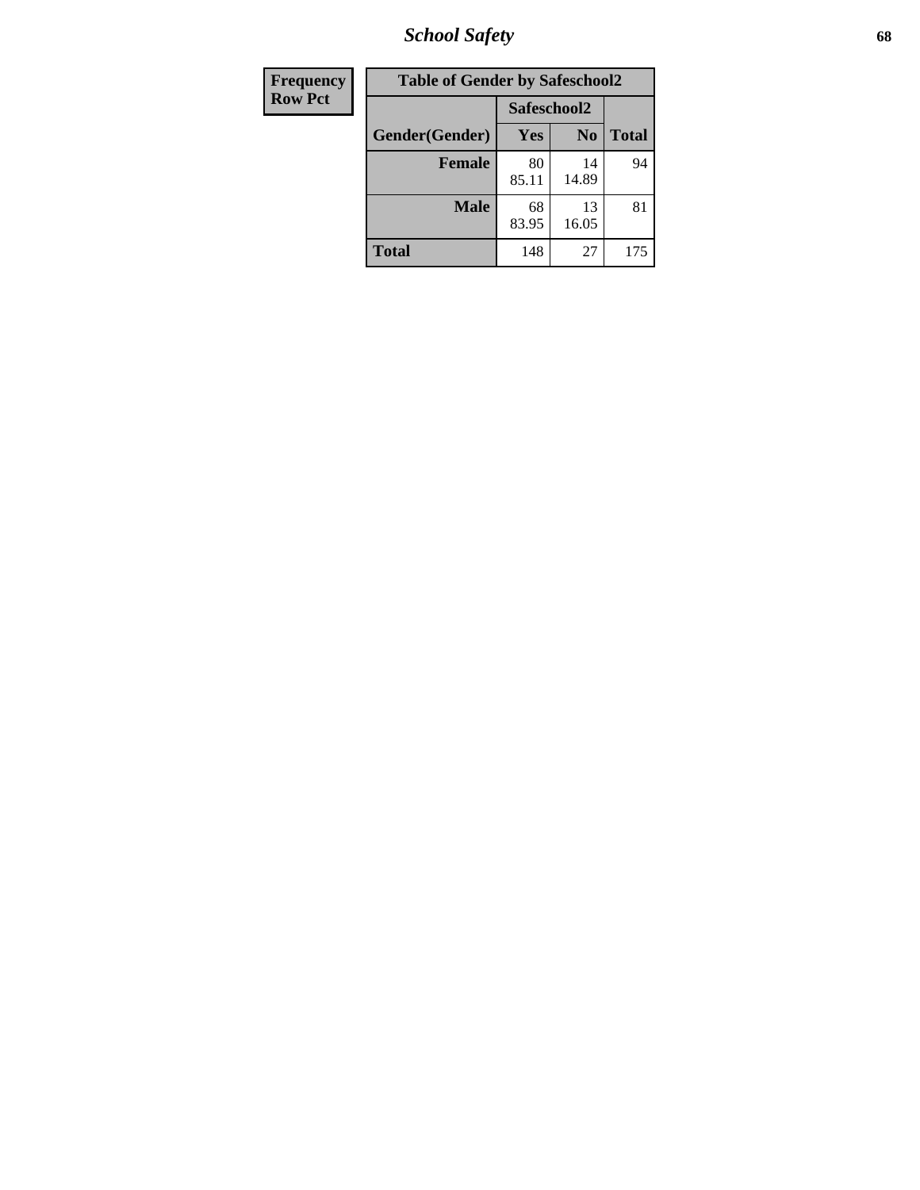| Frequency<br>Row Pct | Table of Gender by Safeschool2 | | | |
|---|---|---|---|---|
| | | Safeschool2 | | |
| | Gender(Gender) | Yes | No | Total |
| | **Female** | 80<br>85.11 | 14<br>14.89 | 94 |
| | **Male** | 68<br>83.95 | 13<br>16.05 | 81 |
| | **Total** | 148 | 27 | 175 |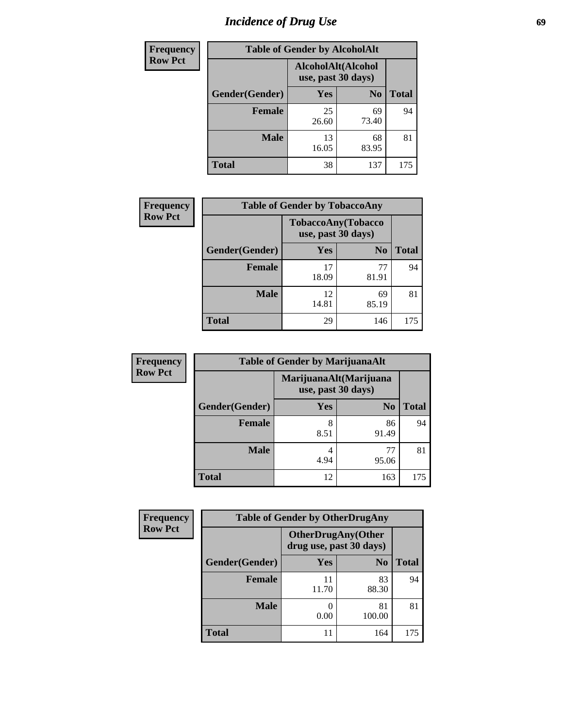# Incidence of Drug Use

| Frequency Row Pct | Table of Gender by AlcoholAlt | | |
|---|---|---|---|
| | AlcoholAlt(Alcohol use, past 30 days) | | |
| Gender(Gender) | Yes | No | Total |
| Female | 25<br>26.60 | 69<br>73.40 | 94 |
| Male | 13<br>16.05 | 68<br>83.95 | 81 |
| Total | 38 | 137 | 175 |

| Frequency Row Pct | Table of Gender by TobaccoAny | | |
|---|---|---|---|
| | TobaccoAny(Tobacco use, past 30 days) | | |
| Gender(Gender) | Yes | No | Total |
| Female | 17<br>18.09 | 77<br>81.91 | 94 |
| Male | 12<br>14.81 | 69<br>85.19 | 81 |
| Total | 29 | 146 | 175 |

| Frequency Row Pct | Table of Gender by MarijuanaAlt | | |
|---|---|---|---|
| | MarijuanaAlt(Marijuana use, past 30 days) | | |
| Gender(Gender) | Yes | No | Total |
| Female | 8<br>8.51 | 86<br>91.49 | 94 |
| Male | 4<br>4.94 | 77<br>95.06 | 81 |
| Total | 12 | 163 | 175 |

| Frequency Row Pct | Table of Gender by OtherDrugAny | | |
|---|---|---|---|
| | OtherDrugAny(Other drug use, past 30 days) | | |
| Gender(Gender) | Yes | No | Total |
| Female | 11<br>11.70 | 83<br>88.30 | 94 |
| Male | 0<br>0.00 | 81<br>100.00 | 81 |
| Total | 11 | 164 | 175 |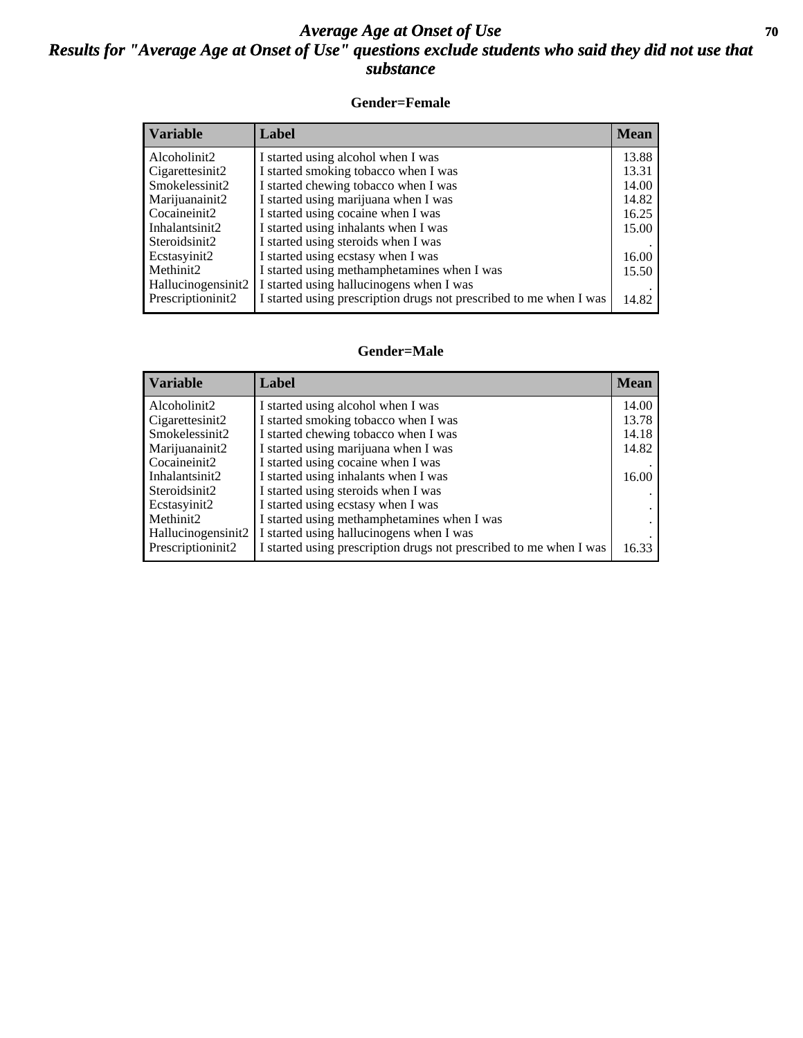# Average Age at Onset of Use

## Results for "Average Age at Onset of Use" questions exclude students who said they did not use that substance

### Gender=Female

| Variable | Label | Mean |
|---|---|---|
| Alcoholinit2 | I started using alcohol when I was | 13.88 |
| Cigarettesinit2 | I started smoking tobacco when I was | 13.31 |
| Smokelessinit2 | I started chewing tobacco when I was | 14.00 |
| Marijuanainit2 | I started using marijuana when I was | 14.82 |
| Cocaineinit2 | I started using cocaine when I was | 16.25 |
| Inhalantsinit2 | I started using inhalants when I was | 15.00 |
| Steroidsinit2 | I started using steroids when I was | . |
| Ecstasyinit2 | I started using ecstasy when I was | 16.00 |
| Methinit2 | I started using methamphetamines when I was | 15.50 |
| Hallucinogensinit2 | I started using hallucinogens when I was | . |
| Prescriptioninit2 | I started using prescription drugs not prescribed to me when I was | 14.82 |

### Gender=Male

| Variable | Label | Mean |
|---|---|---|
| Alcoholinit2 | I started using alcohol when I was | 14.00 |
| Cigarettesinit2 | I started smoking tobacco when I was | 13.78 |
| Smokelessinit2 | I started chewing tobacco when I was | 14.18 |
| Marijuanainit2 | I started using marijuana when I was | 14.82 |
| Cocaineinit2 | I started using cocaine when I was | . |
| Inhalantsinit2 | I started using inhalants when I was | 16.00 |
| Steroidsinit2 | I started using steroids when I was | . |
| Ecstasyinit2 | I started using ecstasy when I was | . |
| Methinit2 | I started using methamphetamines when I was | . |
| Hallucinogensinit2 | I started using hallucinogens when I was | . |
| Prescriptioninit2 | I started using prescription drugs not prescribed to me when I was | 16.33 |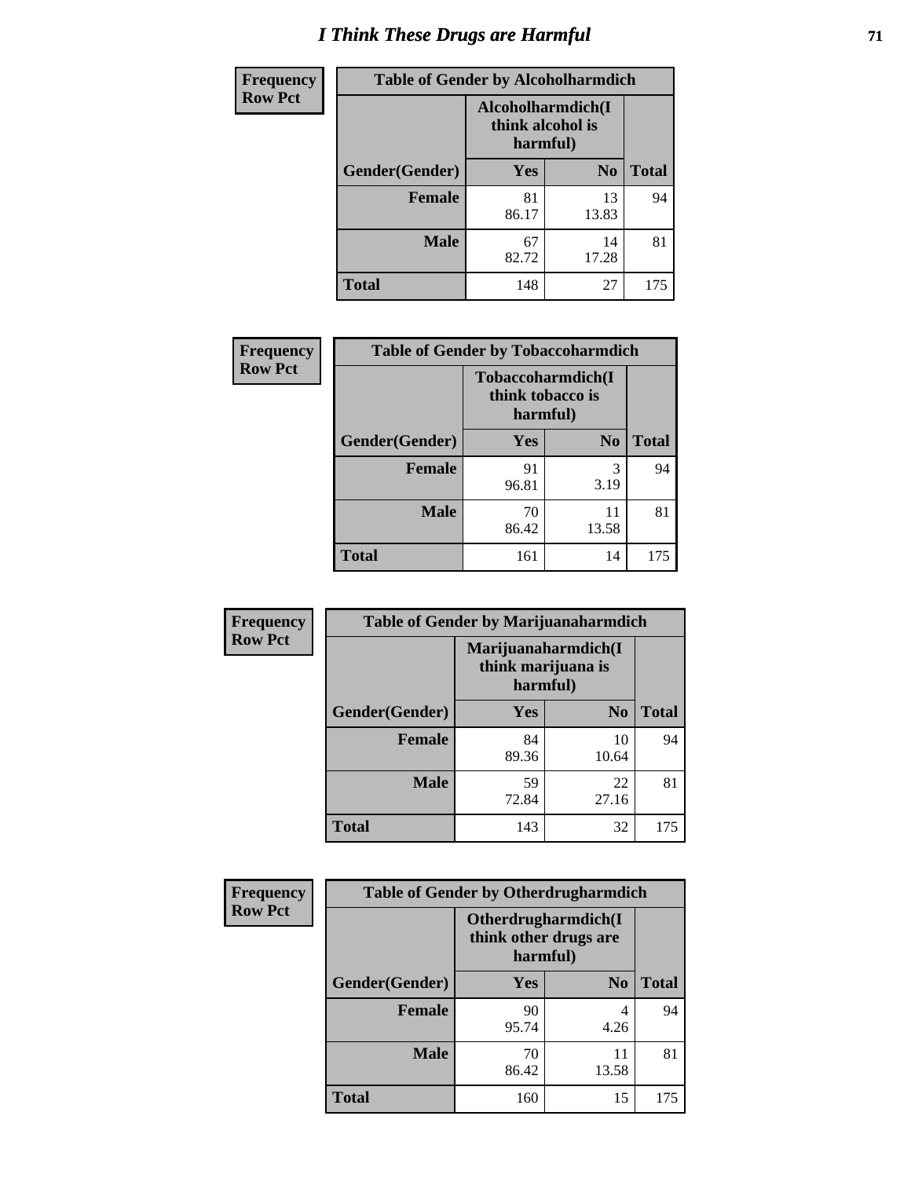# I Think These Drugs are Harmful

| Frequency<br>Row Pct | Table of Gender by Alcoholharmdich | | |
|---|---|---|---|
| | Alcoholharmdich(I think alcohol is harmful) | | |
| Gender(Gender) | Yes | No | Total |
| Female | 81<br>86.17 | 13<br>13.83 | 94 |
| Male | 67<br>82.72 | 14<br>17.28 | 81 |
| Total | 148 | 27 | 175 |

| Frequency<br>Row Pct | Table of Gender by Tobaccoharmdich | | |
|---|---|---|---|
| | Tobaccoharmdich(I think tobacco is harmful) | | |
| Gender(Gender) | Yes | No | Total |
| Female | 91<br>96.81 | 3<br>3.19 | 94 |
| Male | 70<br>86.42 | 11<br>13.58 | 81 |
| Total | 161 | 14 | 175 |

| Frequency<br>Row Pct | Table of Gender by Marijuanaharmdich | | |
|---|---|---|---|
| | Marijuanaharmdich(I think marijuana is harmful) | | |
| Gender(Gender) | Yes | No | Total |
| Female | 84<br>89.36 | 10<br>10.64 | 94 |
| Male | 59<br>72.84 | 22<br>27.16 | 81 |
| Total | 143 | 32 | 175 |

| Frequency<br>Row Pct | Table of Gender by Otherdrugharmdich | | |
|---|---|---|---|
| | Otherdrugharmdich(I think other drugs are harmful) | | |
| Gender(Gender) | Yes | No | Total |
| Female | 90<br>95.74 | 4<br>4.26 | 94 |
| Male | 70<br>86.42 | 11<br>13.58 | 81 |
| Total | 160 | 15 | 175 |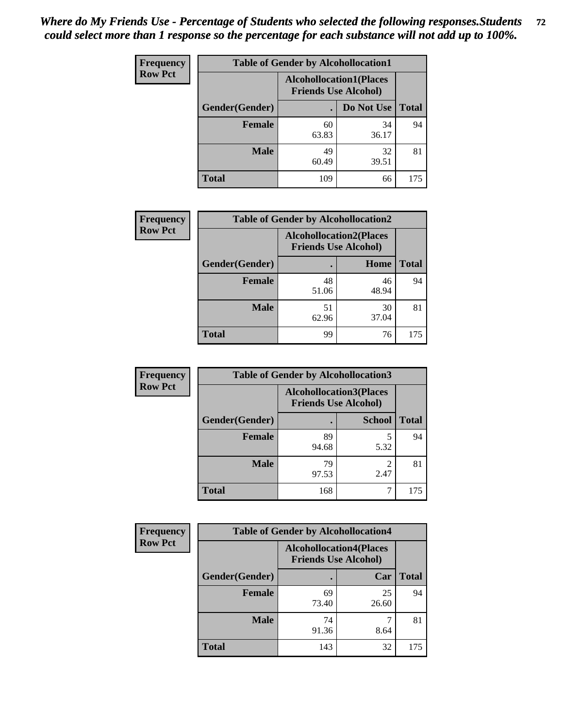*Where do My Friends Use - Percentage of Students who selected the following responses.Students could select more than 1 response so the percentage for each substance will not add up to 100%.*

**Frequency**
**Row Pct**

| Table of Gender by Alcohollocation1 | | | |
|---|---|---|---|
| | Alcohollocation1(Places Friends Use Alcohol) | | |
| Gender(Gender) | . | Do Not Use | Total |
| **Female** | 60<br>63.83 | 34<br>36.17 | 94 |
| **Male** | 49<br>60.49 | 32<br>39.51 | 81 |
| **Total** | 109 | 66 | 175 |

**Frequency**
**Row Pct**

| Table of Gender by Alcohollocation2 | | | |
|---|---|---|---|
| | Alcohollocation2(Places Friends Use Alcohol) | | |
| Gender(Gender) | . | Home | Total |
| **Female** | 48<br>51.06 | 46<br>48.94 | 94 |
| **Male** | 51<br>62.96 | 30<br>37.04 | 81 |
| **Total** | 99 | 76 | 175 |

**Frequency**
**Row Pct**

| Table of Gender by Alcohollocation3 | | | |
|---|---|---|---|
| | Alcohollocation3(Places Friends Use Alcohol) | | |
| Gender(Gender) | . | School | Total |
| **Female** | 89<br>94.68 | 5<br>5.32 | 94 |
| **Male** | 79<br>97.53 | 2<br>2.47 | 81 |
| **Total** | 168 | 7 | 175 |

**Frequency**
**Row Pct**

| Table of Gender by Alcohollocation4 | | | |
|---|---|---|---|
| | Alcohollocation4(Places Friends Use Alcohol) | | |
| Gender(Gender) | . | Car | Total |
| **Female** | 69<br>73.40 | 25<br>26.60 | 94 |
| **Male** | 74<br>91.36 | 7<br>8.64 | 81 |
| **Total** | 143 | 32 | 175 |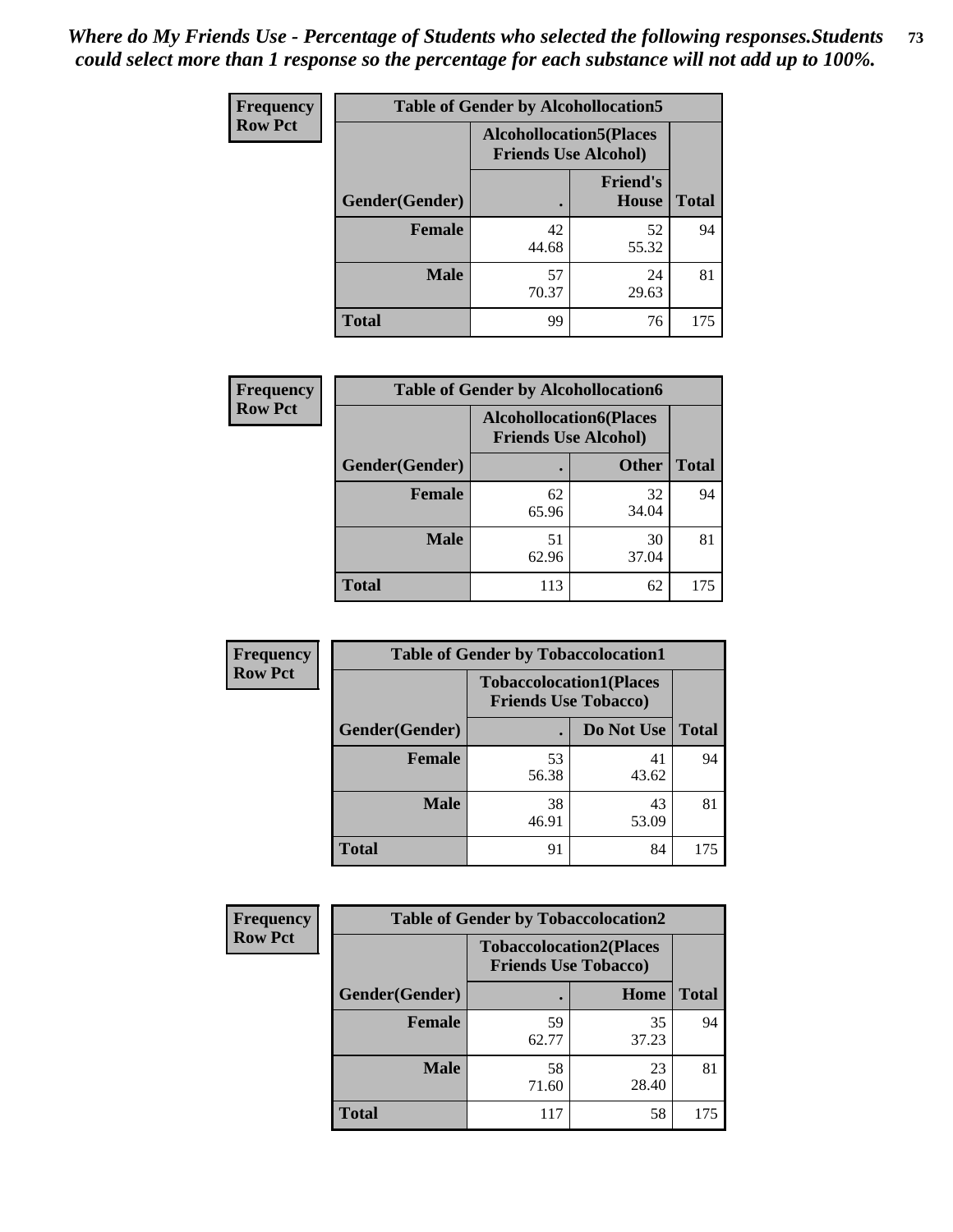*Where do My Friends Use - Percentage of Students who selected the following responses.Students could select more than 1 response so the percentage for each substance will not add up to 100%.*

**Frequency**
**Row Pct**

| Table of Gender by Alcohollocation5 | | | |
|---|---|---|---|
| | Alcohollocation5(Places Friends Use Alcohol) | | |
| Gender(Gender) | . | Friend's House | Total |
| **Female** | 42<br>44.68 | 52<br>55.32 | 94 |
| **Male** | 57<br>70.37 | 24<br>29.63 | 81 |
| **Total** | 99 | 76 | 175 |

**Frequency**
**Row Pct**

| Table of Gender by Alcohollocation6 | | | |
|---|---|---|---|
| | Alcohollocation6(Places Friends Use Alcohol) | | |
| Gender(Gender) | . | Other | Total |
| **Female** | 62<br>65.96 | 32<br>34.04 | 94 |
| **Male** | 51<br>62.96 | 30<br>37.04 | 81 |
| **Total** | 113 | 62 | 175 |

**Frequency**
**Row Pct**

| Table of Gender by Tobaccolocation1 | | | |
|---|---|---|---|
| | Tobaccolocation1(Places Friends Use Tobacco) | | |
| Gender(Gender) | . | Do Not Use | Total |
| **Female** | 53<br>56.38 | 41<br>43.62 | 94 |
| **Male** | 38<br>46.91 | 43<br>53.09 | 81 |
| **Total** | 91 | 84 | 175 |

**Frequency**
**Row Pct**

| Table of Gender by Tobaccolocation2 | | | |
|---|---|---|---|
| | Tobaccolocation2(Places Friends Use Tobacco) | | |
| Gender(Gender) | . | Home | Total |
| **Female** | 59<br>62.77 | 35<br>37.23 | 94 |
| **Male** | 58<br>71.60 | 23<br>28.40 | 81 |
| **Total** | 117 | 58 | 175 |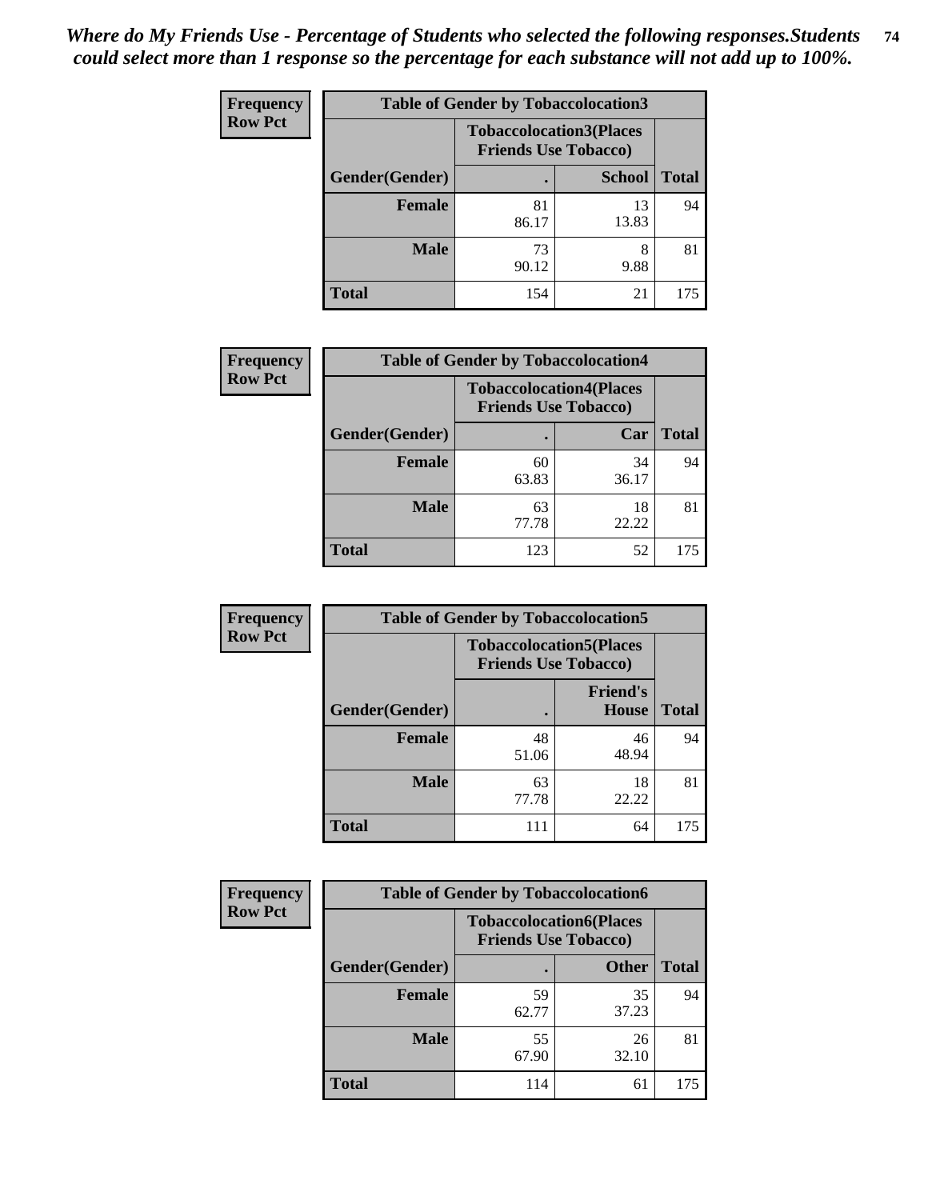*Where do My Friends Use - Percentage of Students who selected the following responses.Students could select more than 1 response so the percentage for each substance will not add up to 100%.*

**Frequency**
**Row Pct**

| Table of Gender by Tobaccolocation3 | | | |
|---|---|---|---|
| | Tobaccolocation3(Places Friends Use Tobacco) | | |
| Gender(Gender) | . | School | Total |
| Female | 81<br>86.17 | 13<br>13.83 | 94 |
| Male | 73<br>90.12 | 8<br>9.88 | 81 |
| Total | 154 | 21 | 175 |

**Frequency**
**Row Pct**

| Table of Gender by Tobaccolocation4 | | | |
|---|---|---|---|
| | Tobaccolocation4(Places Friends Use Tobacco) | | |
| Gender(Gender) | . | Car | Total |
| Female | 60<br>63.83 | 34<br>36.17 | 94 |
| Male | 63<br>77.78 | 18<br>22.22 | 81 |
| Total | 123 | 52 | 175 |

**Frequency**
**Row Pct**

| Table of Gender by Tobaccolocation5 | | | |
|---|---|---|---|
| | Tobaccolocation5(Places Friends Use Tobacco) | | |
| Gender(Gender) | . | Friend's House | Total |
| Female | 48<br>51.06 | 46<br>48.94 | 94 |
| Male | 63<br>77.78 | 18<br>22.22 | 81 |
| Total | 111 | 64 | 175 |

**Frequency**
**Row Pct**

| Table of Gender by Tobaccolocation6 | | | |
|---|---|---|---|
| | Tobaccolocation6(Places Friends Use Tobacco) | | |
| Gender(Gender) | . | Other | Total |
| Female | 59<br>62.77 | 35<br>37.23 | 94 |
| Male | 55<br>67.90 | 26<br>32.10 | 81 |
| Total | 114 | 61 | 175 |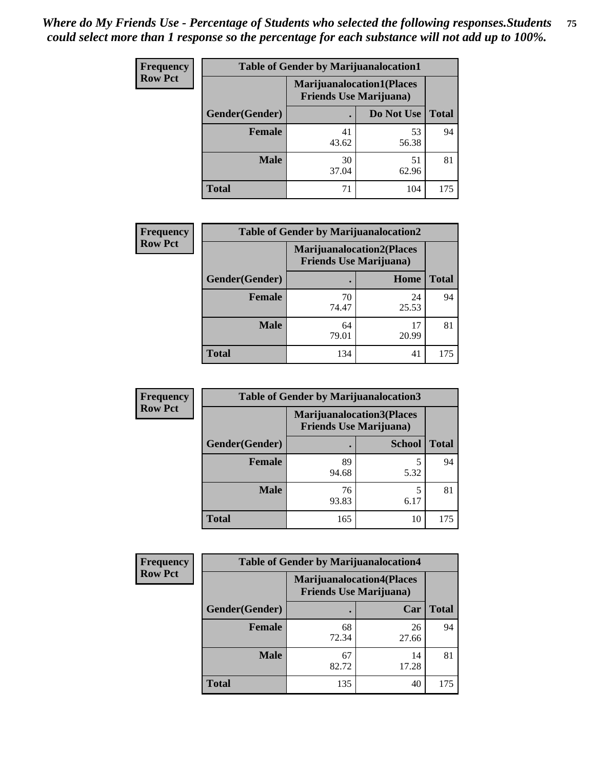*Where do My Friends Use - Percentage of Students who selected the following responses.Students could select more than 1 response so the percentage for each substance will not add up to 100%.*

**Frequency**
**Row Pct**

| Table of Gender by Marijuanalocation1 | | | |
|---|---|---|---|
| | Marijuanalocation1(Places Friends Use Marijuana) | | |
| Gender(Gender) | . | Do Not Use | Total |
| **Female** | 41<br>43.62 | 53<br>56.38 | 94 |
| **Male** | 30<br>37.04 | 51<br>62.96 | 81 |
| **Total** | 71 | 104 | 175 |

**Frequency**
**Row Pct**

| Table of Gender by Marijuanalocation2 | | | |
|---|---|---|---|
| | Marijuanalocation2(Places Friends Use Marijuana) | | |
| Gender(Gender) | . | Home | Total |
| **Female** | 70<br>74.47 | 24<br>25.53 | 94 |
| **Male** | 64<br>79.01 | 17<br>20.99 | 81 |
| **Total** | 134 | 41 | 175 |

**Frequency**
**Row Pct**

| Table of Gender by Marijuanalocation3 | | | |
|---|---|---|---|
| | Marijuanalocation3(Places Friends Use Marijuana) | | |
| Gender(Gender) | . | School | Total |
| **Female** | 89<br>94.68 | 5<br>5.32 | 94 |
| **Male** | 76<br>93.83 | 5<br>6.17 | 81 |
| **Total** | 165 | 10 | 175 |

**Frequency**
**Row Pct**

| Table of Gender by Marijuanalocation4 | | | |
|---|---|---|---|
| | Marijuanalocation4(Places Friends Use Marijuana) | | |
| Gender(Gender) | . | Car | Total |
| **Female** | 68<br>72.34 | 26<br>27.66 | 94 |
| **Male** | 67<br>82.72 | 14<br>17.28 | 81 |
| **Total** | 135 | 40 | 175 |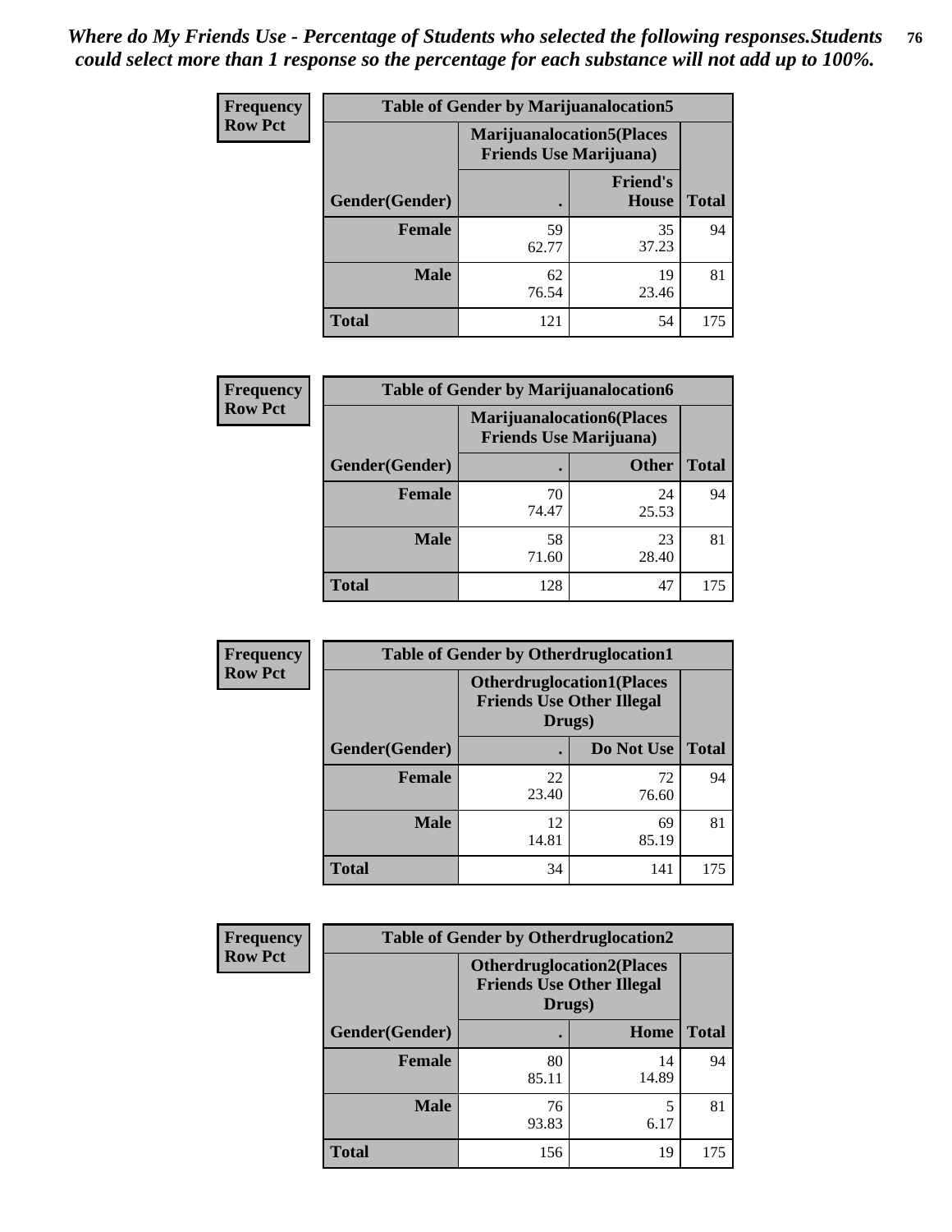*Where do My Friends Use - Percentage of Students who selected the following responses.Students could select more than 1 response so the percentage for each substance will not add up to 100%.*

**Frequency / Row Pct**

| Table of Gender by Marijuanalocation5 | | | |
|---|---|---|---|
| | Marijuanalocation5(Places Friends Use Marijuana) | | |
| Gender(Gender) | . | Friend's House | Total |
| **Female** | 59<br>62.77 | 35<br>37.23 | 94 |
| **Male** | 62<br>76.54 | 19<br>23.46 | 81 |
| **Total** | 121 | 54 | 175 |

**Frequency / Row Pct**

| Table of Gender by Marijuanalocation6 | | | |
|---|---|---|---|
| | Marijuanalocation6(Places Friends Use Marijuana) | | |
| Gender(Gender) | . | Other | Total |
| **Female** | 70<br>74.47 | 24<br>25.53 | 94 |
| **Male** | 58<br>71.60 | 23<br>28.40 | 81 |
| **Total** | 128 | 47 | 175 |

**Frequency / Row Pct**

| Table of Gender by Otherdruglocation1 | | | |
|---|---|---|---|
| | Otherdruglocation1(Places Friends Use Other Illegal Drugs) | | |
| Gender(Gender) | . | Do Not Use | Total |
| **Female** | 22<br>23.40 | 72<br>76.60 | 94 |
| **Male** | 12<br>14.81 | 69<br>85.19 | 81 |
| **Total** | 34 | 141 | 175 |

**Frequency / Row Pct**

| Table of Gender by Otherdruglocation2 | | | |
|---|---|---|---|
| | Otherdruglocation2(Places Friends Use Other Illegal Drugs) | | |
| Gender(Gender) | . | Home | Total |
| **Female** | 80<br>85.11 | 14<br>14.89 | 94 |
| **Male** | 76<br>93.83 | 5<br>6.17 | 81 |
| **Total** | 156 | 19 | 175 |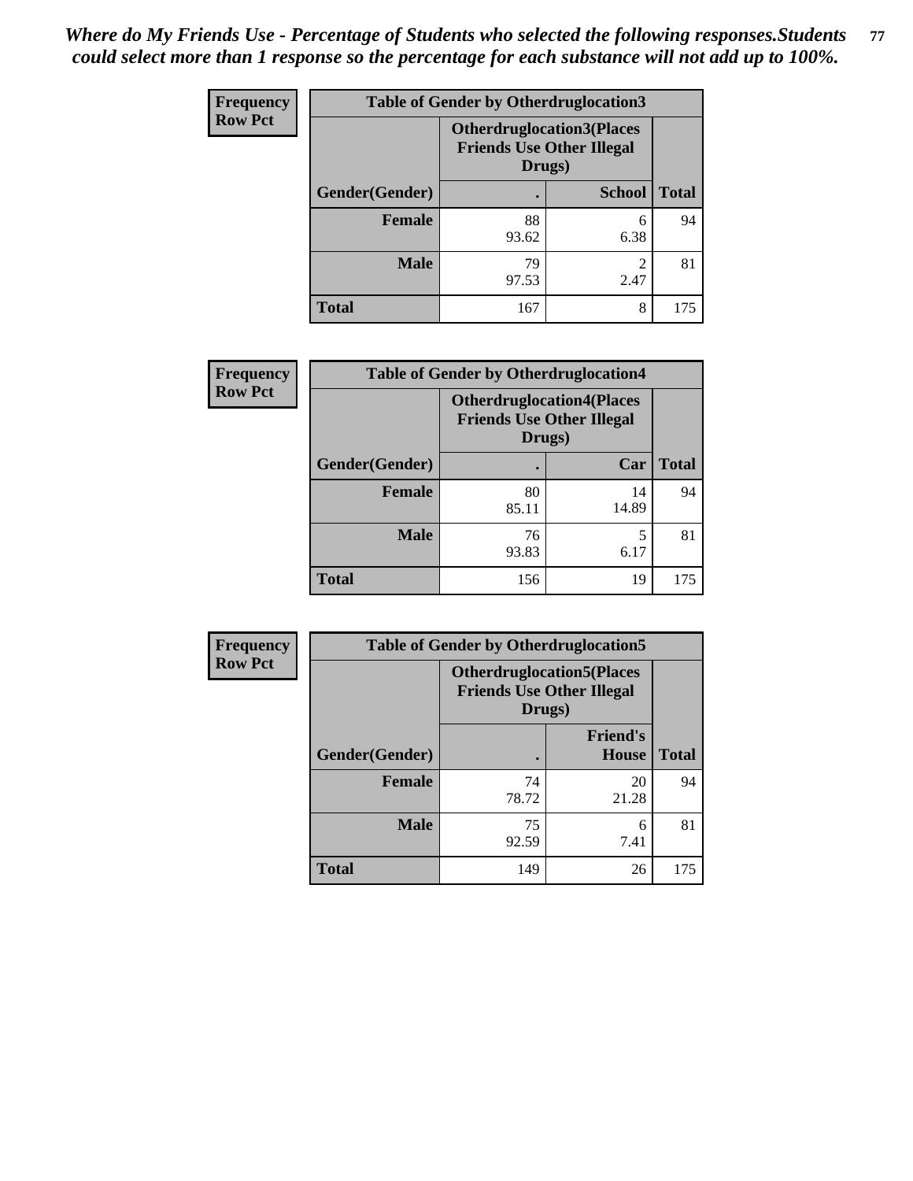*Where do My Friends Use - Percentage of Students who selected the following responses.Students could select more than 1 response so the percentage for each substance will not add up to 100%.*

**Frequency**
**Row Pct**

| Table of Gender by Otherdruglocation3 | | | |
|---|---|---|---|
| | Otherdruglocation3(Places Friends Use Other Illegal Drugs) | | |
| Gender(Gender) | . | School | Total |
| **Female** | 88<br>93.62 | 6<br>6.38 | 94 |
| **Male** | 79<br>97.53 | 2<br>2.47 | 81 |
| **Total** | 167 | 8 | 175 |

**Frequency**
**Row Pct**

| Table of Gender by Otherdruglocation4 | | | |
|---|---|---|---|
| | Otherdruglocation4(Places Friends Use Other Illegal Drugs) | | |
| Gender(Gender) | . | Car | Total |
| **Female** | 80<br>85.11 | 14<br>14.89 | 94 |
| **Male** | 76<br>93.83 | 5<br>6.17 | 81 |
| **Total** | 156 | 19 | 175 |

**Frequency**
**Row Pct**

| Table of Gender by Otherdruglocation5 | | | |
|---|---|---|---|
| | Otherdruglocation5(Places Friends Use Other Illegal Drugs) | | |
| Gender(Gender) | . | Friend's House | Total |
| **Female** | 74<br>78.72 | 20<br>21.28 | 94 |
| **Male** | 75<br>92.59 | 6<br>7.41 | 81 |
| **Total** | 149 | 26 | 175 |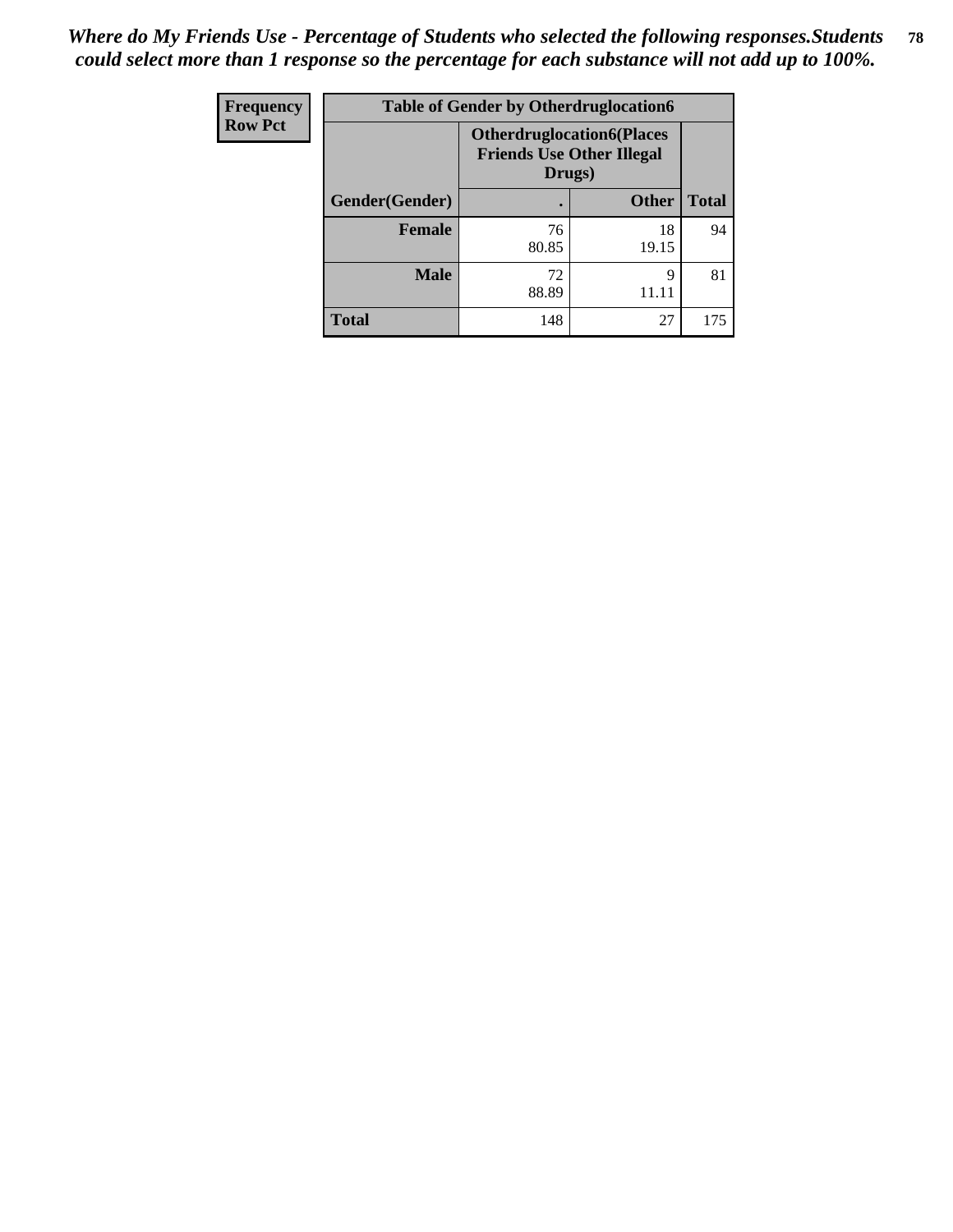*Where do My Friends Use - Percentage of Students who selected the following responses.Students could select more than 1 response so the percentage for each substance will not add up to 100%.*

| Frequency Row Pct | Table of Gender by Otherdruglocation6 | | |
|---|---|---|---|
| | **Otherdruglocation6(Places Friends Use Other Illegal Drugs)** | | |
| **Gender(Gender)** | **.** | **Other** | **Total** |
| **Female** | 76<br>80.85 | 18<br>19.15 | 94 |
| **Male** | 72<br>88.89 | 9<br>11.11 | 81 |
| **Total** | 148 | 27 | 175 |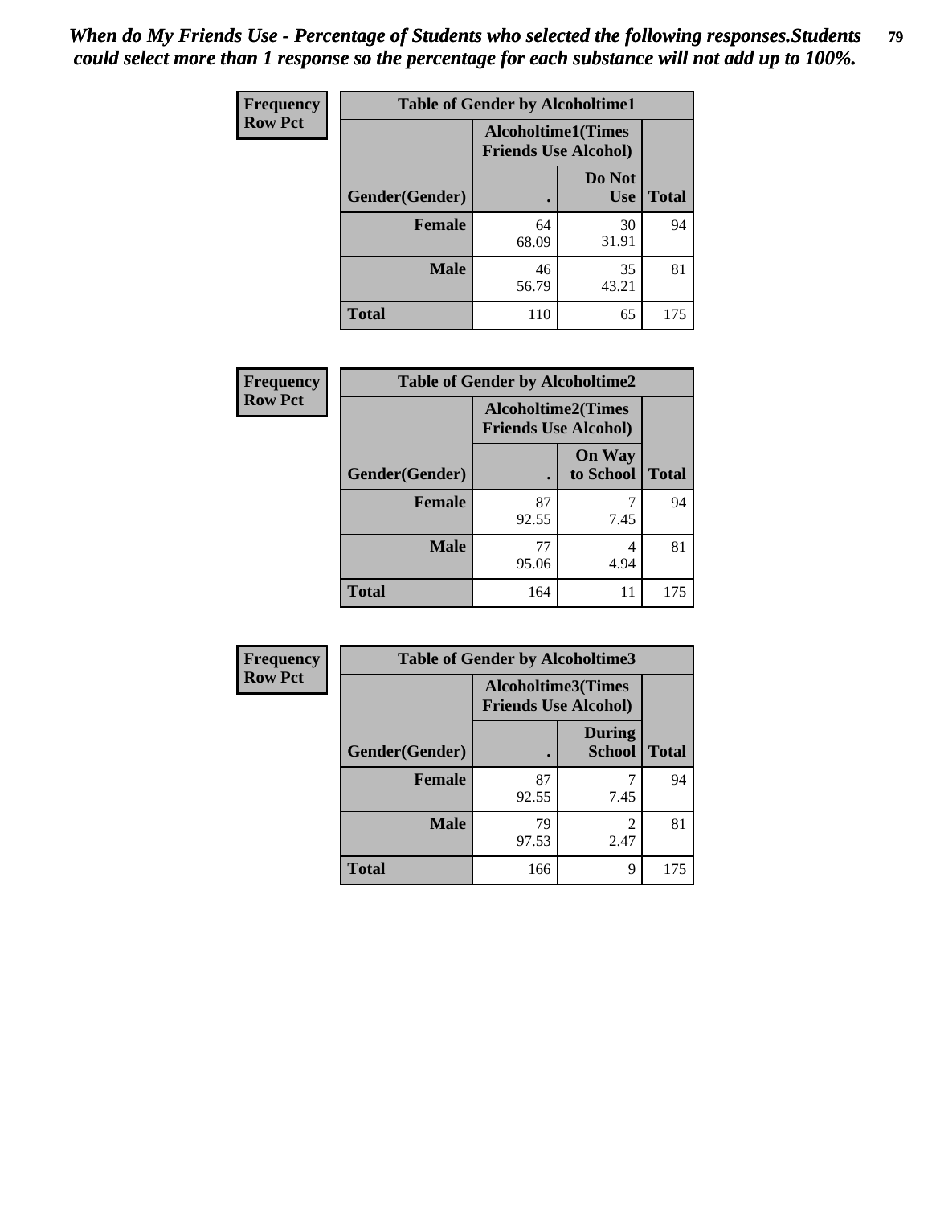*When do My Friends Use - Percentage of Students who selected the following responses.Students could select more than 1 response so the percentage for each substance will not add up to 100%.*

**Frequency**
**Row Pct**

| Table of Gender by Alcoholtime1 | | | |
|---|---|---|---|
| | Alcoholtime1(Times Friends Use Alcohol) | | |
| Gender(Gender) | . | Do Not Use | Total |
| **Female** | 64<br>68.09 | 30<br>31.91 | 94 |
| **Male** | 46<br>56.79 | 35<br>43.21 | 81 |
| **Total** | 110 | 65 | 175 |

**Frequency**
**Row Pct**

| Table of Gender by Alcoholtime2 | | | |
|---|---|---|---|
| | Alcoholtime2(Times Friends Use Alcohol) | | |
| Gender(Gender) | . | On Way to School | Total |
| **Female** | 87<br>92.55 | 7<br>7.45 | 94 |
| **Male** | 77<br>95.06 | 4<br>4.94 | 81 |
| **Total** | 164 | 11 | 175 |

**Frequency**
**Row Pct**

| Table of Gender by Alcoholtime3 | | | |
|---|---|---|---|
| | Alcoholtime3(Times Friends Use Alcohol) | | |
| Gender(Gender) | . | During School | Total |
| **Female** | 87<br>92.55 | 7<br>7.45 | 94 |
| **Male** | 79<br>97.53 | 2<br>2.47 | 81 |
| **Total** | 166 | 9 | 175 |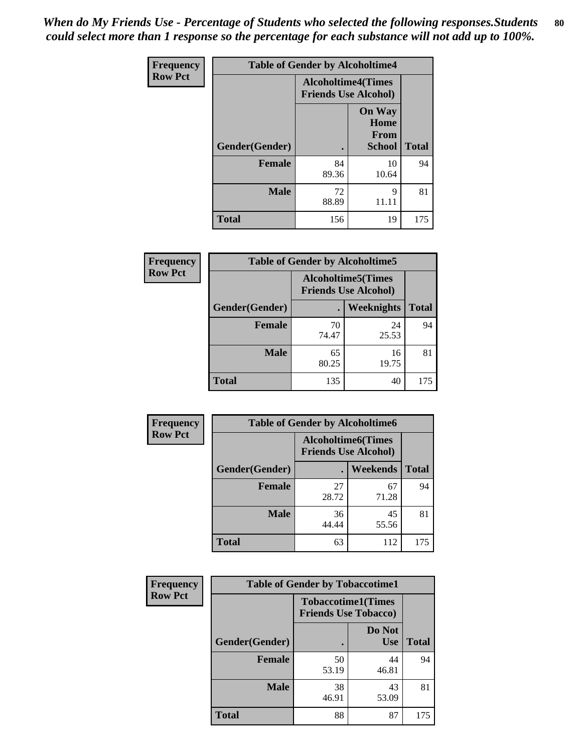*When do My Friends Use - Percentage of Students who selected the following responses.Students could select more than 1 response so the percentage for each substance will not add up to 100%.*

**Frequency Row Pct**

| Table of Gender by Alcoholtime4 | | | |
|---|---|---|---|
| | Alcoholtime4(Times Friends Use Alcohol) | | |
| Gender(Gender) | . | On Way Home From School | Total |
| **Female** | 84<br>89.36 | 10<br>10.64 | 94 |
| **Male** | 72<br>88.89 | 9<br>11.11 | 81 |
| **Total** | 156 | 19 | 175 |

**Frequency Row Pct**

| Table of Gender by Alcoholtime5 | | | |
|---|---|---|---|
| | Alcoholtime5(Times Friends Use Alcohol) | | |
| Gender(Gender) | . | Weeknights | Total |
| **Female** | 70<br>74.47 | 24<br>25.53 | 94 |
| **Male** | 65<br>80.25 | 16<br>19.75 | 81 |
| **Total** | 135 | 40 | 175 |

**Frequency Row Pct**

| Table of Gender by Alcoholtime6 | | | |
|---|---|---|---|
| | Alcoholtime6(Times Friends Use Alcohol) | | |
| Gender(Gender) | . | Weekends | Total |
| **Female** | 27<br>28.72 | 67<br>71.28 | 94 |
| **Male** | 36<br>44.44 | 45<br>55.56 | 81 |
| **Total** | 63 | 112 | 175 |

**Frequency Row Pct**

| Table of Gender by Tobaccotime1 | | | |
|---|---|---|---|
| | Tobaccotime1(Times Friends Use Tobacco) | | |
| Gender(Gender) | . | Do Not Use | Total |
| **Female** | 50<br>53.19 | 44<br>46.81 | 94 |
| **Male** | 38<br>46.91 | 43<br>53.09 | 81 |
| **Total** | 88 | 87 | 175 |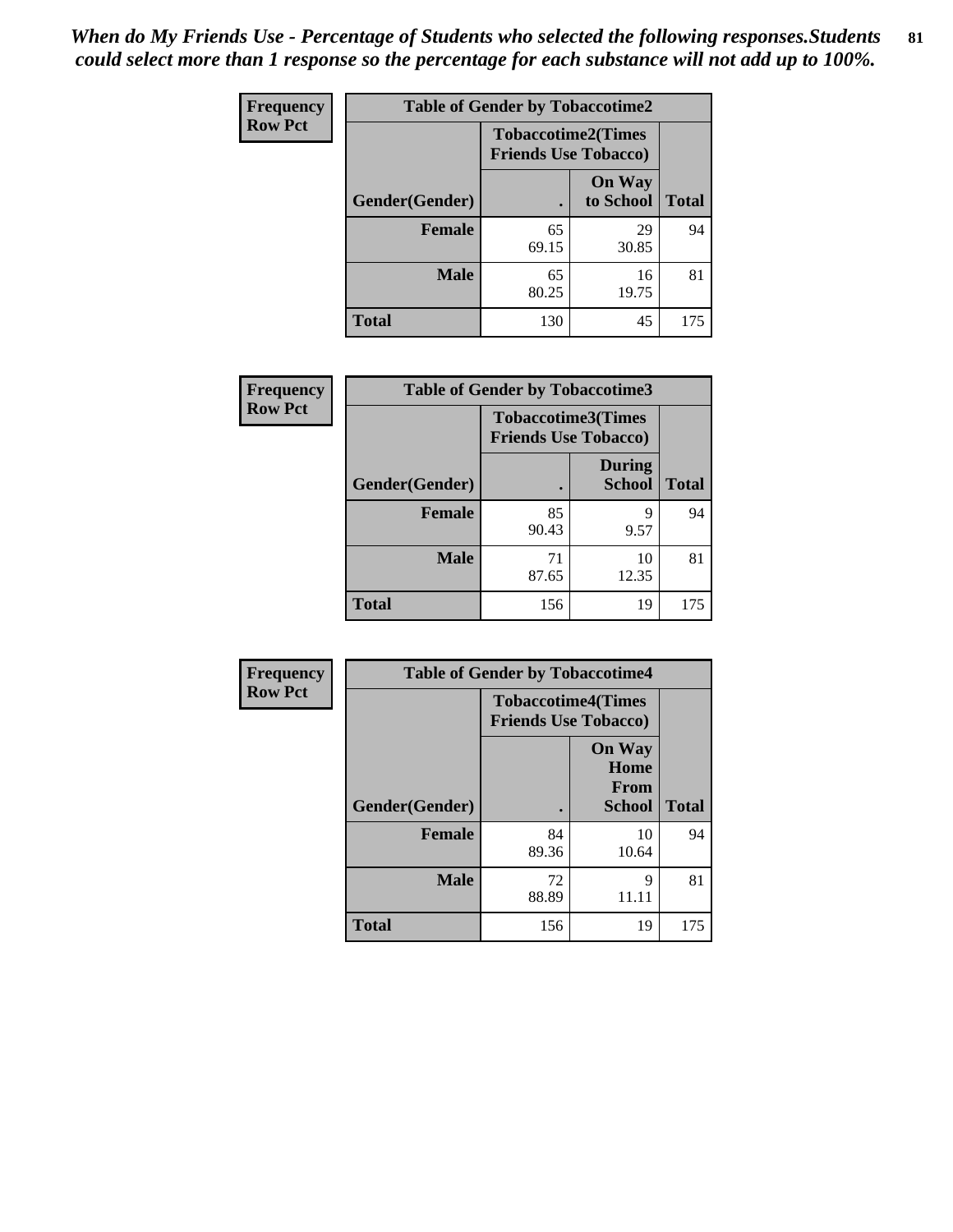*When do My Friends Use - Percentage of Students who selected the following responses.Students could select more than 1 response so the percentage for each substance will not add up to 100%.*

**Frequency**
**Row Pct**

| Table of Gender by Tobaccotime2 | | | |
|---|---|---|---|
| | Tobaccotime2(Times Friends Use Tobacco) | | |
| Gender(Gender) | . | On Way to School | Total |
| **Female** | 65<br>69.15 | 29<br>30.85 | 94 |
| **Male** | 65<br>80.25 | 16<br>19.75 | 81 |
| **Total** | 130 | 45 | 175 |

**Frequency**
**Row Pct**

| Table of Gender by Tobaccotime3 | | | |
|---|---|---|---|
| | Tobaccotime3(Times Friends Use Tobacco) | | |
| Gender(Gender) | . | During School | Total |
| **Female** | 85<br>90.43 | 9<br>9.57 | 94 |
| **Male** | 71<br>87.65 | 10<br>12.35 | 81 |
| **Total** | 156 | 19 | 175 |

**Frequency**
**Row Pct**

| Table of Gender by Tobaccotime4 | | | |
|---|---|---|---|
| | Tobaccotime4(Times Friends Use Tobacco) | | |
| Gender(Gender) | . | On Way Home From School | Total |
| **Female** | 84<br>89.36 | 10<br>10.64 | 94 |
| **Male** | 72<br>88.89 | 9<br>11.11 | 81 |
| **Total** | 156 | 19 | 175 |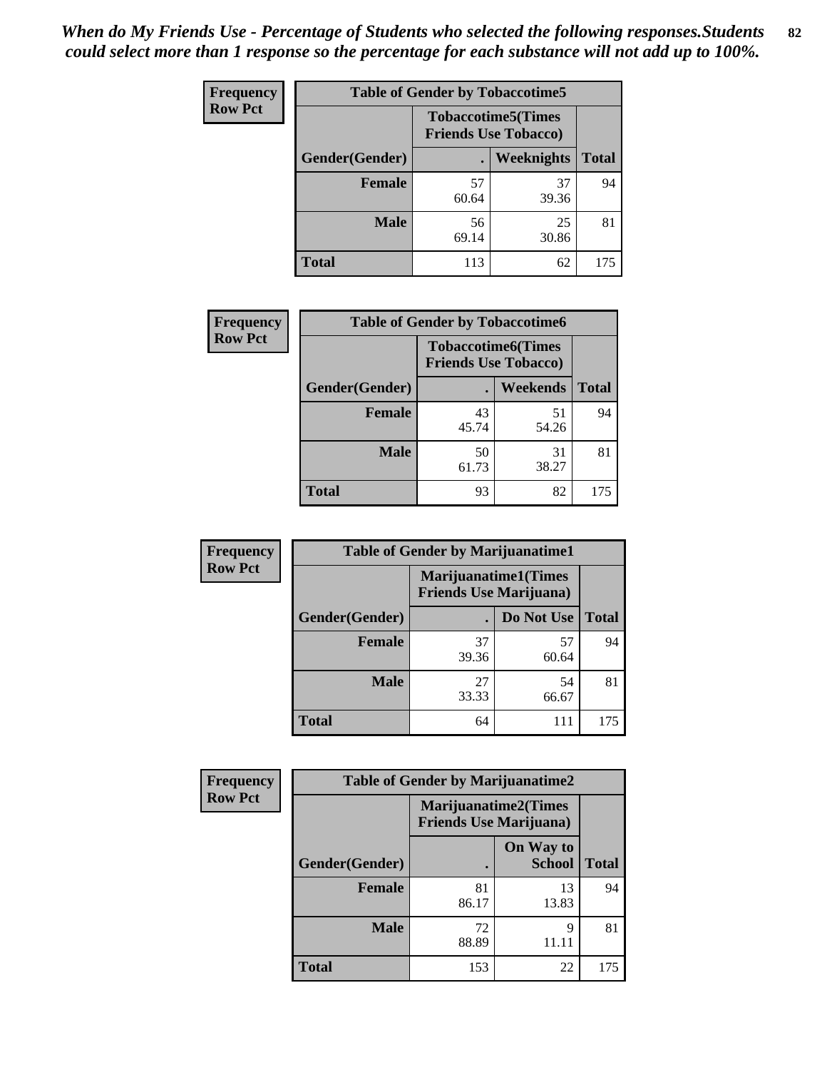*When do My Friends Use - Percentage of Students who selected the following responses.Students could select more than 1 response so the percentage for each substance will not add up to 100%.*

**Frequency**
**Row Pct**

| Table of Gender by Tobaccotime5 | | | |
|---|---|---|---|
| | Tobaccotime5(Times Friends Use Tobacco) | | |
| Gender(Gender) | . | Weeknights | Total |
| **Female** | 57<br>60.64 | 37<br>39.36 | 94 |
| **Male** | 56<br>69.14 | 25<br>30.86 | 81 |
| **Total** | 113 | 62 | 175 |

**Frequency**
**Row Pct**

| Table of Gender by Tobaccotime6 | | | |
|---|---|---|---|
| | Tobaccotime6(Times Friends Use Tobacco) | | |
| Gender(Gender) | . | Weekends | Total |
| **Female** | 43<br>45.74 | 51<br>54.26 | 94 |
| **Male** | 50<br>61.73 | 31<br>38.27 | 81 |
| **Total** | 93 | 82 | 175 |

**Frequency**
**Row Pct**

| Table of Gender by Marijuanatime1 | | | |
|---|---|---|---|
| | Marijuanatime1(Times Friends Use Marijuana) | | |
| Gender(Gender) | . | Do Not Use | Total |
| **Female** | 37<br>39.36 | 57<br>60.64 | 94 |
| **Male** | 27<br>33.33 | 54<br>66.67 | 81 |
| **Total** | 64 | 111 | 175 |

**Frequency**
**Row Pct**

| Table of Gender by Marijuanatime2 | | | |
|---|---|---|---|
| | Marijuanatime2(Times Friends Use Marijuana) | | |
| Gender(Gender) | . | On Way to School | Total |
| **Female** | 81<br>86.17 | 13<br>13.83 | 94 |
| **Male** | 72<br>88.89 | 9<br>11.11 | 81 |
| **Total** | 153 | 22 | 175 |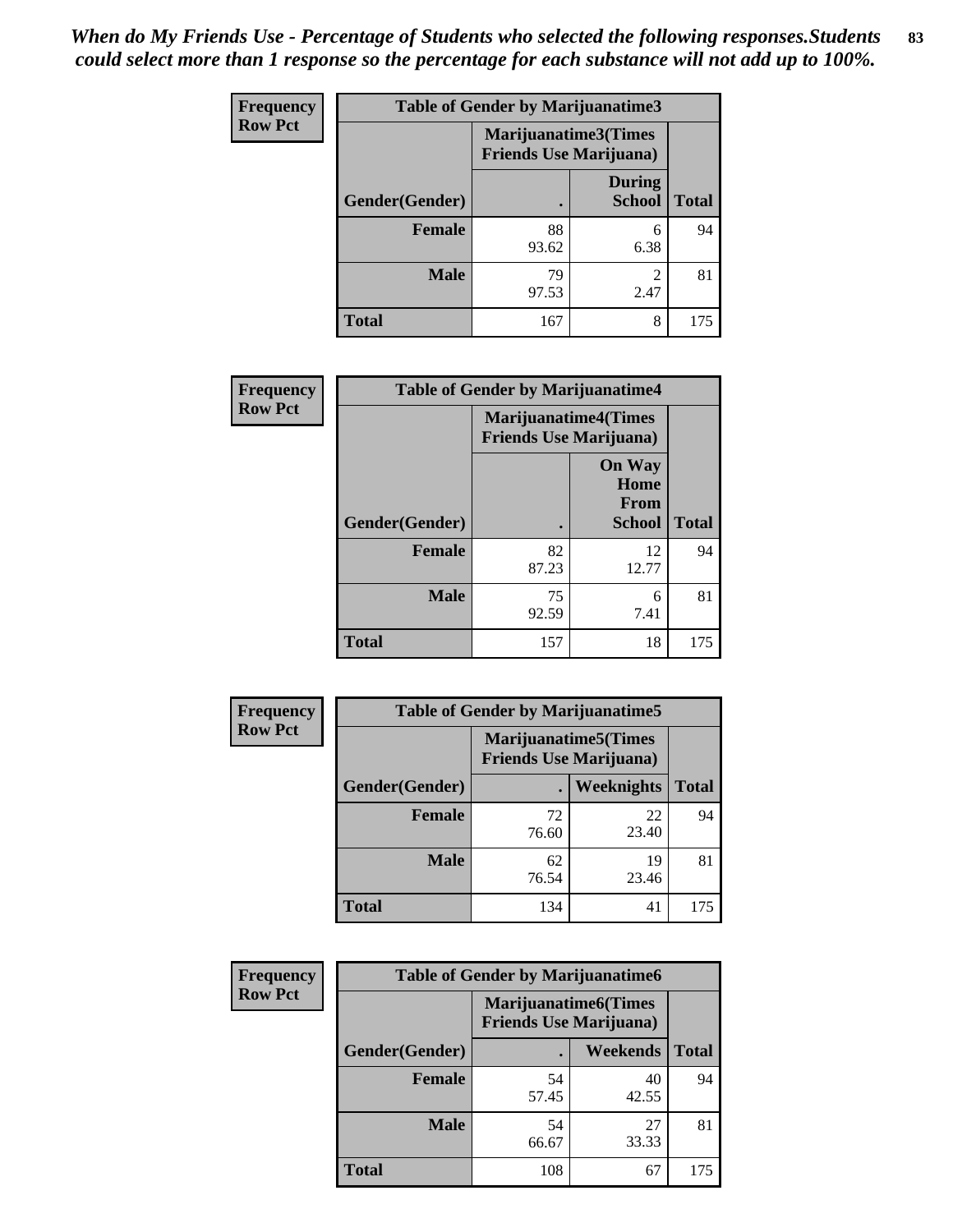*When do My Friends Use - Percentage of Students who selected the following responses.Students could select more than 1 response so the percentage for each substance will not add up to 100%.*

**Frequency**
**Row Pct**

| Table of Gender by Marijuanatime3 | | | |
|---|---|---|---|
| | Marijuanatime3(Times Friends Use Marijuana) | | |
| Gender(Gender) | . | During School | Total |
| Female | 88<br>93.62 | 6<br>6.38 | 94 |
| Male | 79<br>97.53 | 2<br>2.47 | 81 |
| Total | 167 | 8 | 175 |

**Frequency**
**Row Pct**

| Table of Gender by Marijuanatime4 | | | |
|---|---|---|---|
| | Marijuanatime4(Times Friends Use Marijuana) | | |
| Gender(Gender) | . | On Way Home From School | Total |
| Female | 82<br>87.23 | 12<br>12.77 | 94 |
| Male | 75<br>92.59 | 6<br>7.41 | 81 |
| Total | 157 | 18 | 175 |

**Frequency**
**Row Pct**

| Table of Gender by Marijuanatime5 | | | |
|---|---|---|---|
| | Marijuanatime5(Times Friends Use Marijuana) | | |
| Gender(Gender) | . | Weeknights | Total |
| Female | 72<br>76.60 | 22<br>23.40 | 94 |
| Male | 62<br>76.54 | 19<br>23.46 | 81 |
| Total | 134 | 41 | 175 |

**Frequency**
**Row Pct**

| Table of Gender by Marijuanatime6 | | | |
|---|---|---|---|
| | Marijuanatime6(Times Friends Use Marijuana) | | |
| Gender(Gender) | . | Weekends | Total |
| Female | 54<br>57.45 | 40<br>42.55 | 94 |
| Male | 54<br>66.67 | 27<br>33.33 | 81 |
| Total | 108 | 67 | 175 |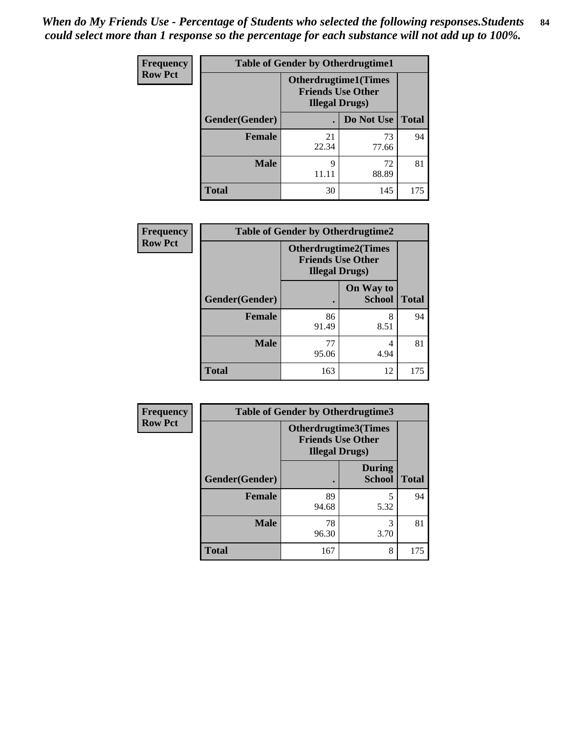*When do My Friends Use - Percentage of Students who selected the following responses.Students could select more than 1 response so the percentage for each substance will not add up to 100%.*

**Frequency**
**Row Pct**

| Table of Gender by Otherdrugtime1 | | | |
|---|---|---|---|
| | Otherdrugtime1(Times Friends Use Other Illegal Drugs) | | |
| Gender(Gender) | . | Do Not Use | Total |
| Female | 21<br>22.34 | 73<br>77.66 | 94 |
| Male | 9<br>11.11 | 72<br>88.89 | 81 |
| Total | 30 | 145 | 175 |

**Frequency**
**Row Pct**

| Table of Gender by Otherdrugtime2 | | | |
|---|---|---|---|
| | Otherdrugtime2(Times Friends Use Other Illegal Drugs) | | |
| Gender(Gender) | . | On Way to School | Total |
| Female | 86<br>91.49 | 8<br>8.51 | 94 |
| Male | 77<br>95.06 | 4<br>4.94 | 81 |
| Total | 163 | 12 | 175 |

**Frequency**
**Row Pct**

| Table of Gender by Otherdrugtime3 | | | |
|---|---|---|---|
| | Otherdrugtime3(Times Friends Use Other Illegal Drugs) | | |
| Gender(Gender) | . | During School | Total |
| Female | 89<br>94.68 | 5<br>5.32 | 94 |
| Male | 78<br>96.30 | 3<br>3.70 | 81 |
| Total | 167 | 8 | 175 |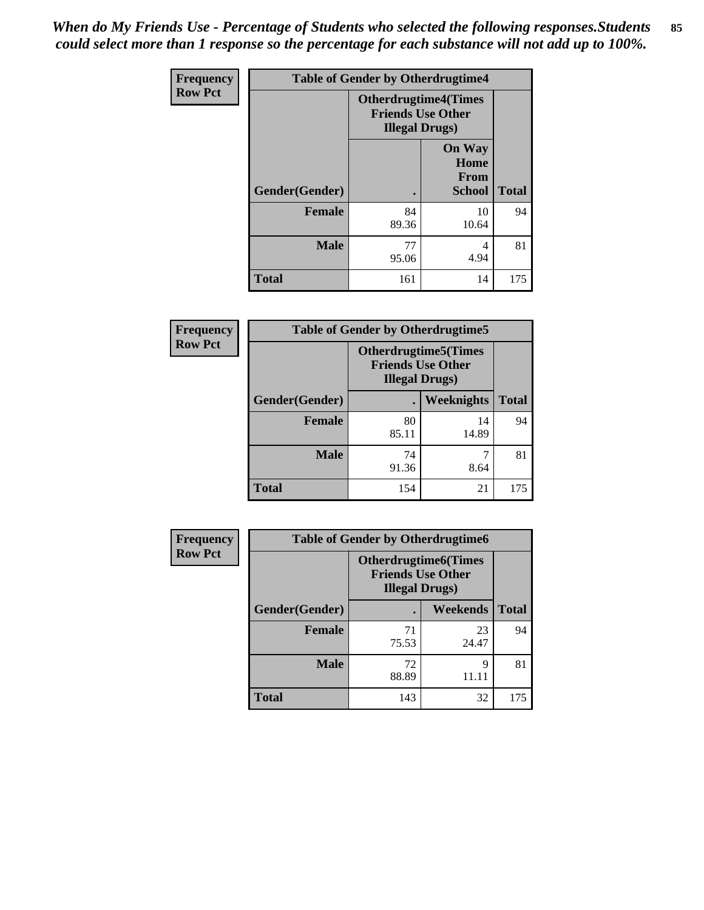*When do My Friends Use - Percentage of Students who selected the following responses.Students could select more than 1 response so the percentage for each substance will not add up to 100%.*

| Frequency Row Pct | Table of Gender by Otherdrugtime4 | | |
|---|---|---|---|
| | Otherdrugtime4(Times Friends Use Other Illegal Drugs) | | |
| Gender(Gender) | . | On Way Home From School | Total |
| Female | 84<br>89.36 | 10<br>10.64 | 94 |
| Male | 77<br>95.06 | 4<br>4.94 | 81 |
| Total | 161 | 14 | 175 |

| Frequency Row Pct | Table of Gender by Otherdrugtime5 | | |
|---|---|---|---|
| | Otherdrugtime5(Times Friends Use Other Illegal Drugs) | | |
| Gender(Gender) | . | Weeknights | Total |
| Female | 80<br>85.11 | 14<br>14.89 | 94 |
| Male | 74<br>91.36 | 7<br>8.64 | 81 |
| Total | 154 | 21 | 175 |

| Frequency Row Pct | Table of Gender by Otherdrugtime6 | | |
|---|---|---|---|
| | Otherdrugtime6(Times Friends Use Other Illegal Drugs) | | |
| Gender(Gender) | . | Weekends | Total |
| Female | 71<br>75.53 | 23<br>24.47 | 94 |
| Male | 72<br>88.89 | 9<br>11.11 | 81 |
| Total | 143 | 32 | 175 |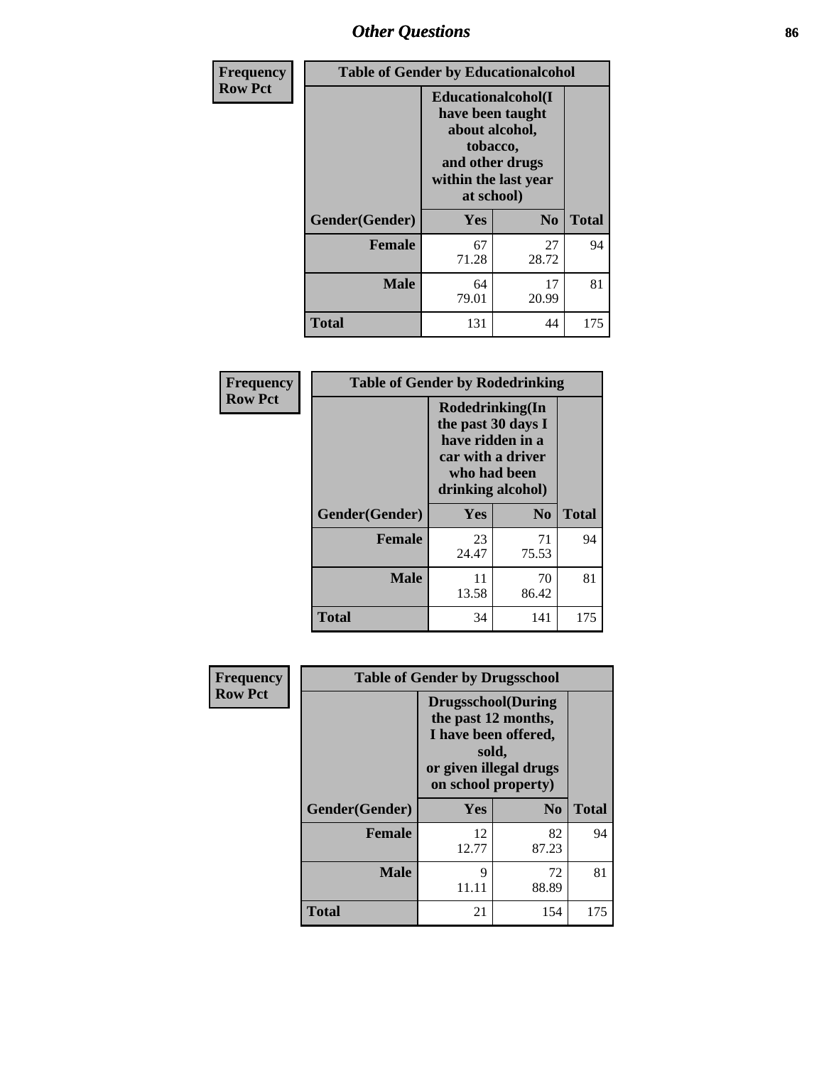## Other Questions

| Frequency<br>Row Pct | Table of Gender by Educationalcohol | | |
|---|---|---|---|
| | Educationalcohol(I have been taught about alcohol, tobacco, and other drugs within the last year at school) | | |
| Gender(Gender) | Yes | No | Total |
| Female | 67<br>71.28 | 27<br>28.72 | 94 |
| Male | 64<br>79.01 | 17<br>20.99 | 81 |
| Total | 131 | 44 | 175 |

| Frequency<br>Row Pct | Table of Gender by Rodedrinking | | |
|---|---|---|---|
| | Rodedrinking(In the past 30 days I have ridden in a car with a driver who had been drinking alcohol) | | |
| Gender(Gender) | Yes | No | Total |
| Female | 23<br>24.47 | 71<br>75.53 | 94 |
| Male | 11<br>13.58 | 70<br>86.42 | 81 |
| Total | 34 | 141 | 175 |

| Frequency<br>Row Pct | Table of Gender by Drugsschool | | |
|---|---|---|---|
| | Drugsschool(During the past 12 months, I have been offered, sold, or given illegal drugs on school property) | | |
| Gender(Gender) | Yes | No | Total |
| Female | 12<br>12.77 | 82<br>87.23 | 94 |
| Male | 9<br>11.11 | 72<br>88.89 | 81 |
| Total | 21 | 154 | 175 |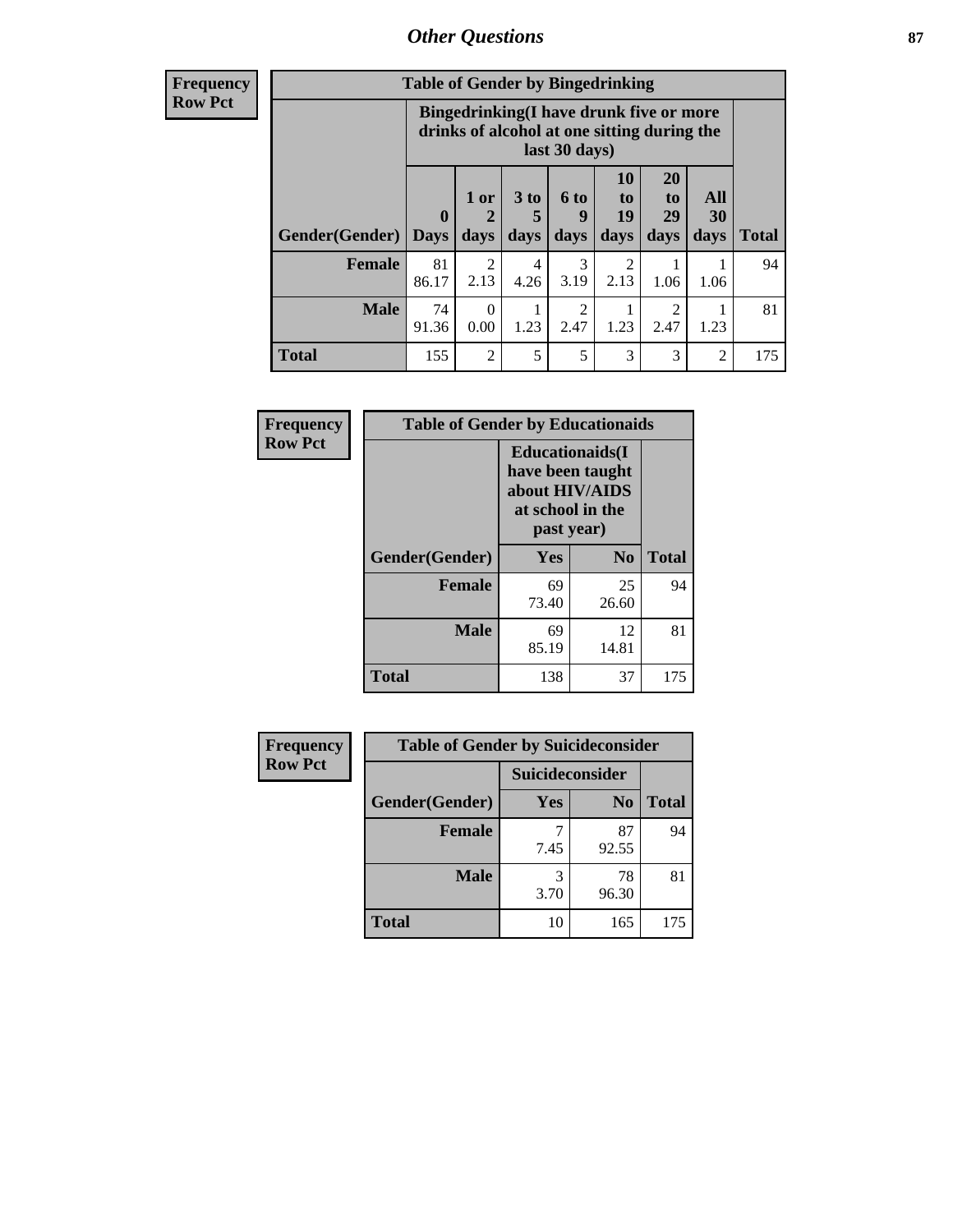| Frequency<br>Row Pct |
|---|

| Table of Gender by Bingedrinking | | | | | | | | |
|---|---|---|---|---|---|---|---|---|
| | Bingedrinking(I have drunk five or more drinks of alcohol at one sitting during the last 30 days) | | | | | | | |
| Gender(Gender) | 0 Days | 1 or 2 days | 3 to 5 days | 6 to 9 days | 10 to 19 days | 20 to 29 days | All 30 days | Total |
| Female | 81<br>86.17 | 2<br>2.13 | 4<br>4.26 | 3<br>3.19 | 2<br>2.13 | 1<br>1.06 | 1<br>1.06 | 94 |
| Male | 74<br>91.36 | 0<br>0.00 | 1<br>1.23 | 2<br>2.47 | 1<br>1.23 | 2<br>2.47 | 1<br>1.23 | 81 |
| Total | 155 | 2 | 5 | 5 | 3 | 3 | 2 | 175 |

| Frequency<br>Row Pct |
|---|

| Table of Gender by Educationaids | | | |
|---|---|---|---|
| | Educationaids(I have been taught about HIV/AIDS at school in the past year) | | |
| Gender(Gender) | Yes | No | Total |
| Female | 69<br>73.40 | 25<br>26.60 | 94 |
| Male | 69<br>85.19 | 12<br>14.81 | 81 |
| Total | 138 | 37 | 175 |

| Frequency<br>Row Pct |
|---|

| Table of Gender by Suicideconsider | | | |
|---|---|---|---|
| | Suicideconsider | | |
| Gender(Gender) | Yes | No | Total |
| Female | 7<br>7.45 | 87<br>92.55 | 94 |
| Male | 3<br>3.70 | 78<br>96.30 | 81 |
| Total | 10 | 165 | 175 |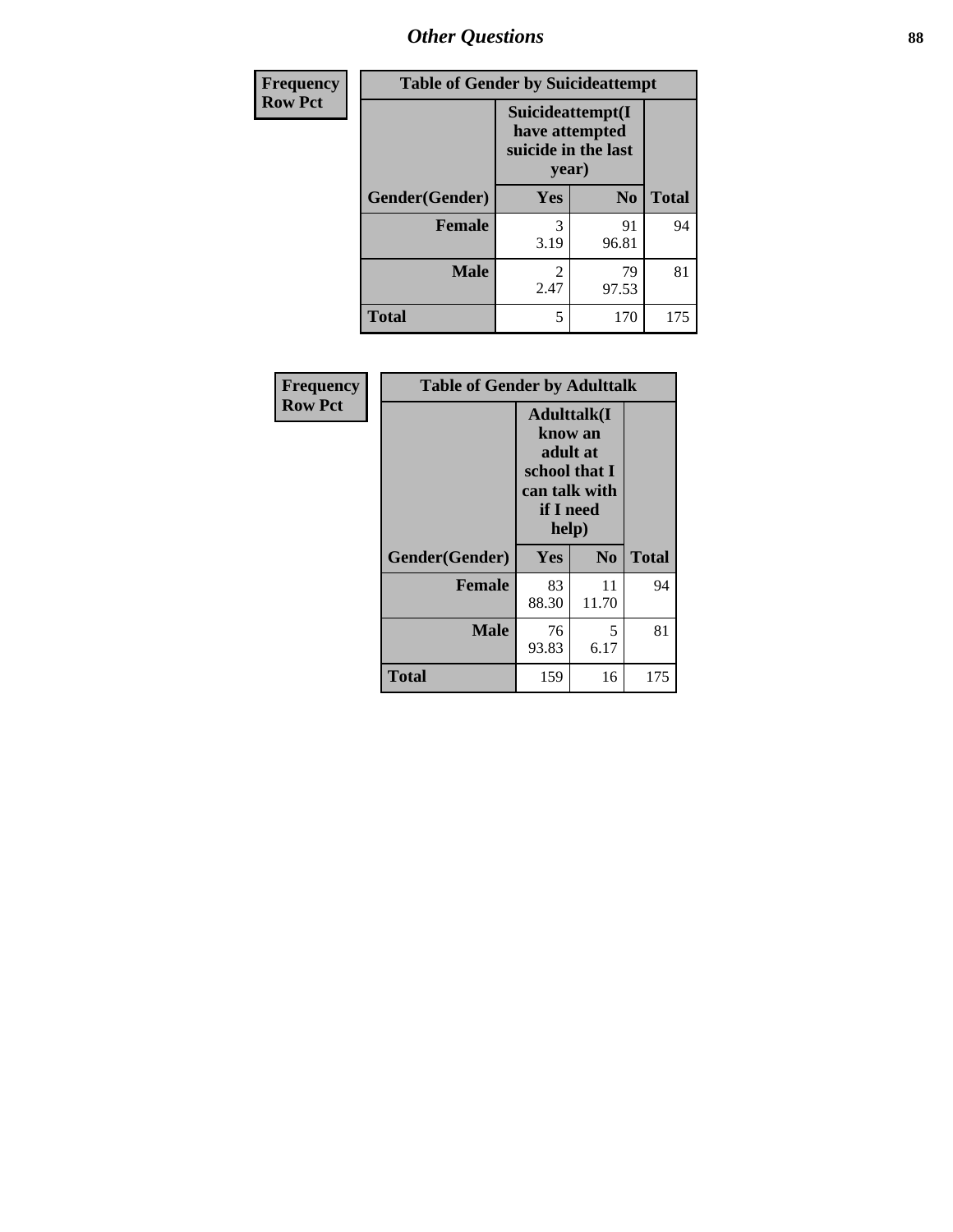## Other Questions

| Frequency Row Pct | Table of Gender by Suicideattempt | | |
|---|---|---|---|
| | Suicideattempt(I have attempted suicide in the last year) | | |
| Gender(Gender) | Yes | No | Total |
| Female | 3<br>3.19 | 91<br>96.81 | 94 |
| Male | 2<br>2.47 | 79<br>97.53 | 81 |
| Total | 5 | 170 | 175 |

| Frequency Row Pct | Table of Gender by Adulttalk | | |
|---|---|---|---|
| | Adulttalk(I know an adult at school that I can talk with if I need help) | | |
| Gender(Gender) | Yes | No | Total |
| Female | 83<br>88.30 | 11<br>11.70 | 94 |
| Male | 76<br>93.83 | 5<br>6.17 | 81 |
| Total | 159 | 16 | 175 |